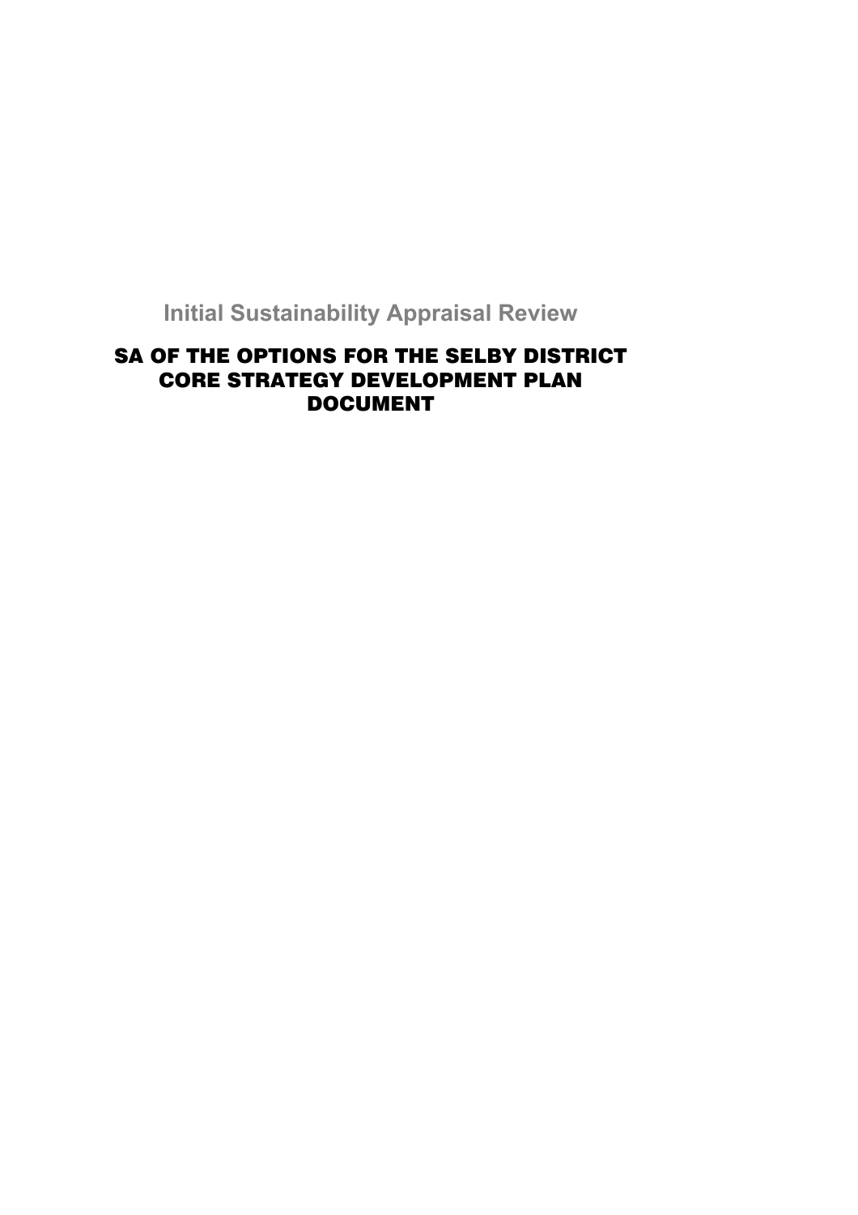## Initial Sustainability Appraisal Review

# SA OF THE OPTIONS FOR THE SELBY DISTRICT CORE STRATEGY DEVELOPMENT PLAN DOCUMENT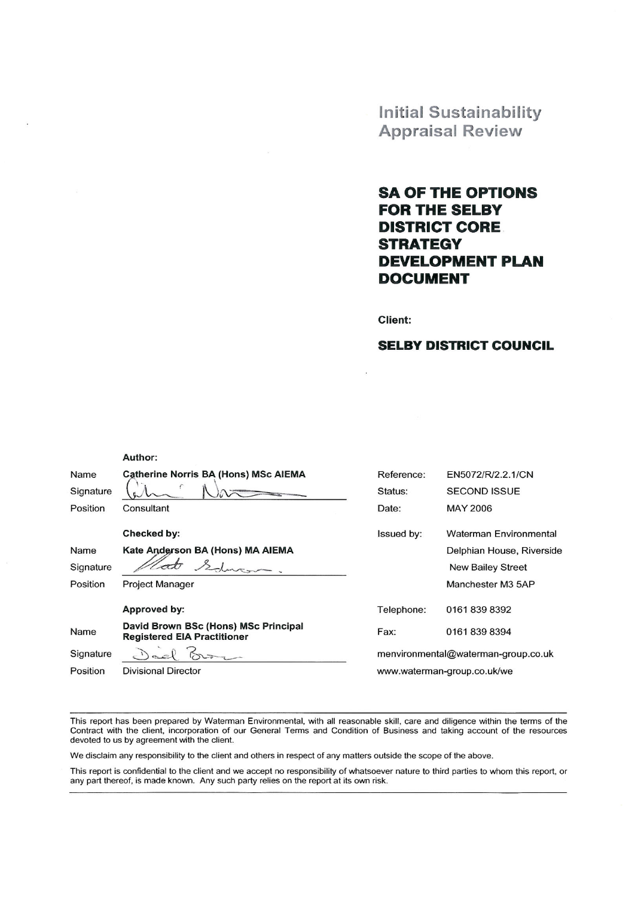# Initial Sustainability Appraisal Review

## SA OF THE OPTIONS FOR THE SELBY DISTRICT CORE STRATEGY DEVELOPMENT PLAN DOCUMENT

**Client:**

**SELBY DISTRICT COUNCIL**

| | | | |
|---|---|---|---|
| | **Author:** | Reference: | EN5072/R/2.2.1/CN |
| Name | **Catherine Norris BA (Hons) MSc AIEMA** | Status: | SECOND ISSUE |
| Signature | | Date: | MAY 2006 |
| Position | Consultant | | |
| | **Checked by:** | Issued by: | Waterman Environmental |
| Name | **Kate Anderson BA (Hons) MA AIEMA** | | Delphian House, Riverside |
| Signature | | | New Bailey Street |
| Position | Project Manager | | Manchester M3 5AP |
| | **Approved by:** | Telephone: | 0161 839 8392 |
| Name | **David Brown BSc (Hons) MSc Principal Registered EIA Practitioner** | Fax: | 0161 839 8394 |
| Signature | | | menvironmental@waterman-group.co.uk |
| Position | Divisional Director | | www.waterman-group.co.uk/we |

This report has been prepared by Waterman Environmental, with all reasonable skill, care and diligence within the terms of the Contract with the client, incorporation of our General Terms and Condition of Business and taking account of the resources devoted to us by agreement with the client.

We disclaim any responsibility to the client and others in respect of any matters outside the scope of the above.

This report is confidential to the client and we accept no responsibility of whatsoever nature to third parties to whom this report, or any part thereof, is made known. Any such party relies on the report at its own risk.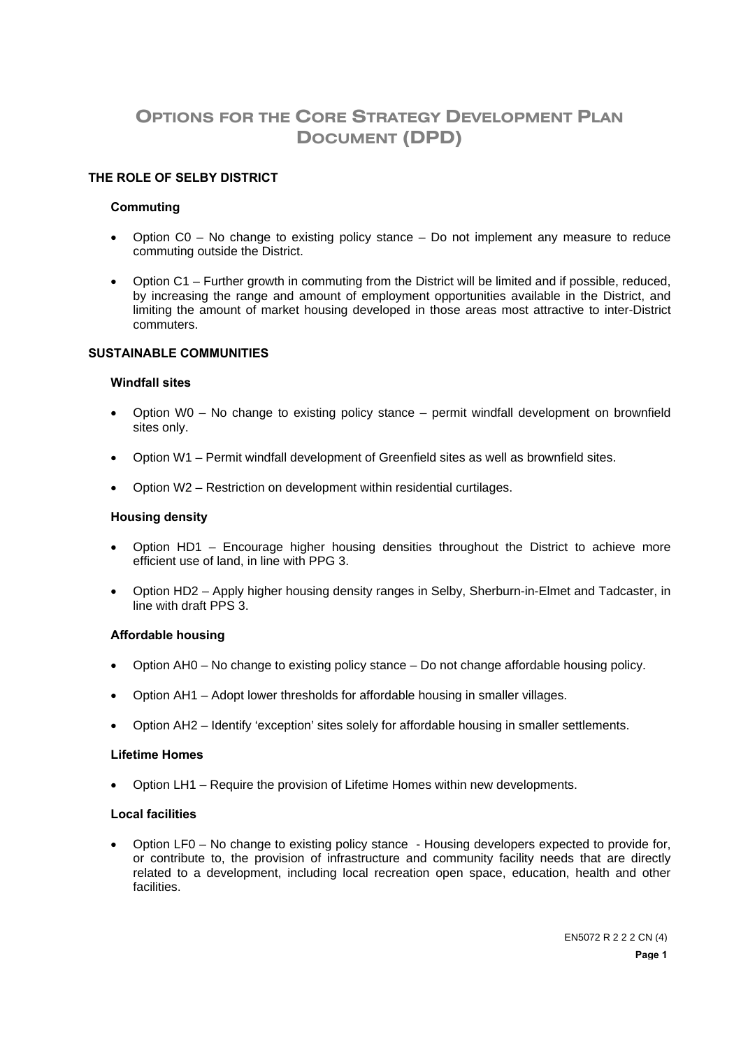# Options for the Core Strategy Development Plan Document (DPD)

## THE ROLE OF SELBY DISTRICT

### Commuting

- Option C0 – No change to existing policy stance – Do not implement any measure to reduce commuting outside the District.
- Option C1 – Further growth in commuting from the District will be limited and if possible, reduced, by increasing the range and amount of employment opportunities available in the District, and limiting the amount of market housing developed in those areas most attractive to inter-District commuters.

## SUSTAINABLE COMMUNITIES

### Windfall sites

- Option W0 – No change to existing policy stance – permit windfall development on brownfield sites only.
- Option W1 – Permit windfall development of Greenfield sites as well as brownfield sites.
- Option W2 – Restriction on development within residential curtilages.

### Housing density

- Option HD1 – Encourage higher housing densities throughout the District to achieve more efficient use of land, in line with PPG 3.
- Option HD2 – Apply higher housing density ranges in Selby, Sherburn-in-Elmet and Tadcaster, in line with draft PPS 3.

### Affordable housing

- Option AH0 – No change to existing policy stance – Do not change affordable housing policy.
- Option AH1 – Adopt lower thresholds for affordable housing in smaller villages.
- Option AH2 – Identify 'exception' sites solely for affordable housing in smaller settlements.

### Lifetime Homes

- Option LH1 – Require the provision of Lifetime Homes within new developments.

### Local facilities

- Option LF0 – No change to existing policy stance - Housing developers expected to provide for, or contribute to, the provision of infrastructure and community facility needs that are directly related to a development, including local recreation open space, education, health and other facilities.

EN5072 R 2 2 2 CN (4)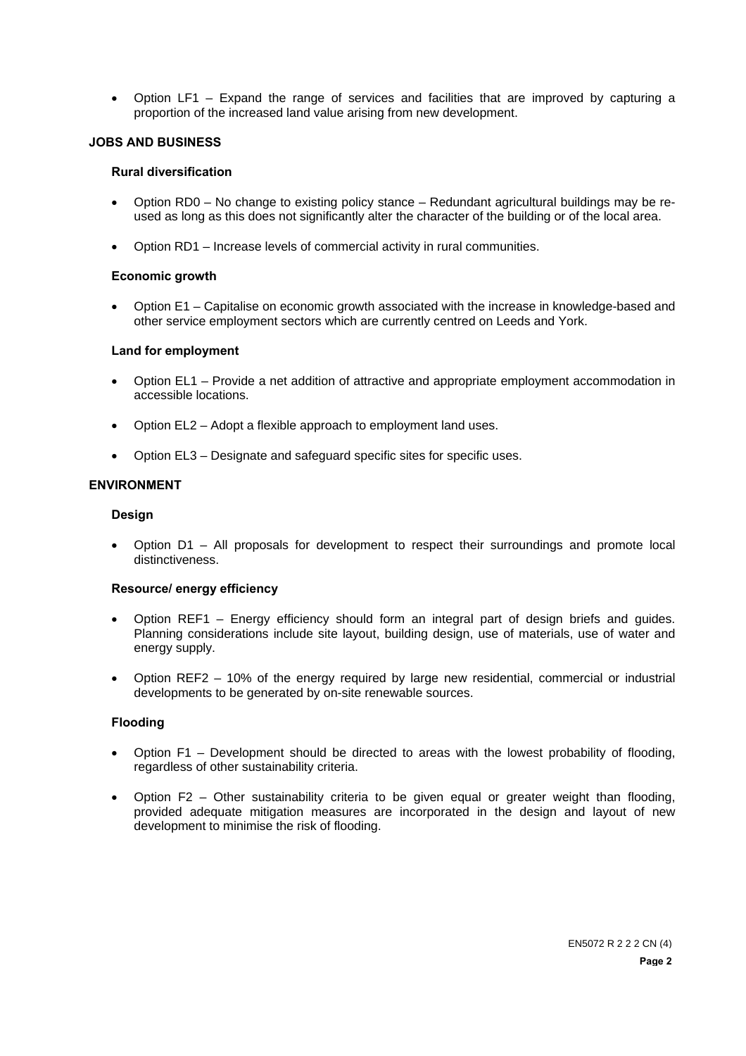- Option LF1 – Expand the range of services and facilities that are improved by capturing a proportion of the increased land value arising from new development.

## JOBS AND BUSINESS

### Rural diversification

- Option RD0 – No change to existing policy stance – Redundant agricultural buildings may be re-used as long as this does not significantly alter the character of the building or of the local area.

- Option RD1 – Increase levels of commercial activity in rural communities.

### Economic growth

- Option E1 – Capitalise on economic growth associated with the increase in knowledge-based and other service employment sectors which are currently centred on Leeds and York.

### Land for employment

- Option EL1 – Provide a net addition of attractive and appropriate employment accommodation in accessible locations.

- Option EL2 – Adopt a flexible approach to employment land uses.

- Option EL3 – Designate and safeguard specific sites for specific uses.

## ENVIRONMENT

### Design

- Option D1 – All proposals for development to respect their surroundings and promote local distinctiveness.

### Resource/ energy efficiency

- Option REF1 – Energy efficiency should form an integral part of design briefs and guides. Planning considerations include site layout, building design, use of materials, use of water and energy supply.

- Option REF2 – 10% of the energy required by large new residential, commercial or industrial developments to be generated by on-site renewable sources.

### Flooding

- Option F1 – Development should be directed to areas with the lowest probability of flooding, regardless of other sustainability criteria.

- Option F2 – Other sustainability criteria to be given equal or greater weight than flooding, provided adequate mitigation measures are incorporated in the design and layout of new development to minimise the risk of flooding.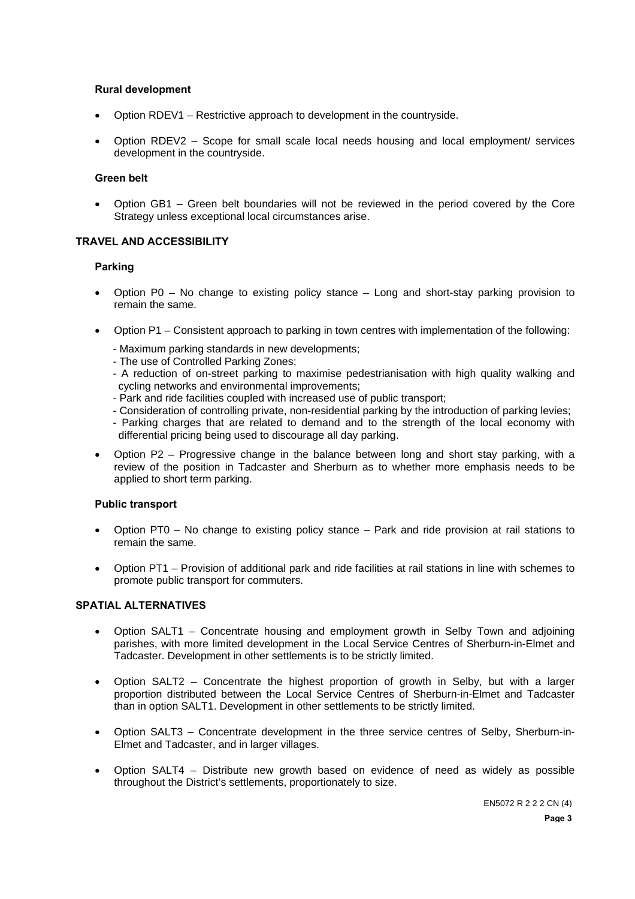### Rural development

- Option RDEV1 – Restrictive approach to development in the countryside.
- Option RDEV2 – Scope for small scale local needs housing and local employment/ services development in the countryside.

### Green belt

- Option GB1 – Green belt boundaries will not be reviewed in the period covered by the Core Strategy unless exceptional local circumstances arise.

## TRAVEL AND ACCESSIBILITY

### Parking

- Option P0 – No change to existing policy stance – Long and short-stay parking provision to remain the same.
- Option P1 – Consistent approach to parking in town centres with implementation of the following:
  - Maximum parking standards in new developments;
  - The use of Controlled Parking Zones;
  - A reduction of on-street parking to maximise pedestrianisation with high quality walking and cycling networks and environmental improvements;
  - Park and ride facilities coupled with increased use of public transport;
  - Consideration of controlling private, non-residential parking by the introduction of parking levies;
  - Parking charges that are related to demand and to the strength of the local economy with differential pricing being used to discourage all day parking.
- Option P2 – Progressive change in the balance between long and short stay parking, with a review of the position in Tadcaster and Sherburn as to whether more emphasis needs to be applied to short term parking.

### Public transport

- Option PT0 – No change to existing policy stance – Park and ride provision at rail stations to remain the same.
- Option PT1 – Provision of additional park and ride facilities at rail stations in line with schemes to promote public transport for commuters.

## SPATIAL ALTERNATIVES

- Option SALT1 – Concentrate housing and employment growth in Selby Town and adjoining parishes, with more limited development in the Local Service Centres of Sherburn-in-Elmet and Tadcaster. Development in other settlements is to be strictly limited.
- Option SALT2 – Concentrate the highest proportion of growth in Selby, but with a larger proportion distributed between the Local Service Centres of Sherburn-in-Elmet and Tadcaster than in option SALT1. Development in other settlements to be strictly limited.
- Option SALT3 – Concentrate development in the three service centres of Selby, Sherburn-in-Elmet and Tadcaster, and in larger villages.
- Option SALT4 – Distribute new growth based on evidence of need as widely as possible throughout the District's settlements, proportionately to size.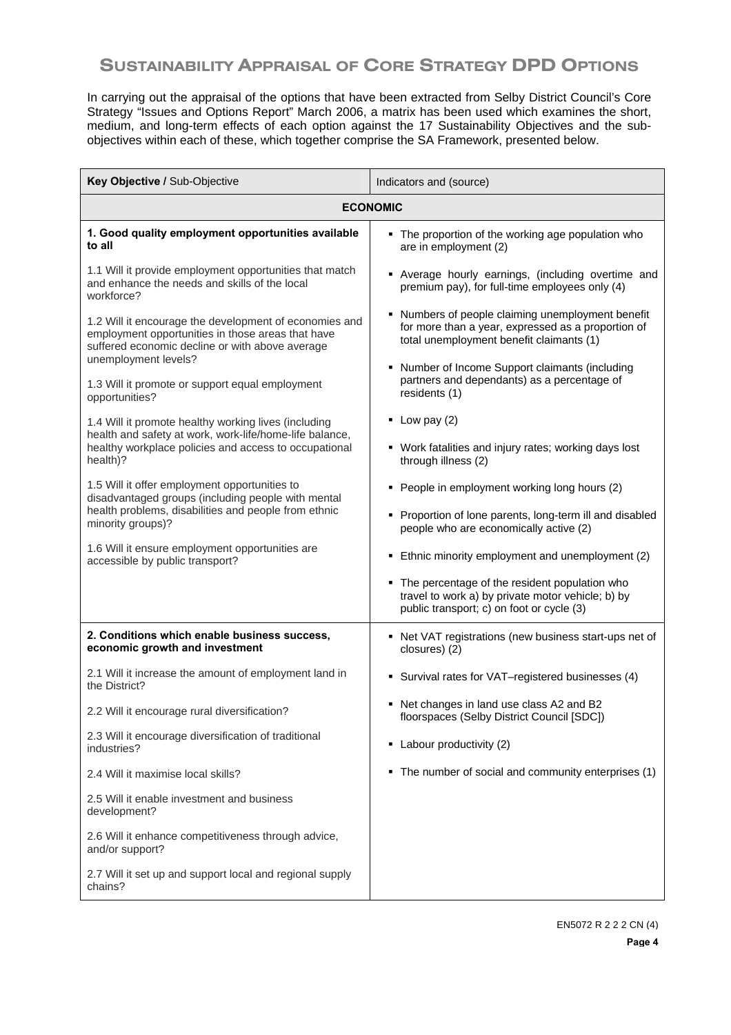## Sustainability Appraisal of Core Strategy DPD Options

In carrying out the appraisal of the options that have been extracted from Selby District Council's Core Strategy "Issues and Options Report" March 2006, a matrix has been used which examines the short, medium, and long-term effects of each option against the 17 Sustainability Objectives and the sub-objectives within each of these, which together comprise the SA Framework, presented below.

| **Key Objective /** Sub-Objective | Indicators and (source) |
|---|---|
| **ECONOMIC** | |
| **1. Good quality employment opportunities available to all**<br><br>1.1 Will it provide employment opportunities that match and enhance the needs and skills of the local workforce?<br><br>1.2 Will it encourage the development of economies and employment opportunities in those areas that have suffered economic decline or with above average unemployment levels?<br><br>1.3 Will it promote or support equal employment opportunities?<br><br>1.4 Will it promote healthy working lives (including health and safety at work, work-life/home-life balance, healthy workplace policies and access to occupational health)?<br><br>1.5 Will it offer employment opportunities to disadvantaged groups (including people with mental health problems, disabilities and people from ethnic minority groups)?<br><br>1.6 Will it ensure employment opportunities are accessible by public transport? | ▪ The proportion of the working age population who are in employment (2)<br><br>▪ Average hourly earnings, (including overtime and premium pay), for full-time employees only (4)<br><br>▪ Numbers of people claiming unemployment benefit for more than a year, expressed as a proportion of total unemployment benefit claimants (1)<br><br>▪ Number of Income Support claimants (including partners and dependants) as a percentage of residents (1)<br><br>▪ Low pay (2)<br><br>▪ Work fatalities and injury rates; working days lost through illness (2)<br><br>▪ People in employment working long hours (2)<br><br>▪ Proportion of lone parents, long-term ill and disabled people who are economically active (2)<br><br>▪ Ethnic minority employment and unemployment (2)<br><br>▪ The percentage of the resident population who travel to work a) by private motor vehicle; b) by public transport; c) on foot or cycle (3) |
| **2. Conditions which enable business success, economic growth and investment**<br><br>2.1 Will it increase the amount of employment land in the District?<br><br>2.2 Will it encourage rural diversification?<br><br>2.3 Will it encourage diversification of traditional industries?<br><br>2.4 Will it maximise local skills?<br><br>2.5 Will it enable investment and business development?<br><br>2.6 Will it enhance competitiveness through advice, and/or support?<br><br>2.7 Will it set up and support local and regional supply chains? | ▪ Net VAT registrations (new business start-ups net of closures) (2)<br><br>▪ Survival rates for VAT–registered businesses (4)<br><br>▪ Net changes in land use class A2 and B2 floorspaces (Selby District Council [SDC])<br><br>▪ Labour productivity (2)<br><br>▪ The number of social and community enterprises (1) |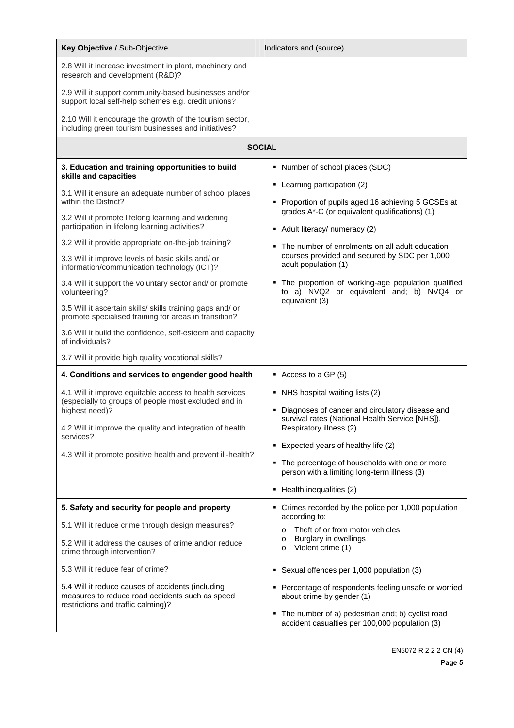| **Key Objective /** Sub-Objective | Indicators and (source) |
|---|---|
| 2.8 Will it increase investment in plant, machinery and research and development (R&D)?<br><br>2.9 Will it support community-based businesses and/or support local self-help schemes e.g. credit unions?<br><br>2.10 Will it encourage the growth of the tourism sector, including green tourism businesses and initiatives? | |
| **SOCIAL** | |
| **3. Education and training opportunities to build skills and capacities**<br><br>3.1 Will it ensure an adequate number of school places within the District?<br><br>3.2 Will it promote lifelong learning and widening participation in lifelong learning activities?<br><br>3.2 Will it provide appropriate on-the-job training?<br><br>3.3 Will it improve levels of basic skills and/ or information/communication technology (ICT)?<br><br>3.4 Will it support the voluntary sector and/ or promote volunteering?<br><br>3.5 Will it ascertain skills/ skills training gaps and/ or promote specialised training for areas in transition?<br><br>3.6 Will it build the confidence, self-esteem and capacity of individuals?<br><br>3.7 Will it provide high quality vocational skills? | ▪ Number of school places (SDC)<br>▪ Learning participation (2)<br>▪ Proportion of pupils aged 16 achieving 5 GCSEs at grades A*-C (or equivalent qualifications) (1)<br>▪ Adult literacy/ numeracy (2)<br>▪ The number of enrolments on all adult education courses provided and secured by SDC per 1,000 adult population (1)<br>▪ The proportion of working-age population qualified to a) NVQ2 or equivalent and; b) NVQ4 or equivalent (3) |
| **4. Conditions and services to engender good health**<br><br>4.1 Will it improve equitable access to health services (especially to groups of people most excluded and in highest need)?<br><br>4.2 Will it improve the quality and integration of health services?<br><br>4.3 Will it promote positive health and prevent ill-health? | ▪ Access to a GP (5)<br>▪ NHS hospital waiting lists (2)<br>▪ Diagnoses of cancer and circulatory disease and survival rates (National Health Service [NHS]), Respiratory illness (2)<br>▪ Expected years of healthy life (2)<br>▪ The percentage of households with one or more person with a limiting long-term illness (3)<br>▪ Health inequalities (2) |
| **5. Safety and security for people and property**<br><br>5.1 Will it reduce crime through design measures?<br><br>5.2 Will it address the causes of crime and/or reduce crime through intervention?<br><br>5.3 Will it reduce fear of crime?<br><br>5.4 Will it reduce causes of accidents (including measures to reduce road accidents such as speed restrictions and traffic calming)? | ▪ Crimes recorded by the police per 1,000 population according to:<br>o Theft of or from motor vehicles<br>o Burglary in dwellings<br>o Violent crime (1)<br>▪ Sexual offences per 1,000 population (3)<br>▪ Percentage of respondents feeling unsafe or worried about crime by gender (1)<br>▪ The number of a) pedestrian and; b) cyclist road accident casualties per 100,000 population (3) |

EN5072 R 2 2 2 CN (4)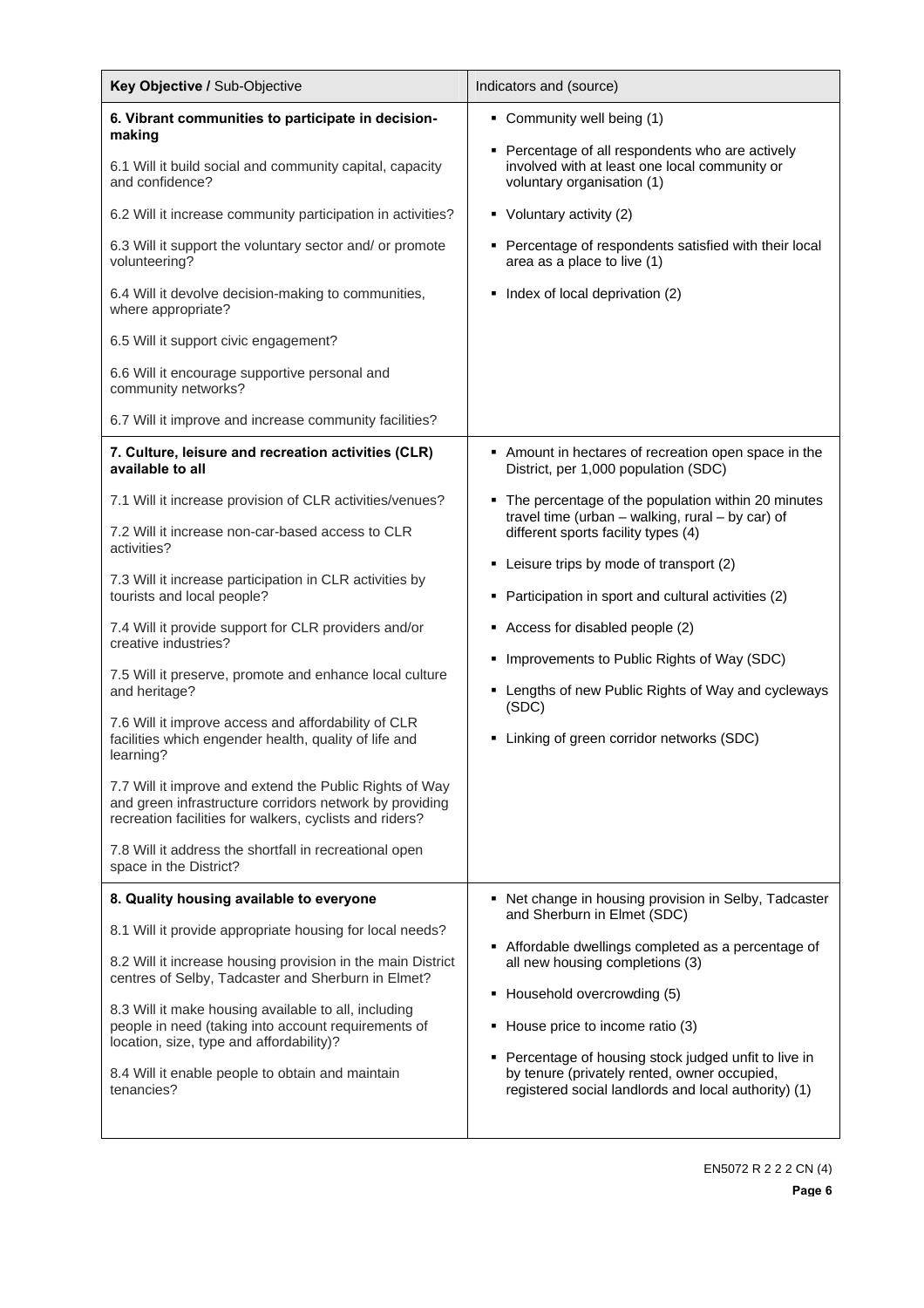| **Key Objective /** Sub-Objective | Indicators and (source) |
| --- | --- |
| **6. Vibrant communities to participate in decision-making**<br><br>6.1 Will it build social and community capital, capacity and confidence?<br><br>6.2 Will it increase community participation in activities?<br><br>6.3 Will it support the voluntary sector and/ or promote volunteering?<br><br>6.4 Will it devolve decision-making to communities, where appropriate?<br><br>6.5 Will it support civic engagement?<br><br>6.6 Will it encourage supportive personal and community networks?<br><br>6.7 Will it improve and increase community facilities? | ▪ Community well being (1)<br><br>▪ Percentage of all respondents who are actively involved with at least one local community or voluntary organisation (1)<br><br>▪ Voluntary activity (2)<br><br>▪ Percentage of respondents satisfied with their local area as a place to live (1)<br><br>▪ Index of local deprivation (2) |
| **7. Culture, leisure and recreation activities (CLR) available to all**<br><br>7.1 Will it increase provision of CLR activities/venues?<br><br>7.2 Will it increase non-car-based access to CLR activities?<br><br>7.3 Will it increase participation in CLR activities by tourists and local people?<br><br>7.4 Will it provide support for CLR providers and/or creative industries?<br><br>7.5 Will it preserve, promote and enhance local culture and heritage?<br><br>7.6 Will it improve access and affordability of CLR facilities which engender health, quality of life and learning?<br><br>7.7 Will it improve and extend the Public Rights of Way and green infrastructure corridors network by providing recreation facilities for walkers, cyclists and riders?<br><br>7.8 Will it address the shortfall in recreational open space in the District? | ▪ Amount in hectares of recreation open space in the District, per 1,000 population (SDC)<br><br>▪ The percentage of the population within 20 minutes travel time (urban – walking, rural – by car) of different sports facility types (4)<br><br>▪ Leisure trips by mode of transport (2)<br><br>▪ Participation in sport and cultural activities (2)<br><br>▪ Access for disabled people (2)<br><br>▪ Improvements to Public Rights of Way (SDC)<br><br>▪ Lengths of new Public Rights of Way and cycleways (SDC)<br><br>▪ Linking of green corridor networks (SDC) |
| **8. Quality housing available to everyone**<br><br>8.1 Will it provide appropriate housing for local needs?<br><br>8.2 Will it increase housing provision in the main District centres of Selby, Tadcaster and Sherburn in Elmet?<br><br>8.3 Will it make housing available to all, including people in need (taking into account requirements of location, size, type and affordability)?<br><br>8.4 Will it enable people to obtain and maintain tenancies? | ▪ Net change in housing provision in Selby, Tadcaster and Sherburn in Elmet (SDC)<br><br>▪ Affordable dwellings completed as a percentage of all new housing completions (3)<br><br>▪ Household overcrowding (5)<br><br>▪ House price to income ratio (3)<br><br>▪ Percentage of housing stock judged unfit to live in by tenure (privately rented, owner occupied, registered social landlords and local authority) (1) |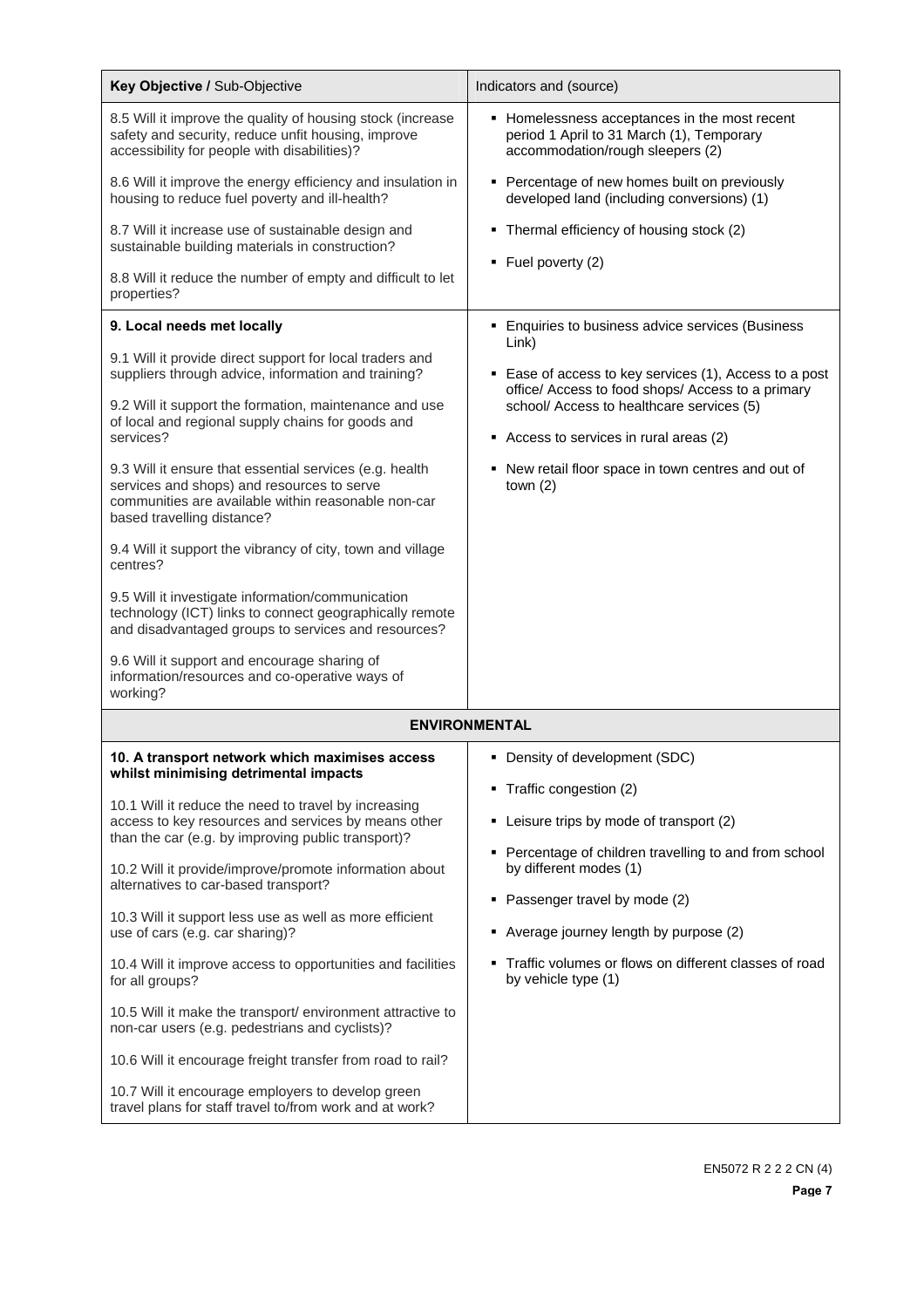| Key Objective / Sub-Objective | Indicators and (source) |
|---|---|
| 8.5 Will it improve the quality of housing stock (increase safety and security, reduce unfit housing, improve accessibility for people with disabilities)?<br><br>8.6 Will it improve the energy efficiency and insulation in housing to reduce fuel poverty and ill-health?<br><br>8.7 Will it increase use of sustainable design and sustainable building materials in construction?<br><br>8.8 Will it reduce the number of empty and difficult to let properties? | ▪ Homelessness acceptances in the most recent period 1 April to 31 March (1), Temporary accommodation/rough sleepers (2)<br><br>▪ Percentage of new homes built on previously developed land (including conversions) (1)<br><br>▪ Thermal efficiency of housing stock (2)<br><br>▪ Fuel poverty (2) |
| **9. Local needs met locally**<br><br>9.1 Will it provide direct support for local traders and suppliers through advice, information and training?<br><br>9.2 Will it support the formation, maintenance and use of local and regional supply chains for goods and services?<br><br>9.3 Will it ensure that essential services (e.g. health services and shops) and resources to serve communities are available within reasonable non-car based travelling distance?<br><br>9.4 Will it support the vibrancy of city, town and village centres?<br><br>9.5 Will it investigate information/communication technology (ICT) links to connect geographically remote and disadvantaged groups to services and resources?<br><br>9.6 Will it support and encourage sharing of information/resources and co-operative ways of working? | ▪ Enquiries to business advice services (Business Link)<br><br>▪ Ease of access to key services (1), Access to a post office/ Access to food shops/ Access to a primary school/ Access to healthcare services (5)<br><br>▪ Access to services in rural areas (2)<br><br>▪ New retail floor space in town centres and out of town (2) |
| **ENVIRONMENTAL** | |
| **10. A transport network which maximises access whilst minimising detrimental impacts**<br><br>10.1 Will it reduce the need to travel by increasing access to key resources and services by means other than the car (e.g. by improving public transport)?<br><br>10.2 Will it provide/improve/promote information about alternatives to car-based transport?<br><br>10.3 Will it support less use as well as more efficient use of cars (e.g. car sharing)?<br><br>10.4 Will it improve access to opportunities and facilities for all groups?<br><br>10.5 Will it make the transport/ environment attractive to non-car users (e.g. pedestrians and cyclists)?<br><br>10.6 Will it encourage freight transfer from road to rail?<br><br>10.7 Will it encourage employers to develop green travel plans for staff travel to/from work and at work? | ▪ Density of development (SDC)<br><br>▪ Traffic congestion (2)<br><br>▪ Leisure trips by mode of transport (2)<br><br>▪ Percentage of children travelling to and from school by different modes (1)<br><br>▪ Passenger travel by mode (2)<br><br>▪ Average journey length by purpose (2)<br><br>▪ Traffic volumes or flows on different classes of road by vehicle type (1) |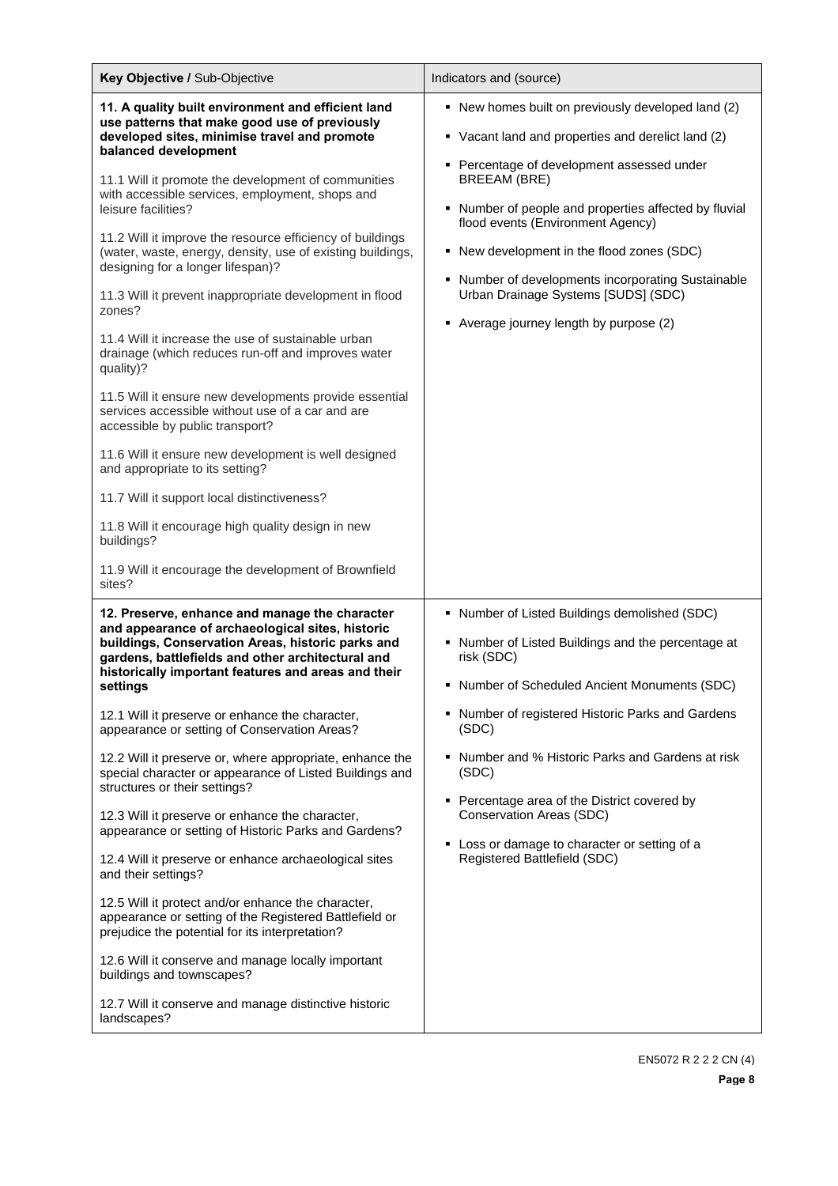| **Key Objective** / Sub-Objective | Indicators and (source) |
|---|---|
| **11. A quality built environment and efficient land use patterns that make good use of previously developed sites, minimise travel and promote balanced development**<br><br>11.1 Will it promote the development of communities with accessible services, employment, shops and leisure facilities?<br><br>11.2 Will it improve the resource efficiency of buildings (water, waste, energy, density, use of existing buildings, designing for a longer lifespan)?<br><br>11.3 Will it prevent inappropriate development in flood zones?<br><br>11.4 Will it increase the use of sustainable urban drainage (which reduces run-off and improves water quality)?<br><br>11.5 Will it ensure new developments provide essential services accessible without use of a car and are accessible by public transport?<br><br>11.6 Will it ensure new development is well designed and appropriate to its setting?<br><br>11.7 Will it support local distinctiveness?<br><br>11.8 Will it encourage high quality design in new buildings?<br><br>11.9 Will it encourage the development of Brownfield sites? | ▪ New homes built on previously developed land (2)<br><br>▪ Vacant land and properties and derelict land (2)<br><br>▪ Percentage of development assessed under BREEAM (BRE)<br><br>▪ Number of people and properties affected by fluvial flood events (Environment Agency)<br><br>▪ New development in the flood zones (SDC)<br><br>▪ Number of developments incorporating Sustainable Urban Drainage Systems [SUDS] (SDC)<br><br>▪ Average journey length by purpose (2) |
| **12. Preserve, enhance and manage the character and appearance of archaeological sites, historic buildings, Conservation Areas, historic parks and gardens, battlefields and other architectural and historically important features and areas and their settings**<br><br>12.1 Will it preserve or enhance the character, appearance or setting of Conservation Areas?<br><br>12.2 Will it preserve or, where appropriate, enhance the special character or appearance of Listed Buildings and structures or their settings?<br><br>12.3 Will it preserve or enhance the character, appearance or setting of Historic Parks and Gardens?<br><br>12.4 Will it preserve or enhance archaeological sites and their settings?<br><br>12.5 Will it protect and/or enhance the character, appearance or setting of the Registered Battlefield or prejudice the potential for its interpretation?<br><br>12.6 Will it conserve and manage locally important buildings and townscapes?<br><br>12.7 Will it conserve and manage distinctive historic landscapes? | ▪ Number of Listed Buildings demolished (SDC)<br><br>▪ Number of Listed Buildings and the percentage at risk (SDC)<br><br>▪ Number of Scheduled Ancient Monuments (SDC)<br><br>▪ Number of registered Historic Parks and Gardens (SDC)<br><br>▪ Number and % Historic Parks and Gardens at risk (SDC)<br><br>▪ Percentage area of the District covered by Conservation Areas (SDC)<br><br>▪ Loss or damage to character or setting of a Registered Battlefield (SDC) |

EN5072 R 2 2 2 CN (4)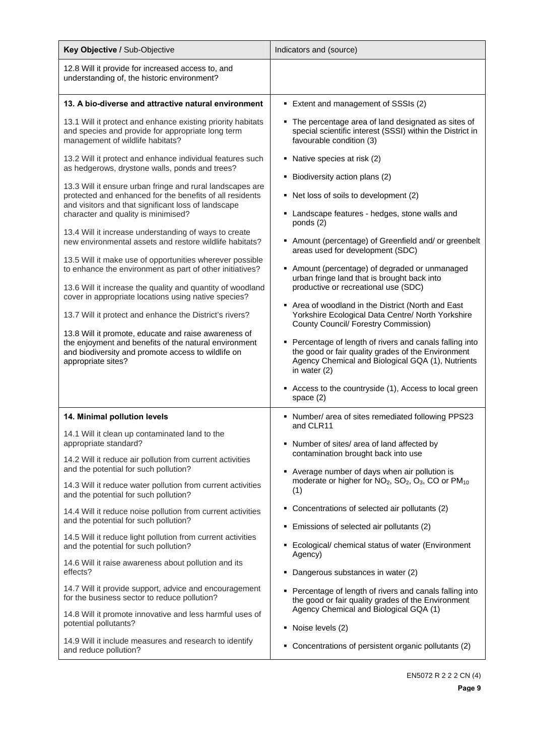| **Key Objective** / Sub-Objective | Indicators and (source) |
|---|---|
| 12.8 Will it provide for increased access to, and understanding of, the historic environment? | |
| **13. A bio-diverse and attractive natural environment**<br><br>13.1 Will it protect and enhance existing priority habitats and species and provide for appropriate long term management of wildlife habitats?<br><br>13.2 Will it protect and enhance individual features such as hedgerows, drystone walls, ponds and trees?<br><br>13.3 Will it ensure urban fringe and rural landscapes are protected and enhanced for the benefits of all residents and visitors and that significant loss of landscape character and quality is minimised?<br><br>13.4 Will it increase understanding of ways to create new environmental assets and restore wildlife habitats?<br><br>13.5 Will it make use of opportunities wherever possible to enhance the environment as part of other initiatives?<br><br>13.6 Will it increase the quality and quantity of woodland cover in appropriate locations using native species?<br><br>13.7 Will it protect and enhance the District's rivers?<br><br>13.8 Will it promote, educate and raise awareness of the enjoyment and benefits of the natural environment and biodiversity and promote access to wildlife on appropriate sites? | ▪ Extent and management of SSSIs (2)<br><br>▪ The percentage area of land designated as sites of special scientific interest (SSSI) within the District in favourable condition (3)<br><br>▪ Native species at risk (2)<br><br>▪ Biodiversity action plans (2)<br><br>▪ Net loss of soils to development (2)<br><br>▪ Landscape features - hedges, stone walls and ponds (2)<br><br>▪ Amount (percentage) of Greenfield and/ or greenbelt areas used for development (SDC)<br><br>▪ Amount (percentage) of degraded or unmanaged urban fringe land that is brought back into productive or recreational use (SDC)<br><br>▪ Area of woodland in the District (North and East Yorkshire Ecological Data Centre/ North Yorkshire County Council/ Forestry Commission)<br><br>▪ Percentage of length of rivers and canals falling into the good or fair quality grades of the Environment Agency Chemical and Biological GQA (1), Nutrients in water (2)<br><br>▪ Access to the countryside (1), Access to local green space (2) |
| **14. Minimal pollution levels**<br><br>14.1 Will it clean up contaminated land to the appropriate standard?<br><br>14.2 Will it reduce air pollution from current activities and the potential for such pollution?<br><br>14.3 Will it reduce water pollution from current activities and the potential for such pollution?<br><br>14.4 Will it reduce noise pollution from current activities and the potential for such pollution?<br><br>14.5 Will it reduce light pollution from current activities and the potential for such pollution?<br><br>14.6 Will it raise awareness about pollution and its effects?<br><br>14.7 Will it provide support, advice and encouragement for the business sector to reduce pollution?<br><br>14.8 Will it promote innovative and less harmful uses of potential pollutants?<br><br>14.9 Will it include measures and research to identify and reduce pollution? | ▪ Number/ area of sites remediated following PPS23 and CLR11<br><br>▪ Number of sites/ area of land affected by contamination brought back into use<br><br>▪ Average number of days when air pollution is moderate or higher for $NO_2$, $SO_2$, $O_3$, CO or $PM_{10}$ (1)<br><br>▪ Concentrations of selected air pollutants (2)<br><br>▪ Emissions of selected air pollutants (2)<br><br>▪ Ecological/ chemical status of water (Environment Agency)<br><br>▪ Dangerous substances in water (2)<br><br>▪ Percentage of length of rivers and canals falling into the good or fair quality grades of the Environment Agency Chemical and Biological GQA (1)<br><br>▪ Noise levels (2)<br><br>▪ Concentrations of persistent organic pollutants (2) |

EN5072 R 2 2 2 CN (4)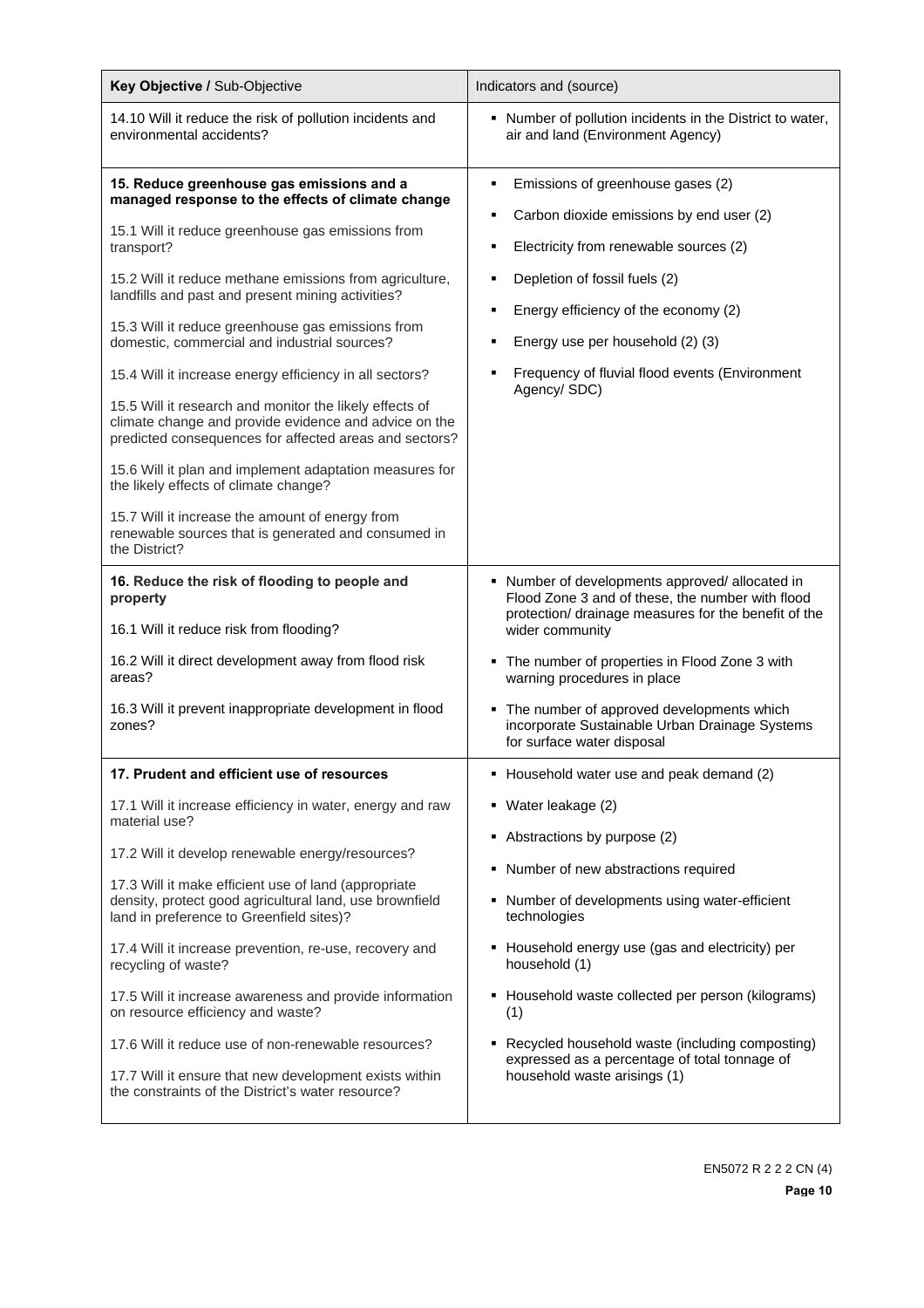| **Key Objective** / Sub-Objective | Indicators and (source) |
|---|---|
| 14.10 Will it reduce the risk of pollution incidents and environmental accidents? | ▪ Number of pollution incidents in the District to water, air and land (Environment Agency) |
| **15. Reduce greenhouse gas emissions and a managed response to the effects of climate change**<br><br>15.1 Will it reduce greenhouse gas emissions from transport?<br><br>15.2 Will it reduce methane emissions from agriculture, landfills and past and present mining activities?<br><br>15.3 Will it reduce greenhouse gas emissions from domestic, commercial and industrial sources?<br><br>15.4 Will it increase energy efficiency in all sectors?<br><br>15.5 Will it research and monitor the likely effects of climate change and provide evidence and advice on the predicted consequences for affected areas and sectors?<br><br>15.6 Will it plan and implement adaptation measures for the likely effects of climate change?<br><br>15.7 Will it increase the amount of energy from renewable sources that is generated and consumed in the District? | ▪ Emissions of greenhouse gases (2)<br>▪ Carbon dioxide emissions by end user (2)<br>▪ Electricity from renewable sources (2)<br>▪ Depletion of fossil fuels (2)<br>▪ Energy efficiency of the economy (2)<br>▪ Energy use per household (2) (3)<br>▪ Frequency of fluvial flood events (Environment Agency/ SDC) |
| **16. Reduce the risk of flooding to people and property**<br><br>16.1 Will it reduce risk from flooding?<br><br>16.2 Will it direct development away from flood risk areas?<br><br>16.3 Will it prevent inappropriate development in flood zones? | ▪ Number of developments approved/ allocated in Flood Zone 3 and of these, the number with flood protection/ drainage measures for the benefit of the wider community<br>▪ The number of properties in Flood Zone 3 with warning procedures in place<br>▪ The number of approved developments which incorporate Sustainable Urban Drainage Systems for surface water disposal |
| **17. Prudent and efficient use of resources**<br><br>17.1 Will it increase efficiency in water, energy and raw material use?<br><br>17.2 Will it develop renewable energy/resources?<br><br>17.3 Will it make efficient use of land (appropriate density, protect good agricultural land, use brownfield land in preference to Greenfield sites)?<br><br>17.4 Will it increase prevention, re-use, recovery and recycling of waste?<br><br>17.5 Will it increase awareness and provide information on resource efficiency and waste?<br><br>17.6 Will it reduce use of non-renewable resources?<br><br>17.7 Will it ensure that new development exists within the constraints of the District's water resource? | ▪ Household water use and peak demand (2)<br>▪ Water leakage (2)<br>▪ Abstractions by purpose (2)<br>▪ Number of new abstractions required<br>▪ Number of developments using water-efficient technologies<br>▪ Household energy use (gas and electricity) per household (1)<br>▪ Household waste collected per person (kilograms) (1)<br>▪ Recycled household waste (including composting) expressed as a percentage of total tonnage of household waste arisings (1) |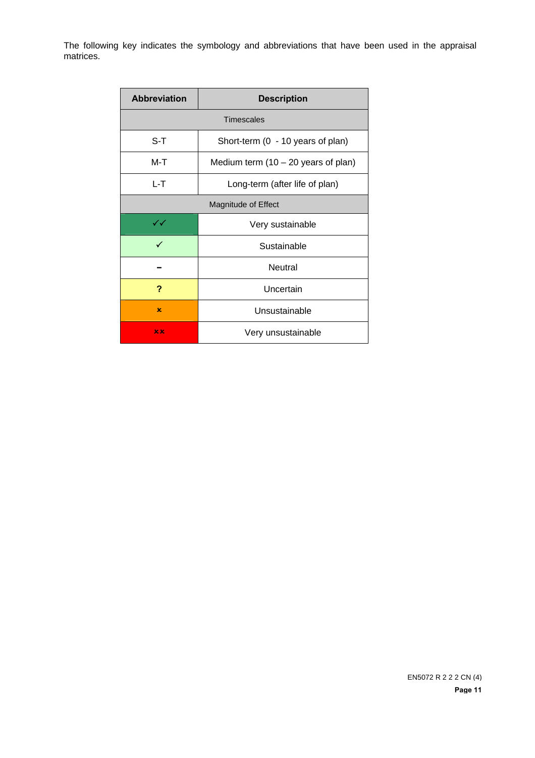The following key indicates the symbology and abbreviations that have been used in the appraisal matrices.

| Abbreviation | Description |
|---|---|
| Timescales | |
| S-T | Short-term (0  - 10 years of plan) |
| M-T | Medium term (10 – 20 years of plan) |
| L-T | Long-term (after life of plan) |
| Magnitude of Effect | |
| ✓✓ | Very sustainable |
| ✓ | Sustainable |
| – | Neutral |
| ? | Uncertain |
| × | Unsustainable |
| ×× | Very unsustainable |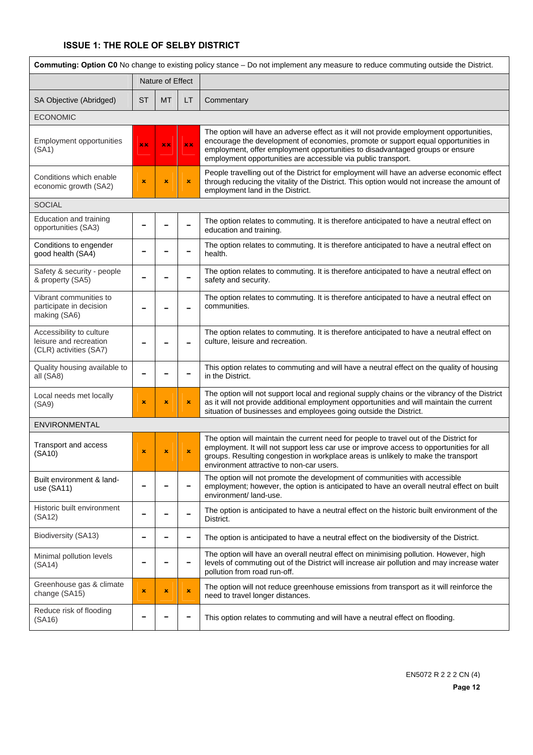### ISSUE 1: THE ROLE OF SELBY DISTRICT

| **Commuting: Option C0** No change to existing policy stance – Do not implement any measure to reduce commuting outside the District. | | | | |
|---|---|---|---|---|
| | Nature of Effect | | | |
| SA Objective (Abridged) | ST | MT | LT | Commentary |
| ECONOMIC | | | | |
| Employment opportunities (SA1) | ×× | ×× | ×× | The option will have an adverse effect as it will not provide employment opportunities, encourage the development of economies, promote or support equal opportunities in employment, offer employment opportunities to disadvantaged groups or ensure employment opportunities are accessible via public transport. |
| Conditions which enable economic growth (SA2) | × | × | × | People travelling out of the District for employment will have an adverse economic effect through reducing the vitality of the District. This option would not increase the amount of employment land in the District. |
| SOCIAL | | | | |
| Education and training opportunities (SA3) | – | – | – | The option relates to commuting. It is therefore anticipated to have a neutral effect on education and training. |
| Conditions to engender good health (SA4) | – | – | – | The option relates to commuting. It is therefore anticipated to have a neutral effect on health. |
| Safety & security - people & property (SA5) | – | – | – | The option relates to commuting. It is therefore anticipated to have a neutral effect on safety and security. |
| Vibrant communities to participate in decision making (SA6) | – | – | – | The option relates to commuting. It is therefore anticipated to have a neutral effect on communities. |
| Accessibility to culture leisure and recreation (CLR) activities (SA7) | – | – | – | The option relates to commuting. It is therefore anticipated to have a neutral effect on culture, leisure and recreation. |
| Quality housing available to all (SA8) | – | – | – | This option relates to commuting and will have a neutral effect on the quality of housing in the District. |
| Local needs met locally (SA9) | × | × | × | The option will not support local and regional supply chains or the vibrancy of the District as it will not provide additional employment opportunities and will maintain the current situation of businesses and employees going outside the District. |
| ENVIRONMENTAL | | | | |
| Transport and access (SA10) | × | × | × | The option will maintain the current need for people to travel out of the District for employment. It will not support less car use or improve access to opportunities for all groups. Resulting congestion in workplace areas is unlikely to make the transport environment attractive to non-car users. |
| Built environment & land-use (SA11) | – | – | – | The option will not promote the development of communities with accessible employment; however, the option is anticipated to have an overall neutral effect on built environment/ land-use. |
| Historic built environment (SA12) | – | – | – | The option is anticipated to have a neutral effect on the historic built environment of the District. |
| Biodiversity (SA13) | – | – | – | The option is anticipated to have a neutral effect on the biodiversity of the District. |
| Minimal pollution levels (SA14) | – | – | – | The option will have an overall neutral effect on minimising pollution. However, high levels of commuting out of the District will increase air pollution and may increase water pollution from road run-off. |
| Greenhouse gas & climate change (SA15) | × | × | × | The option will not reduce greenhouse emissions from transport as it will reinforce the need to travel longer distances. |
| Reduce risk of flooding (SA16) | – | – | – | This option relates to commuting and will have a neutral effect on flooding. |

EN5072 R 2 2 2 CN (4)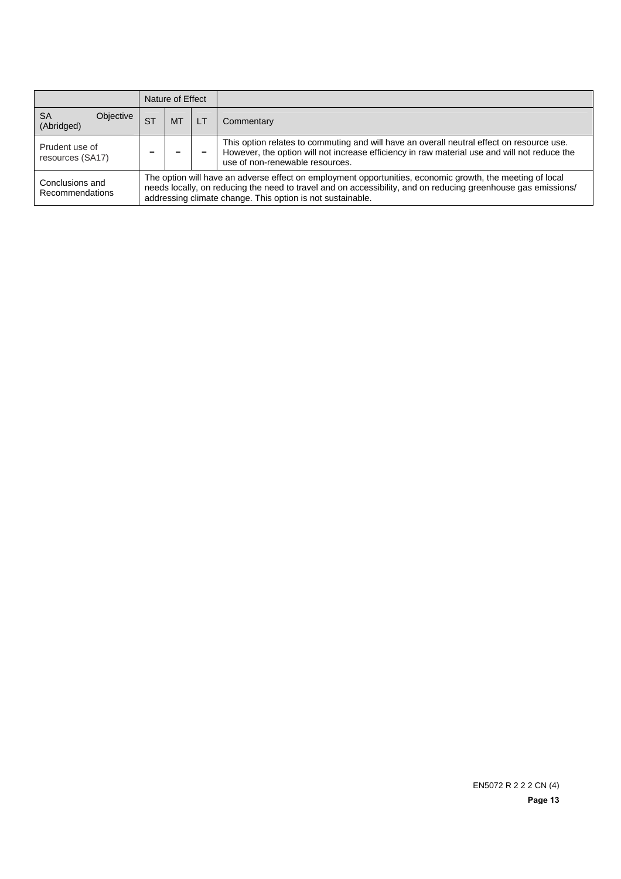| | Nature of Effect | | | |
|---|---|---|---|---|
| SA Objective (Abridged) | ST | MT | LT | Commentary |
| Prudent use of resources (SA17) | – | – | – | This option relates to commuting and will have an overall neutral effect on resource use. However, the option will not increase efficiency in raw material use and will not reduce the use of non-renewable resources. |
| Conclusions and Recommendations | The option will have an adverse effect on employment opportunities, economic growth, the meeting of local needs locally, on reducing the need to travel and on accessibility, and on reducing greenhouse gas emissions/ addressing climate change. This option is not sustainable. | | | |

EN5072 R 2 2 2 CN (4)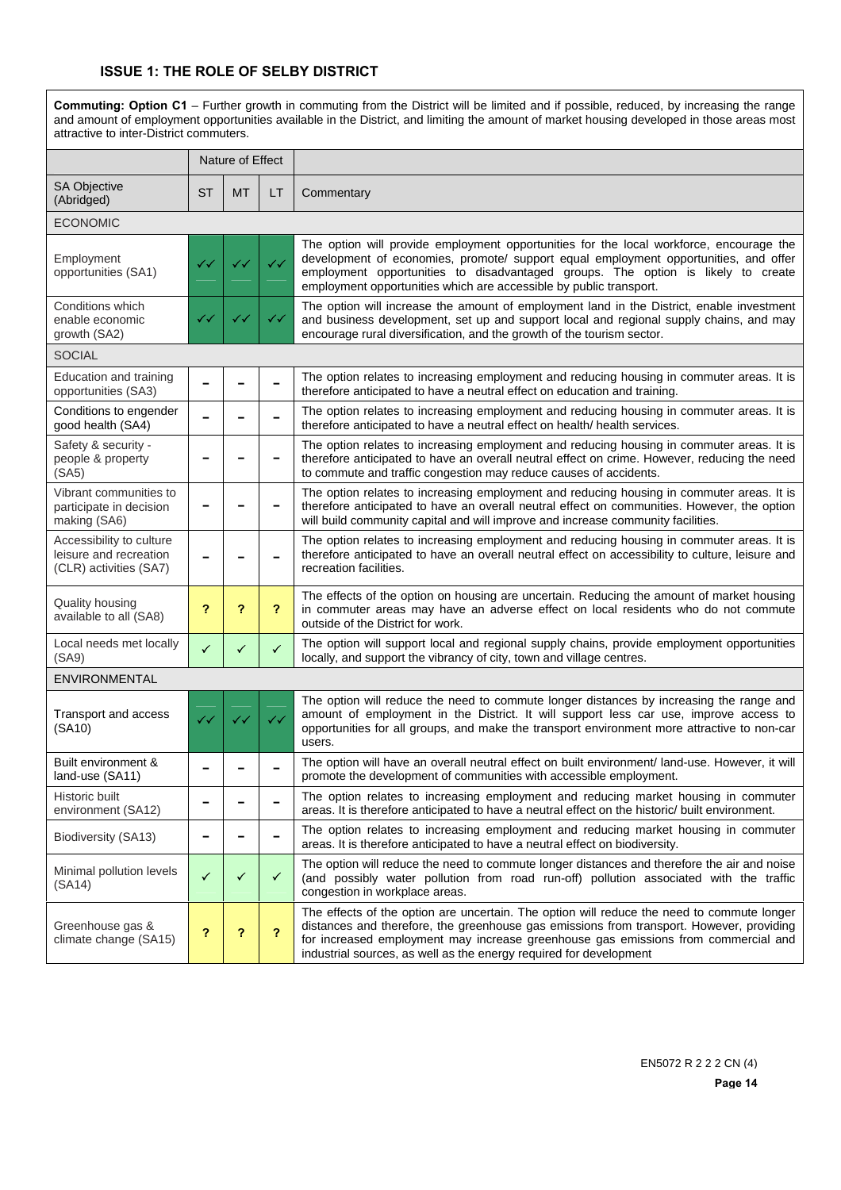### ISSUE 1: THE ROLE OF SELBY DISTRICT

**Commuting: Option C1** – Further growth in commuting from the District will be limited and if possible, reduced, by increasing the range and amount of employment opportunities available in the District, and limiting the amount of market housing developed in those areas most attractive to inter-District commuters.

| | Nature of Effect | | | |
|---|---|---|---|---|
| SA Objective (Abridged) | ST | MT | LT | Commentary |
| ECONOMIC | | | | |
| Employment opportunities (SA1) | ✓✓ | ✓✓ | ✓✓ | The option will provide employment opportunities for the local workforce, encourage the development of economies, promote/ support equal employment opportunities, and offer employment opportunities to disadvantaged groups. The option is likely to create employment opportunities which are accessible by public transport. |
| Conditions which enable economic growth (SA2) | ✓✓ | ✓✓ | ✓✓ | The option will increase the amount of employment land in the District, enable investment and business development, set up and support local and regional supply chains, and may encourage rural diversification, and the growth of the tourism sector. |
| SOCIAL | | | | |
| Education and training opportunities (SA3) | – | – | – | The option relates to increasing employment and reducing housing in commuter areas. It is therefore anticipated to have a neutral effect on education and training. |
| Conditions to engender good health (SA4) | – | – | – | The option relates to increasing employment and reducing housing in commuter areas. It is therefore anticipated to have a neutral effect on health/ health services. |
| Safety & security - people & property (SA5) | – | – | – | The option relates to increasing employment and reducing housing in commuter areas. It is therefore anticipated to have an overall neutral effect on crime. However, reducing the need to commute and traffic congestion may reduce causes of accidents. |
| Vibrant communities to participate in decision making (SA6) | – | – | – | The option relates to increasing employment and reducing housing in commuter areas. It is therefore anticipated to have an overall neutral effect on communities. However, the option will build community capital and will improve and increase community facilities. |
| Accessibility to culture leisure and recreation (CLR) activities (SA7) | – | – | – | The option relates to increasing employment and reducing housing in commuter areas. It is therefore anticipated to have an overall neutral effect on accessibility to culture, leisure and recreation facilities. |
| Quality housing available to all (SA8) | ? | ? | ? | The effects of the option on housing are uncertain. Reducing the amount of market housing in commuter areas may have an adverse effect on local residents who do not commute outside of the District for work. |
| Local needs met locally (SA9) | ✓ | ✓ | ✓ | The option will support local and regional supply chains, provide employment opportunities locally, and support the vibrancy of city, town and village centres. |
| ENVIRONMENTAL | | | | |
| Transport and access (SA10) | ✓✓ | ✓✓ | ✓✓ | The option will reduce the need to commute longer distances by increasing the range and amount of employment in the District. It will support less car use, improve access to opportunities for all groups, and make the transport environment more attractive to non-car users. |
| Built environment & land-use (SA11) | – | – | – | The option will have an overall neutral effect on built environment/ land-use. However, it will promote the development of communities with accessible employment. |
| Historic built environment (SA12) | – | – | – | The option relates to increasing employment and reducing market housing in commuter areas. It is therefore anticipated to have a neutral effect on the historic/ built environment. |
| Biodiversity (SA13) | – | – | – | The option relates to increasing employment and reducing market housing in commuter areas. It is therefore anticipated to have a neutral effect on biodiversity. |
| Minimal pollution levels (SA14) | ✓ | ✓ | ✓ | The option will reduce the need to commute longer distances and therefore the air and noise (and possibly water pollution from road run-off) pollution associated with the traffic congestion in workplace areas. |
| Greenhouse gas & climate change (SA15) | ? | ? | ? | The effects of the option are uncertain. The option will reduce the need to commute longer distances and therefore, the greenhouse gas emissions from transport. However, providing for increased employment may increase greenhouse gas emissions from commercial and industrial sources, as well as the energy required for development |

EN5072 R 2 2 2 CN (4)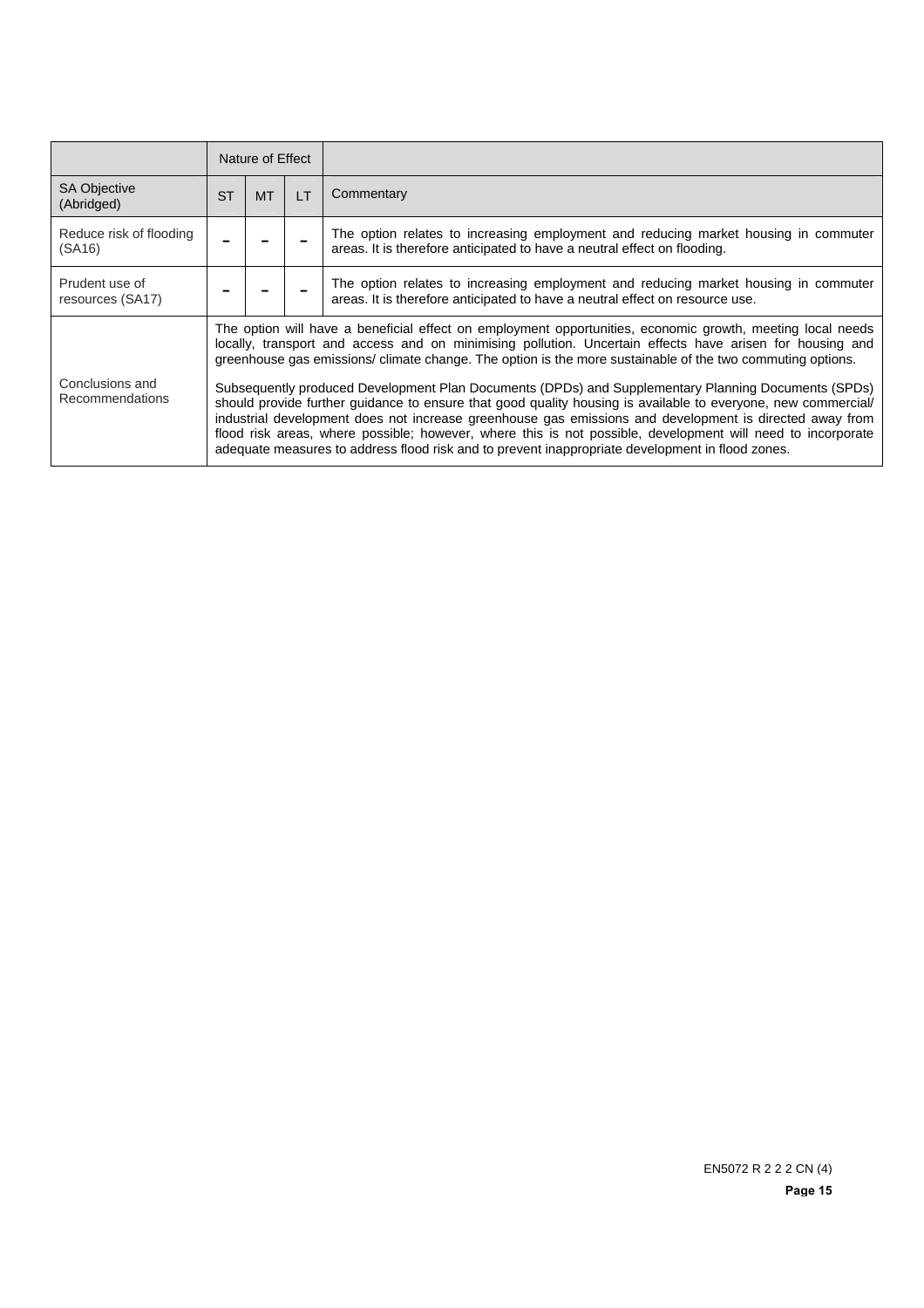| | Nature of Effect | | | |
|---|---|---|---|---|
| SA Objective (Abridged) | ST | MT | LT | Commentary |
| Reduce risk of flooding (SA16) | – | – | – | The option relates to increasing employment and reducing market housing in commuter areas. It is therefore anticipated to have a neutral effect on flooding. |
| Prudent use of resources (SA17) | – | – | – | The option relates to increasing employment and reducing market housing in commuter areas. It is therefore anticipated to have a neutral effect on resource use. |
| Conclusions and Recommendations | The option will have a beneficial effect on employment opportunities, economic growth, meeting local needs locally, transport and access and on minimising pollution. Uncertain effects have arisen for housing and greenhouse gas emissions/ climate change. The option is the more sustainable of the two commuting options.<br><br>Subsequently produced Development Plan Documents (DPDs) and Supplementary Planning Documents (SPDs) should provide further guidance to ensure that good quality housing is available to everyone, new commercial/ industrial development does not increase greenhouse gas emissions and development is directed away from flood risk areas, where possible; however, where this is not possible, development will need to incorporate adequate measures to address flood risk and to prevent inappropriate development in flood zones. | | | |

EN5072 R 2 2 2 CN (4)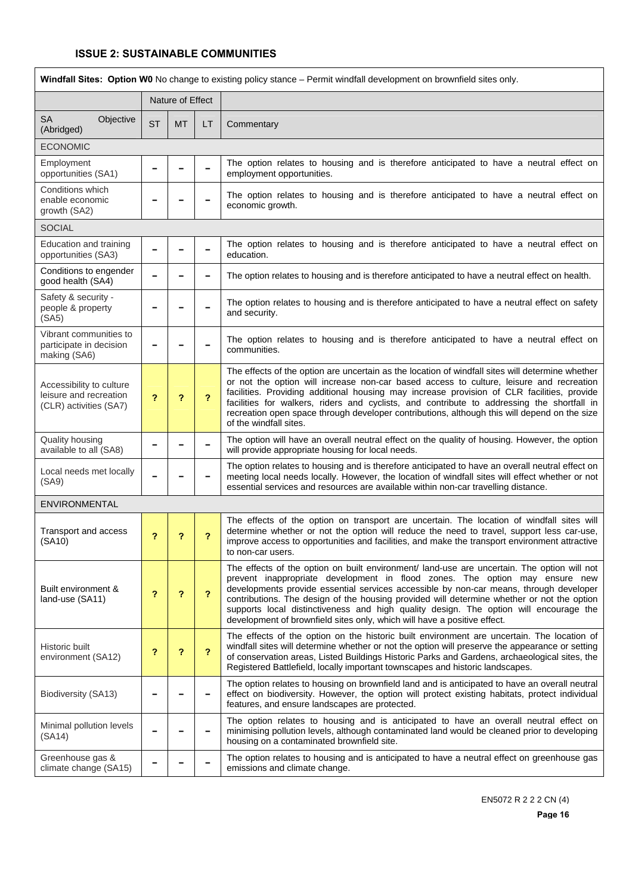### ISSUE 2: SUSTAINABLE COMMUNITIES

| **Windfall Sites: Option W0** No change to existing policy stance – Permit windfall development on brownfield sites only. | | | | |
|---|---|---|---|---|
| | Nature of Effect | | | |
| SA Objective (Abridged) | ST | MT | LT | Commentary |
| ECONOMIC | | | | |
| Employment opportunities (SA1) | – | – | – | The option relates to housing and is therefore anticipated to have a neutral effect on employment opportunities. |
| Conditions which enable economic growth (SA2) | – | – | – | The option relates to housing and is therefore anticipated to have a neutral effect on economic growth. |
| SOCIAL | | | | |
| Education and training opportunities (SA3) | – | – | – | The option relates to housing and is therefore anticipated to have a neutral effect on education. |
| Conditions to engender good health (SA4) | – | – | – | The option relates to housing and is therefore anticipated to have a neutral effect on health. |
| Safety & security - people & property (SA5) | – | – | – | The option relates to housing and is therefore anticipated to have a neutral effect on safety and security. |
| Vibrant communities to participate in decision making (SA6) | – | – | – | The option relates to housing and is therefore anticipated to have a neutral effect on communities. |
| Accessibility to culture leisure and recreation (CLR) activities (SA7) | ? | ? | ? | The effects of the option are uncertain as the location of windfall sites will determine whether or not the option will increase non-car based access to culture, leisure and recreation facilities. Providing additional housing may increase provision of CLR facilities, provide facilities for walkers, riders and cyclists, and contribute to addressing the shortfall in recreation open space through developer contributions, although this will depend on the size of the windfall sites. |
| Quality housing available to all (SA8) | – | – | – | The option will have an overall neutral effect on the quality of housing. However, the option will provide appropriate housing for local needs. |
| Local needs met locally (SA9) | – | – | – | The option relates to housing and is therefore anticipated to have an overall neutral effect on meeting local needs locally. However, the location of windfall sites will effect whether or not essential services and resources are available within non-car travelling distance. |
| ENVIRONMENTAL | | | | |
| Transport and access (SA10) | ? | ? | ? | The effects of the option on transport are uncertain. The location of windfall sites will determine whether or not the option will reduce the need to travel, support less car-use, improve access to opportunities and facilities, and make the transport environment attractive to non-car users. |
| Built environment & land-use (SA11) | ? | ? | ? | The effects of the option on built environment/ land-use are uncertain. The option will not prevent inappropriate development in flood zones. The option may ensure new developments provide essential services accessible by non-car means, through developer contributions. The design of the housing provided will determine whether or not the option supports local distinctiveness and high quality design. The option will encourage the development of brownfield sites only, which will have a positive effect. |
| Historic built environment (SA12) | ? | ? | ? | The effects of the option on the historic built environment are uncertain. The location of windfall sites will determine whether or not the option will preserve the appearance or setting of conservation areas, Listed Buildings Historic Parks and Gardens, archaeological sites, the Registered Battlefield, locally important townscapes and historic landscapes. |
| Biodiversity (SA13) | – | – | – | The option relates to housing on brownfield land and is anticipated to have an overall neutral effect on biodiversity. However, the option will protect existing habitats, protect individual features, and ensure landscapes are protected. |
| Minimal pollution levels (SA14) | – | – | – | The option relates to housing and is anticipated to have an overall neutral effect on minimising pollution levels, although contaminated land would be cleaned prior to developing housing on a contaminated brownfield site. |
| Greenhouse gas & climate change (SA15) | – | – | – | The option relates to housing and is anticipated to have a neutral effect on greenhouse gas emissions and climate change. |

EN5072 R 2 2 2 CN (4)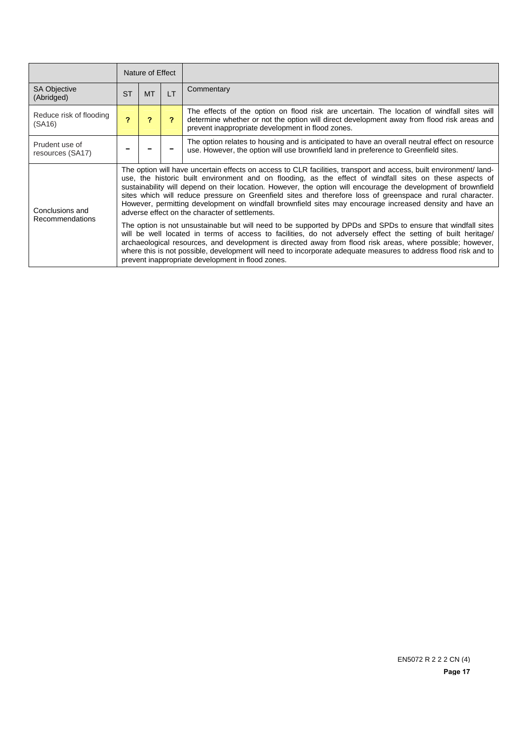| | Nature of Effect | | | |
|---|---|---|---|---|
| SA Objective (Abridged) | ST | MT | LT | Commentary |
| Reduce risk of flooding (SA16) | ? | ? | ? | The effects of the option on flood risk are uncertain. The location of windfall sites will determine whether or not the option will direct development away from flood risk areas and prevent inappropriate development in flood zones. |
| Prudent use of resources (SA17) | – | – | – | The option relates to housing and is anticipated to have an overall neutral effect on resource use. However, the option will use brownfield land in preference to Greenfield sites. |
| Conclusions and Recommendations | The option will have uncertain effects on access to CLR facilities, transport and access, built environment/ land-use, the historic built environment and on flooding, as the effect of windfall sites on these aspects of sustainability will depend on their location. However, the option will encourage the development of brownfield sites which will reduce pressure on Greenfield sites and therefore loss of greenspace and rural character. However, permitting development on windfall brownfield sites may encourage increased density and have an adverse effect on the character of settlements.<br><br>The option is not unsustainable but will need to be supported by DPDs and SPDs to ensure that windfall sites will be well located in terms of access to facilities, do not adversely effect the setting of built heritage/ archaeological resources, and development is directed away from flood risk areas, where possible; however, where this is not possible, development will need to incorporate adequate measures to address flood risk and to prevent inappropriate development in flood zones. | | | |

EN5072 R 2 2 2 CN (4)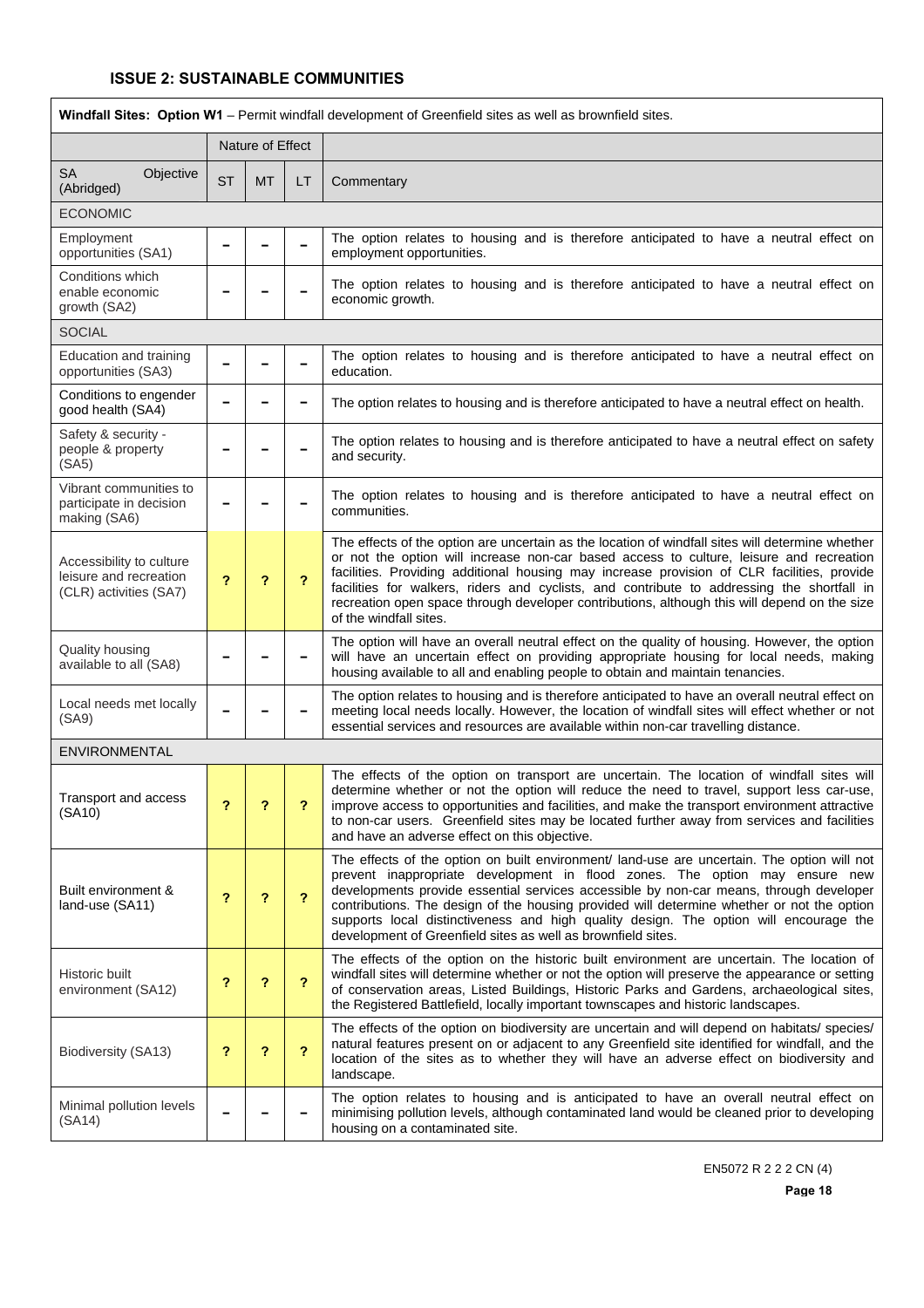### ISSUE 2: SUSTAINABLE COMMUNITIES

| **Windfall Sites: Option W1** – Permit windfall development of Greenfield sites as well as brownfield sites. | | | | |
|---|---|---|---|---|
| | Nature of Effect | | | |
| SA Objective (Abridged) | ST | MT | LT | Commentary |
| ECONOMIC | | | | |
| Employment opportunities (SA1) | – | – | – | The option relates to housing and is therefore anticipated to have a neutral effect on employment opportunities. |
| Conditions which enable economic growth (SA2) | – | – | – | The option relates to housing and is therefore anticipated to have a neutral effect on economic growth. |
| SOCIAL | | | | |
| Education and training opportunities (SA3) | – | – | – | The option relates to housing and is therefore anticipated to have a neutral effect on education. |
| Conditions to engender good health (SA4) | – | – | – | The option relates to housing and is therefore anticipated to have a neutral effect on health. |
| Safety & security - people & property (SA5) | – | – | – | The option relates to housing and is therefore anticipated to have a neutral effect on safety and security. |
| Vibrant communities to participate in decision making (SA6) | – | – | – | The option relates to housing and is therefore anticipated to have a neutral effect on communities. |
| Accessibility to culture leisure and recreation (CLR) activities (SA7) | ? | ? | ? | The effects of the option are uncertain as the location of windfall sites will determine whether or not the option will increase non-car based access to culture, leisure and recreation facilities. Providing additional housing may increase provision of CLR facilities, provide facilities for walkers, riders and cyclists, and contribute to addressing the shortfall in recreation open space through developer contributions, although this will depend on the size of the windfall sites. |
| Quality housing available to all (SA8) | – | – | – | The option will have an overall neutral effect on the quality of housing. However, the option will have an uncertain effect on providing appropriate housing for local needs, making housing available to all and enabling people to obtain and maintain tenancies. |
| Local needs met locally (SA9) | – | – | – | The option relates to housing and is therefore anticipated to have an overall neutral effect on meeting local needs locally. However, the location of windfall sites will effect whether or not essential services and resources are available within non-car travelling distance. |
| ENVIRONMENTAL | | | | |
| Transport and access (SA10) | ? | ? | ? | The effects of the option on transport are uncertain. The location of windfall sites will determine whether or not the option will reduce the need to travel, support less car-use, improve access to opportunities and facilities, and make the transport environment attractive to non-car users. Greenfield sites may be located further away from services and facilities and have an adverse effect on this objective. |
| Built environment & land-use (SA11) | ? | ? | ? | The effects of the option on built environment/ land-use are uncertain. The option will not prevent inappropriate development in flood zones. The option may ensure new developments provide essential services accessible by non-car means, through developer contributions. The design of the housing provided will determine whether or not the option supports local distinctiveness and high quality design. The option will encourage the development of Greenfield sites as well as brownfield sites. |
| Historic built environment (SA12) | ? | ? | ? | The effects of the option on the historic built environment are uncertain. The location of windfall sites will determine whether or not the option will preserve the appearance or setting of conservation areas, Listed Buildings, Historic Parks and Gardens, archaeological sites, the Registered Battlefield, locally important townscapes and historic landscapes. |
| Biodiversity (SA13) | ? | ? | ? | The effects of the option on biodiversity are uncertain and will depend on habitats/ species/ natural features present on or adjacent to any Greenfield site identified for windfall, and the location of the sites as to whether they will have an adverse effect on biodiversity and landscape. |
| Minimal pollution levels (SA14) | – | – | – | The option relates to housing and is anticipated to have an overall neutral effect on minimising pollution levels, although contaminated land would be cleaned prior to developing housing on a contaminated site. |

EN5072 R 2 2 2 CN (4)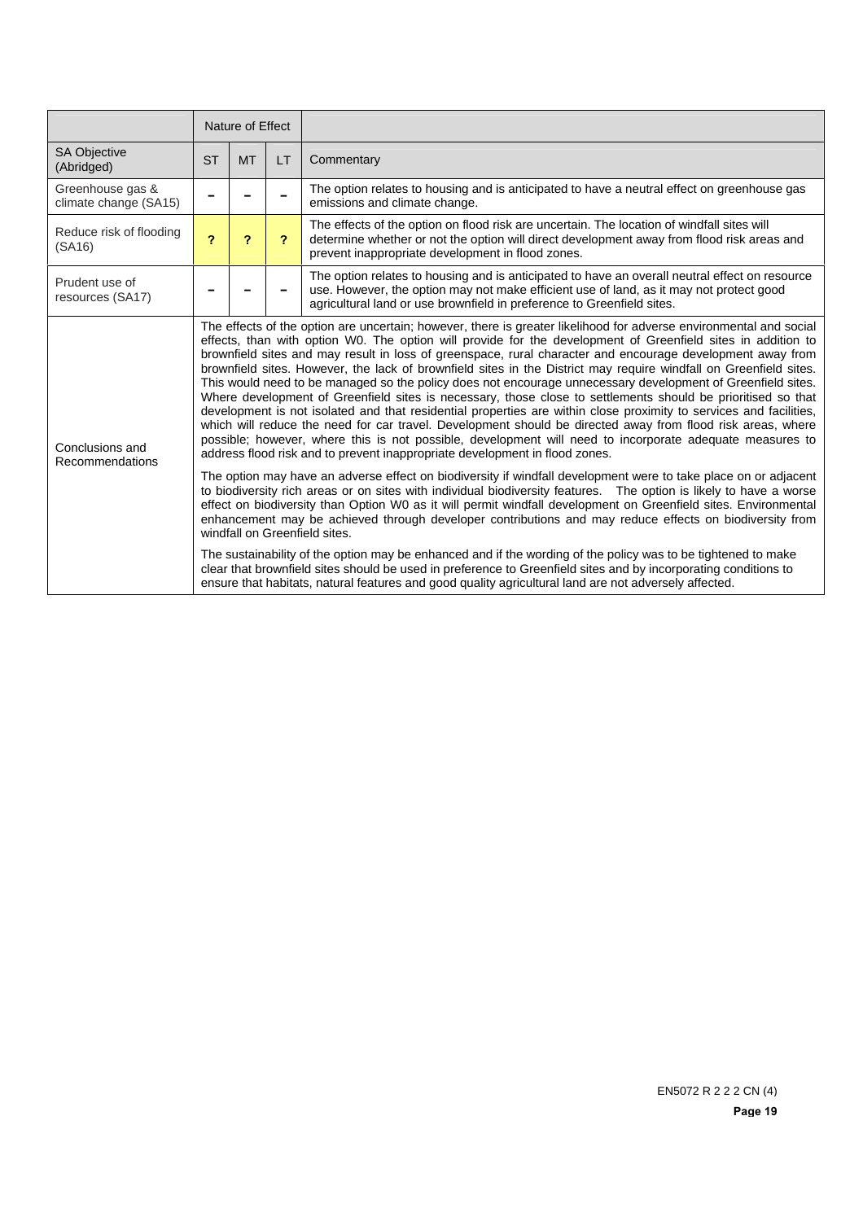| | Nature of Effect | | | |
|---|---|---|---|---|
| SA Objective (Abridged) | ST | MT | LT | Commentary |
| Greenhouse gas & climate change (SA15) | – | – | – | The option relates to housing and is anticipated to have a neutral effect on greenhouse gas emissions and climate change. |
| Reduce risk of flooding (SA16) | ? | ? | ? | The effects of the option on flood risk are uncertain. The location of windfall sites will determine whether or not the option will direct development away from flood risk areas and prevent inappropriate development in flood zones. |
| Prudent use of resources (SA17) | – | – | – | The option relates to housing and is anticipated to have an overall neutral effect on resource use. However, the option may not make efficient use of land, as it may not protect good agricultural land or use brownfield in preference to Greenfield sites. |
| Conclusions and Recommendations | The effects of the option are uncertain; however, there is greater likelihood for adverse environmental and social effects, than with option W0. The option will provide for the development of Greenfield sites in addition to brownfield sites and may result in loss of greenspace, rural character and encourage development away from brownfield sites. However, the lack of brownfield sites in the District may require windfall on Greenfield sites. This would need to be managed so the policy does not encourage unnecessary development of Greenfield sites. Where development of Greenfield sites is necessary, those close to settlements should be prioritised so that development is not isolated and that residential properties are within close proximity to services and facilities, which will reduce the need for car travel. Development should be directed away from flood risk areas, where possible; however, where this is not possible, development will need to incorporate adequate measures to address flood risk and to prevent inappropriate development in flood zones.<br><br>The option may have an adverse effect on biodiversity if windfall development were to take place on or adjacent to biodiversity rich areas or on sites with individual biodiversity features. The option is likely to have a worse effect on biodiversity than Option W0 as it will permit windfall development on Greenfield sites. Environmental enhancement may be achieved through developer contributions and may reduce effects on biodiversity from windfall on Greenfield sites.<br><br>The sustainability of the option may be enhanced and if the wording of the policy was to be tightened to make clear that brownfield sites should be used in preference to Greenfield sites and by incorporating conditions to ensure that habitats, natural features and good quality agricultural land are not adversely affected. | | | |

EN5072 R 2 2 2 CN (4)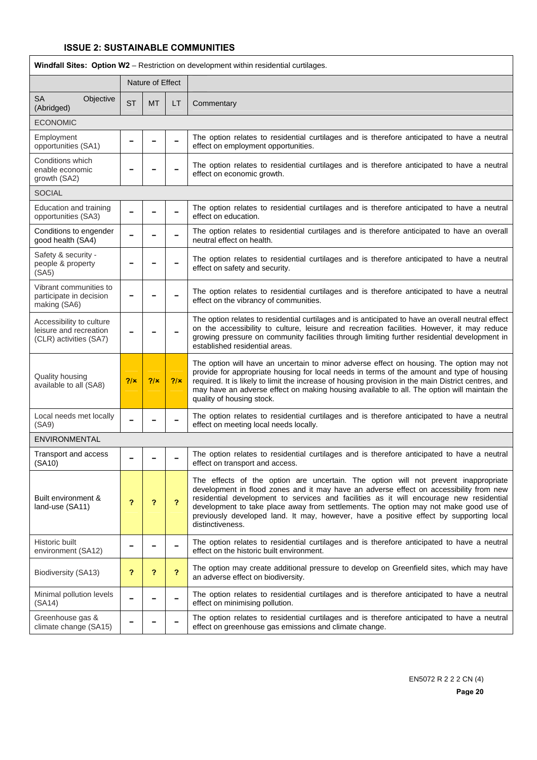## ISSUE 2: SUSTAINABLE COMMUNITIES

| **Windfall Sites: Option W2** – Restriction on development within residential curtilages. | | | | |
|---|---|---|---|---|
| | Nature of Effect | | | |
| SA Objective (Abridged) | ST | MT | LT | Commentary |
| ECONOMIC | | | | |
| Employment opportunities (SA1) | – | – | – | The option relates to residential curtilages and is therefore anticipated to have a neutral effect on employment opportunities. |
| Conditions which enable economic growth (SA2) | – | – | – | The option relates to residential curtilages and is therefore anticipated to have a neutral effect on economic growth. |
| SOCIAL | | | | |
| Education and training opportunities (SA3) | – | – | – | The option relates to residential curtilages and is therefore anticipated to have a neutral effect on education. |
| Conditions to engender good health (SA4) | – | – | – | The option relates to residential curtilages and is therefore anticipated to have an overall neutral effect on health. |
| Safety & security - people & property (SA5) | – | – | – | The option relates to residential curtilages and is therefore anticipated to have a neutral effect on safety and security. |
| Vibrant communities to participate in decision making (SA6) | – | – | – | The option relates to residential curtilages and is therefore anticipated to have a neutral effect on the vibrancy of communities. |
| Accessibility to culture leisure and recreation (CLR) activities (SA7) | – | – | – | The option relates to residential curtilages and is anticipated to have an overall neutral effect on the accessibility to culture, leisure and recreation facilities. However, it may reduce growing pressure on community facilities through limiting further residential development in established residential areas. |
| Quality housing available to all (SA8) | ?/x | ?/x | ?/x | The option will have an uncertain to minor adverse effect on housing. The option may not provide for appropriate housing for local needs in terms of the amount and type of housing required. It is likely to limit the increase of housing provision in the main District centres, and may have an adverse effect on making housing available to all. The option will maintain the quality of housing stock. |
| Local needs met locally (SA9) | – | – | – | The option relates to residential curtilages and is therefore anticipated to have a neutral effect on meeting local needs locally. |
| ENVIRONMENTAL | | | | |
| Transport and access (SA10) | – | – | – | The option relates to residential curtilages and is therefore anticipated to have a neutral effect on transport and access. |
| Built environment & land-use (SA11) | ? | ? | ? | The effects of the option are uncertain. The option will not prevent inappropriate development in flood zones and it may have an adverse effect on accessibility from new residential development to services and facilities as it will encourage new residential development to take place away from settlements. The option may not make good use of previously developed land. It may, however, have a positive effect by supporting local distinctiveness. |
| Historic built environment (SA12) | – | – | – | The option relates to residential curtilages and is therefore anticipated to have a neutral effect on the historic built environment. |
| Biodiversity (SA13) | ? | ? | ? | The option may create additional pressure to develop on Greenfield sites, which may have an adverse effect on biodiversity. |
| Minimal pollution levels (SA14) | – | – | – | The option relates to residential curtilages and is therefore anticipated to have a neutral effect on minimising pollution. |
| Greenhouse gas & climate change (SA15) | – | – | – | The option relates to residential curtilages and is therefore anticipated to have a neutral effect on greenhouse gas emissions and climate change. |

EN5072 R 2 2 2 CN (4)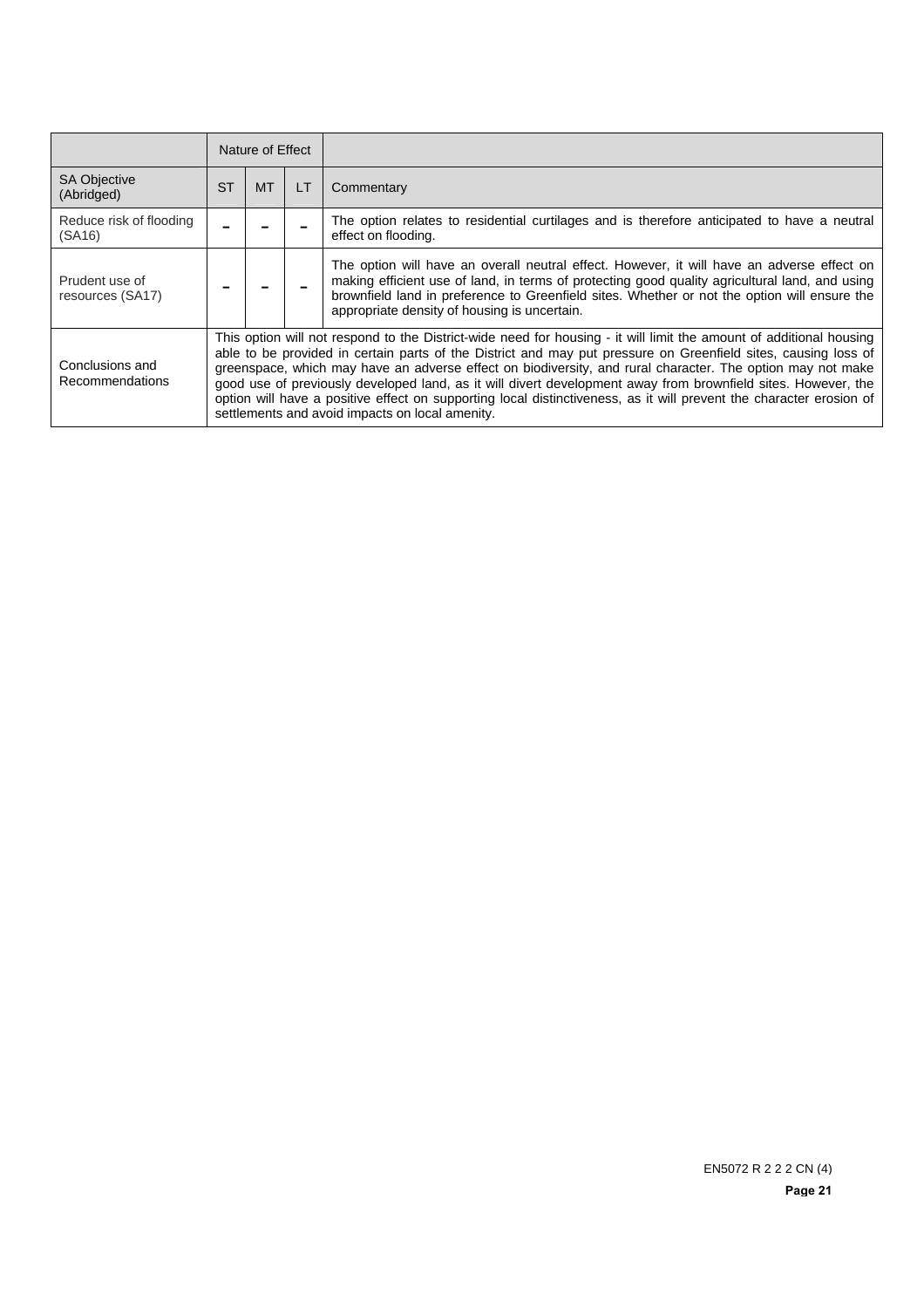| | Nature of Effect | | | |
|---|---|---|---|---|
| SA Objective (Abridged) | ST | MT | LT | Commentary |
| Reduce risk of flooding (SA16) | – | – | – | The option relates to residential curtilages and is therefore anticipated to have a neutral effect on flooding. |
| Prudent use of resources (SA17) | – | – | – | The option will have an overall neutral effect. However, it will have an adverse effect on making efficient use of land, in terms of protecting good quality agricultural land, and using brownfield land in preference to Greenfield sites. Whether or not the option will ensure the appropriate density of housing is uncertain. |
| Conclusions and Recommendations | This option will not respond to the District-wide need for housing - it will limit the amount of additional housing able to be provided in certain parts of the District and may put pressure on Greenfield sites, causing loss of greenspace, which may have an adverse effect on biodiversity, and rural character. The option may not make good use of previously developed land, as it will divert development away from brownfield sites. However, the option will have a positive effect on supporting local distinctiveness, as it will prevent the character erosion of settlements and avoid impacts on local amenity. | | | |

EN5072 R 2 2 2 CN (4)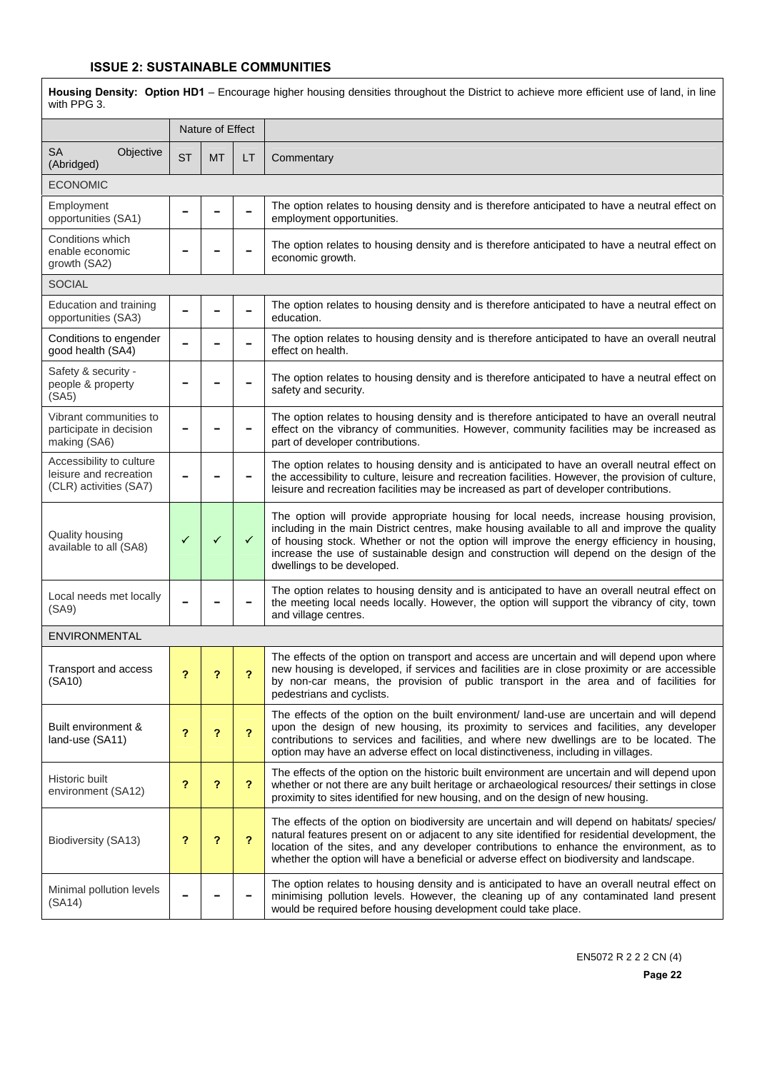## ISSUE 2: SUSTAINABLE COMMUNITIES

**Housing Density: Option HD1** – Encourage higher housing densities throughout the District to achieve more efficient use of land, in line with PPG 3.

| | Nature of Effect | | | |
|---|---|---|---|---|
| SA Objective (Abridged) | ST | MT | LT | Commentary |
| ECONOMIC | | | | |
| Employment opportunities (SA1) | – | – | – | The option relates to housing density and is therefore anticipated to have a neutral effect on employment opportunities. |
| Conditions which enable economic growth (SA2) | – | – | – | The option relates to housing density and is therefore anticipated to have a neutral effect on economic growth. |
| SOCIAL | | | | |
| Education and training opportunities (SA3) | – | – | – | The option relates to housing density and is therefore anticipated to have a neutral effect on education. |
| Conditions to engender good health (SA4) | – | – | – | The option relates to housing density and is therefore anticipated to have an overall neutral effect on health. |
| Safety & security - people & property (SA5) | – | – | – | The option relates to housing density and is therefore anticipated to have a neutral effect on safety and security. |
| Vibrant communities to participate in decision making (SA6) | – | – | – | The option relates to housing density and is therefore anticipated to have an overall neutral effect on the vibrancy of communities. However, community facilities may be increased as part of developer contributions. |
| Accessibility to culture leisure and recreation (CLR) activities (SA7) | – | – | – | The option relates to housing density and is anticipated to have an overall neutral effect on the accessibility to culture, leisure and recreation facilities. However, the provision of culture, leisure and recreation facilities may be increased as part of developer contributions. |
| Quality housing available to all (SA8) | ✓ | ✓ | ✓ | The option will provide appropriate housing for local needs, increase housing provision, including in the main District centres, make housing available to all and improve the quality of housing stock. Whether or not the option will improve the energy efficiency in housing, increase the use of sustainable design and construction will depend on the design of the dwellings to be developed. |
| Local needs met locally (SA9) | – | – | – | The option relates to housing density and is anticipated to have an overall neutral effect on the meeting local needs locally. However, the option will support the vibrancy of city, town and village centres. |
| ENVIRONMENTAL | | | | |
| Transport and access (SA10) | ? | ? | ? | The effects of the option on transport and access are uncertain and will depend upon where new housing is developed, if services and facilities are in close proximity or are accessible by non-car means, the provision of public transport in the area and of facilities for pedestrians and cyclists. |
| Built environment & land-use (SA11) | ? | ? | ? | The effects of the option on the built environment/ land-use are uncertain and will depend upon the design of new housing, its proximity to services and facilities, any developer contributions to services and facilities, and where new dwellings are to be located. The option may have an adverse effect on local distinctiveness, including in villages. |
| Historic built environment (SA12) | ? | ? | ? | The effects of the option on the historic built environment are uncertain and will depend upon whether or not there are any built heritage or archaeological resources/ their settings in close proximity to sites identified for new housing, and on the design of new housing. |
| Biodiversity (SA13) | ? | ? | ? | The effects of the option on biodiversity are uncertain and will depend on habitats/ species/ natural features present on or adjacent to any site identified for residential development, the location of the sites, and any developer contributions to enhance the environment, as to whether the option will have a beneficial or adverse effect on biodiversity and landscape. |
| Minimal pollution levels (SA14) | – | – | – | The option relates to housing density and is anticipated to have an overall neutral effect on minimising pollution levels. However, the cleaning up of any contaminated land present would be required before housing development could take place. |

EN5072 R 2 2 2 CN (4)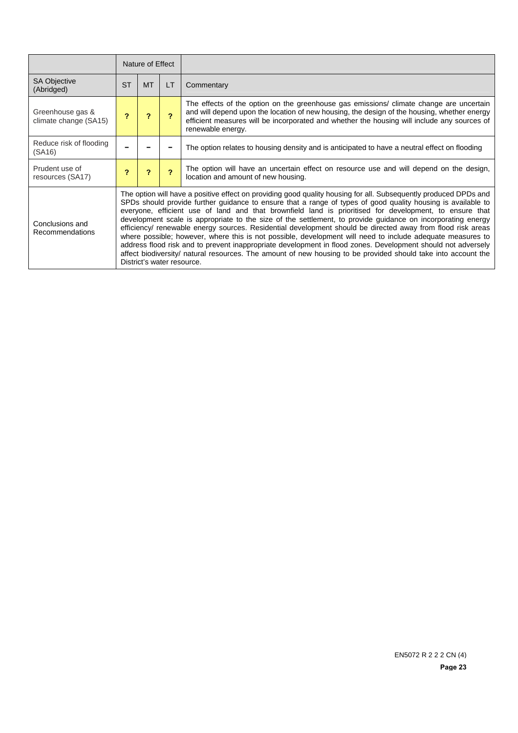| | Nature of Effect | | | |
|---|---|---|---|---|
| SA Objective (Abridged) | ST | MT | LT | Commentary |
| Greenhouse gas & climate change (SA15) | ? | ? | ? | The effects of the option on the greenhouse gas emissions/ climate change are uncertain and will depend upon the location of new housing, the design of the housing, whether energy efficient measures will be incorporated and whether the housing will include any sources of renewable energy. |
| Reduce risk of flooding (SA16) | – | – | – | The option relates to housing density and is anticipated to have a neutral effect on flooding |
| Prudent use of resources (SA17) | ? | ? | ? | The option will have an uncertain effect on resource use and will depend on the design, location and amount of new housing. |
| Conclusions and Recommendations | The option will have a positive effect on providing good quality housing for all. Subsequently produced DPDs and SPDs should provide further guidance to ensure that a range of types of good quality housing is available to everyone, efficient use of land and that brownfield land is prioritised for development, to ensure that development scale is appropriate to the size of the settlement, to provide guidance on incorporating energy efficiency/ renewable energy sources. Residential development should be directed away from flood risk areas where possible; however, where this is not possible, development will need to include adequate measures to address flood risk and to prevent inappropriate development in flood zones. Development should not adversely affect biodiversity/ natural resources. The amount of new housing to be provided should take into account the District's water resource. | | | |

EN5072 R 2 2 2 CN (4)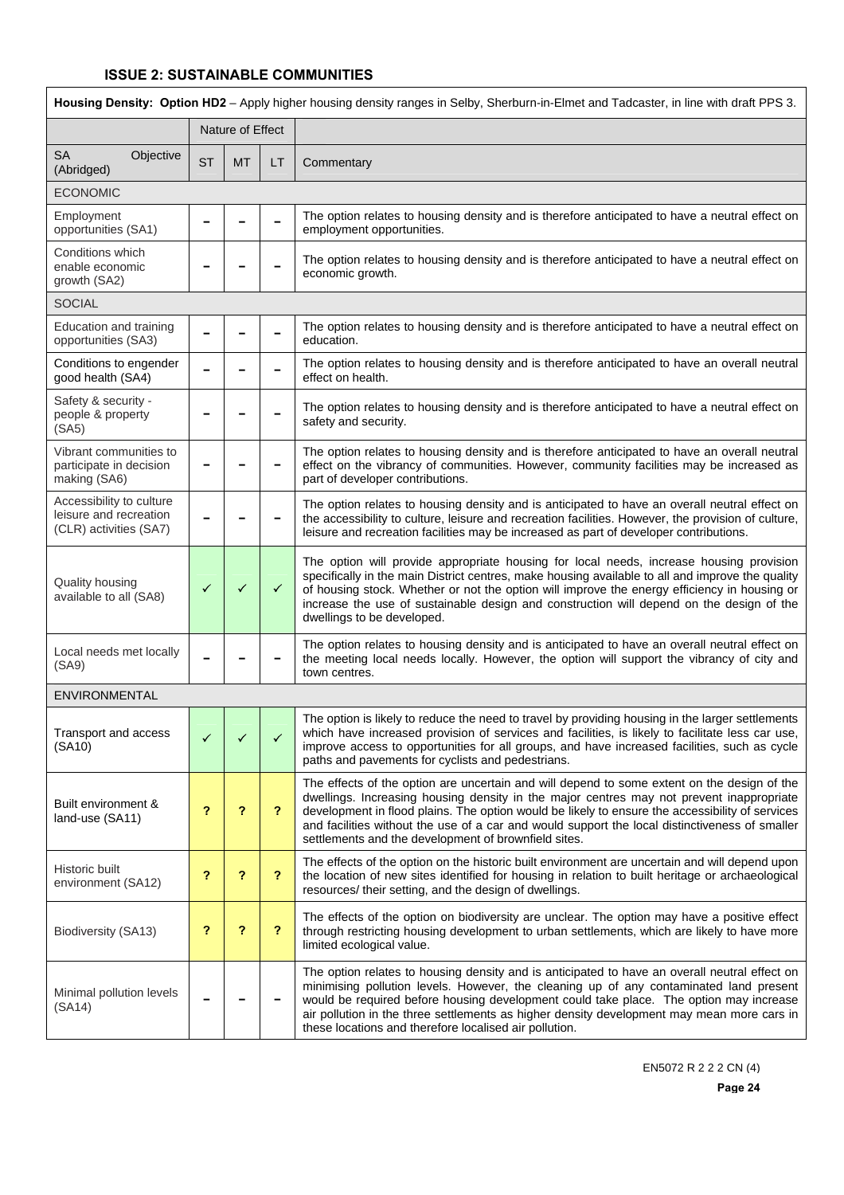## ISSUE 2: SUSTAINABLE COMMUNITIES

| **Housing Density: Option HD2** – Apply higher housing density ranges in Selby, Sherburn-in-Elmet and Tadcaster, in line with draft PPS 3. | | | | |
|---|---|---|---|---|
| | Nature of Effect | | | |
| SA Objective (Abridged) | ST | MT | LT | Commentary |
| ECONOMIC | | | | |
| Employment opportunities (SA1) | – | – | – | The option relates to housing density and is therefore anticipated to have a neutral effect on employment opportunities. |
| Conditions which enable economic growth (SA2) | – | – | – | The option relates to housing density and is therefore anticipated to have a neutral effect on economic growth. |
| SOCIAL | | | | |
| Education and training opportunities (SA3) | – | – | – | The option relates to housing density and is therefore anticipated to have a neutral effect on education. |
| Conditions to engender good health (SA4) | – | – | – | The option relates to housing density and is therefore anticipated to have an overall neutral effect on health. |
| Safety & security - people & property (SA5) | – | – | – | The option relates to housing density and is therefore anticipated to have a neutral effect on safety and security. |
| Vibrant communities to participate in decision making (SA6) | – | – | – | The option relates to housing density and is therefore anticipated to have an overall neutral effect on the vibrancy of communities. However, community facilities may be increased as part of developer contributions. |
| Accessibility to culture leisure and recreation (CLR) activities (SA7) | – | – | – | The option relates to housing density and is anticipated to have an overall neutral effect on the accessibility to culture, leisure and recreation facilities. However, the provision of culture, leisure and recreation facilities may be increased as part of developer contributions. |
| Quality housing available to all (SA8) | ✓ | ✓ | ✓ | The option will provide appropriate housing for local needs, increase housing provision specifically in the main District centres, make housing available to all and improve the quality of housing stock. Whether or not the option will improve the energy efficiency in housing or increase the use of sustainable design and construction will depend on the design of the dwellings to be developed. |
| Local needs met locally (SA9) | – | – | – | The option relates to housing density and is anticipated to have an overall neutral effect on the meeting local needs locally. However, the option will support the vibrancy of city and town centres. |
| ENVIRONMENTAL | | | | |
| Transport and access (SA10) | ✓ | ✓ | ✓ | The option is likely to reduce the need to travel by providing housing in the larger settlements which have increased provision of services and facilities, is likely to facilitate less car use, improve access to opportunities for all groups, and have increased facilities, such as cycle paths and pavements for cyclists and pedestrians. |
| Built environment & land-use (SA11) | ? | ? | ? | The effects of the option are uncertain and will depend to some extent on the design of the dwellings. Increasing housing density in the major centres may not prevent inappropriate development in flood plains. The option would be likely to ensure the accessibility of services and facilities without the use of a car and would support the local distinctiveness of smaller settlements and the development of brownfield sites. |
| Historic built environment (SA12) | ? | ? | ? | The effects of the option on the historic built environment are uncertain and will depend upon the location of new sites identified for housing in relation to built heritage or archaeological resources/ their setting, and the design of dwellings. |
| Biodiversity (SA13) | ? | ? | ? | The effects of the option on biodiversity are unclear. The option may have a positive effect through restricting housing development to urban settlements, which are likely to have more limited ecological value. |
| Minimal pollution levels (SA14) | – | – | – | The option relates to housing density and is anticipated to have an overall neutral effect on minimising pollution levels. However, the cleaning up of any contaminated land present would be required before housing development could take place. The option may increase air pollution in the three settlements as higher density development may mean more cars in these locations and therefore localised air pollution. |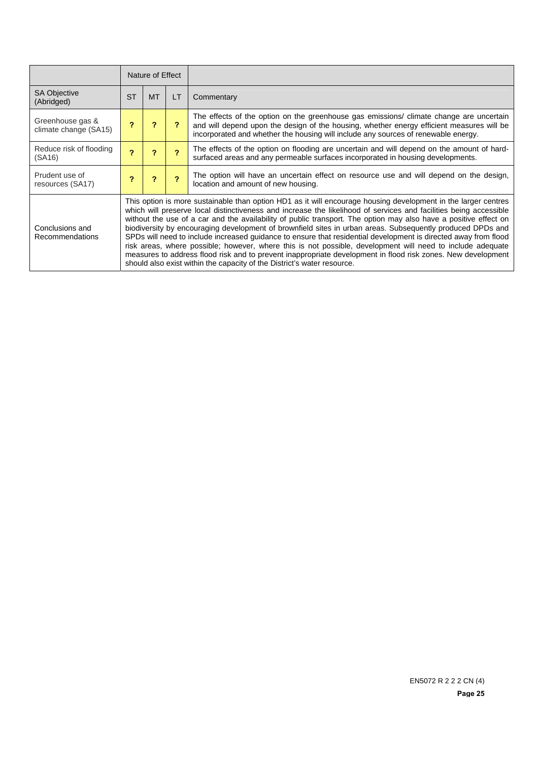| | Nature of Effect | | | |
|---|---|---|---|---|
| SA Objective (Abridged) | ST | MT | LT | Commentary |
| Greenhouse gas & climate change (SA15) | ? | ? | ? | The effects of the option on the greenhouse gas emissions/ climate change are uncertain and will depend upon the design of the housing, whether energy efficient measures will be incorporated and whether the housing will include any sources of renewable energy. |
| Reduce risk of flooding (SA16) | ? | ? | ? | The effects of the option on flooding are uncertain and will depend on the amount of hard-surfaced areas and any permeable surfaces incorporated in housing developments. |
| Prudent use of resources (SA17) | ? | ? | ? | The option will have an uncertain effect on resource use and will depend on the design, location and amount of new housing. |
| Conclusions and Recommendations | This option is more sustainable than option HD1 as it will encourage housing development in the larger centres which will preserve local distinctiveness and increase the likelihood of services and facilities being accessible without the use of a car and the availability of public transport. The option may also have a positive effect on biodiversity by encouraging development of brownfield sites in urban areas. Subsequently produced DPDs and SPDs will need to include increased guidance to ensure that residential development is directed away from flood risk areas, where possible; however, where this is not possible, development will need to include adequate measures to address flood risk and to prevent inappropriate development in flood risk zones. New development should also exist within the capacity of the District's water resource. | | | |

EN5072 R 2 2 2 CN (4)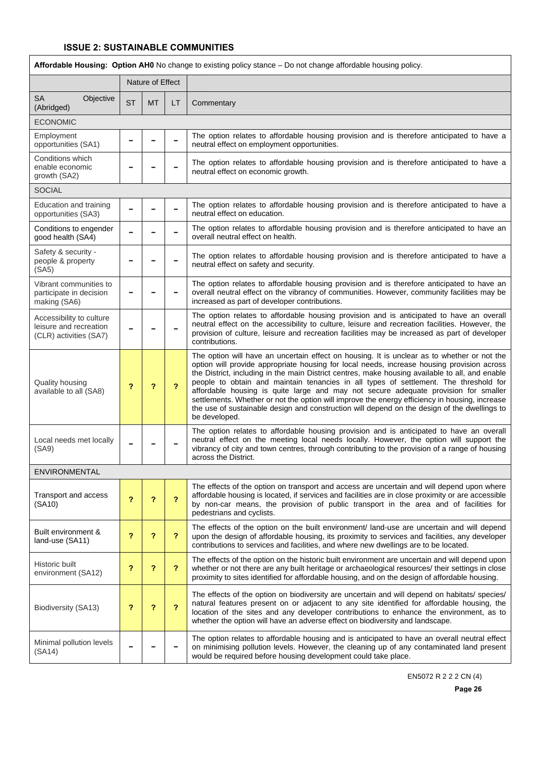## ISSUE 2: SUSTAINABLE COMMUNITIES

| **Affordable Housing: Option AH0** No change to existing policy stance – Do not change affordable housing policy. | | | | |
|---|---|---|---|---|
| | Nature of Effect | | | |
| SA Objective (Abridged) | ST | MT | LT | Commentary |
| ECONOMIC | | | | |
| Employment opportunities (SA1) | – | – | – | The option relates to affordable housing provision and is therefore anticipated to have a neutral effect on employment opportunities. |
| Conditions which enable economic growth (SA2) | – | – | – | The option relates to affordable housing provision and is therefore anticipated to have a neutral effect on economic growth. |
| SOCIAL | | | | |
| Education and training opportunities (SA3) | – | – | – | The option relates to affordable housing provision and is therefore anticipated to have a neutral effect on education. |
| Conditions to engender good health (SA4) | – | – | – | The option relates to affordable housing provision and is therefore anticipated to have an overall neutral effect on health. |
| Safety & security - people & property (SA5) | – | – | – | The option relates to affordable housing provision and is therefore anticipated to have a neutral effect on safety and security. |
| Vibrant communities to participate in decision making (SA6) | – | – | – | The option relates to affordable housing provision and is therefore anticipated to have an overall neutral effect on the vibrancy of communities. However, community facilities may be increased as part of developer contributions. |
| Accessibility to culture leisure and recreation (CLR) activities (SA7) | – | – | – | The option relates to affordable housing provision and is anticipated to have an overall neutral effect on the accessibility to culture, leisure and recreation facilities. However, the provision of culture, leisure and recreation facilities may be increased as part of developer contributions. |
| Quality housing available to all (SA8) | ? | ? | ? | The option will have an uncertain effect on housing. It is unclear as to whether or not the option will provide appropriate housing for local needs, increase housing provision across the District, including in the main District centres, make housing available to all, and enable people to obtain and maintain tenancies in all types of settlement. The threshold for affordable housing is quite large and may not secure adequate provision for smaller settlements. Whether or not the option will improve the energy efficiency in housing, increase the use of sustainable design and construction will depend on the design of the dwellings to be developed. |
| Local needs met locally (SA9) | – | – | – | The option relates to affordable housing provision and is anticipated to have an overall neutral effect on the meeting local needs locally. However, the option will support the vibrancy of city and town centres, through contributing to the provision of a range of housing across the District. |
| ENVIRONMENTAL | | | | |
| Transport and access (SA10) | ? | ? | ? | The effects of the option on transport and access are uncertain and will depend upon where affordable housing is located, if services and facilities are in close proximity or are accessible by non-car means, the provision of public transport in the area and of facilities for pedestrians and cyclists. |
| Built environment & land-use (SA11) | ? | ? | ? | The effects of the option on the built environment/ land-use are uncertain and will depend upon the design of affordable housing, its proximity to services and facilities, any developer contributions to services and facilities, and where new dwellings are to be located. |
| Historic built environment (SA12) | ? | ? | ? | The effects of the option on the historic built environment are uncertain and will depend upon whether or not there are any built heritage or archaeological resources/ their settings in close proximity to sites identified for affordable housing, and on the design of affordable housing. |
| Biodiversity (SA13) | ? | ? | ? | The effects of the option on biodiversity are uncertain and will depend on habitats/ species/ natural features present on or adjacent to any site identified for affordable housing, the location of the sites and any developer contributions to enhance the environment, as to whether the option will have an adverse effect on biodiversity and landscape. |
| Minimal pollution levels (SA14) | – | – | – | The option relates to affordable housing and is anticipated to have an overall neutral effect on minimising pollution levels. However, the cleaning up of any contaminated land present would be required before housing development could take place. |

EN5072 R 2 2 2 CN (4)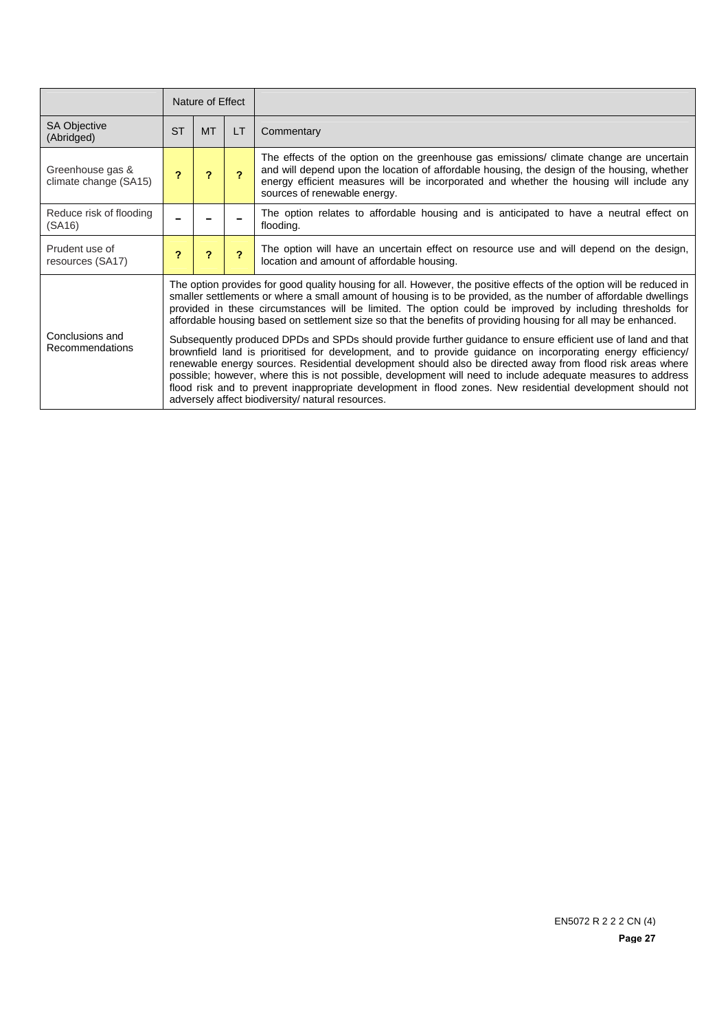| | Nature of Effect | | | |
|---|---|---|---|---|
| SA Objective (Abridged) | ST | MT | LT | Commentary |
| Greenhouse gas & climate change (SA15) | ? | ? | ? | The effects of the option on the greenhouse gas emissions/ climate change are uncertain and will depend upon the location of affordable housing, the design of the housing, whether energy efficient measures will be incorporated and whether the housing will include any sources of renewable energy. |
| Reduce risk of flooding (SA16) | – | – | – | The option relates to affordable housing and is anticipated to have a neutral effect on flooding. |
| Prudent use of resources (SA17) | ? | ? | ? | The option will have an uncertain effect on resource use and will depend on the design, location and amount of affordable housing. |
| Conclusions and Recommendations | The option provides for good quality housing for all. However, the positive effects of the option will be reduced in smaller settlements or where a small amount of housing is to be provided, as the number of affordable dwellings provided in these circumstances will be limited. The option could be improved by including thresholds for affordable housing based on settlement size so that the benefits of providing housing for all may be enhanced.<br><br>Subsequently produced DPDs and SPDs should provide further guidance to ensure efficient use of land and that brownfield land is prioritised for development, and to provide guidance on incorporating energy efficiency/ renewable energy sources. Residential development should also be directed away from flood risk areas where possible; however, where this is not possible, development will need to include adequate measures to address flood risk and to prevent inappropriate development in flood zones. New residential development should not adversely affect biodiversity/ natural resources. | | | |

EN5072 R 2 2 2 CN (4)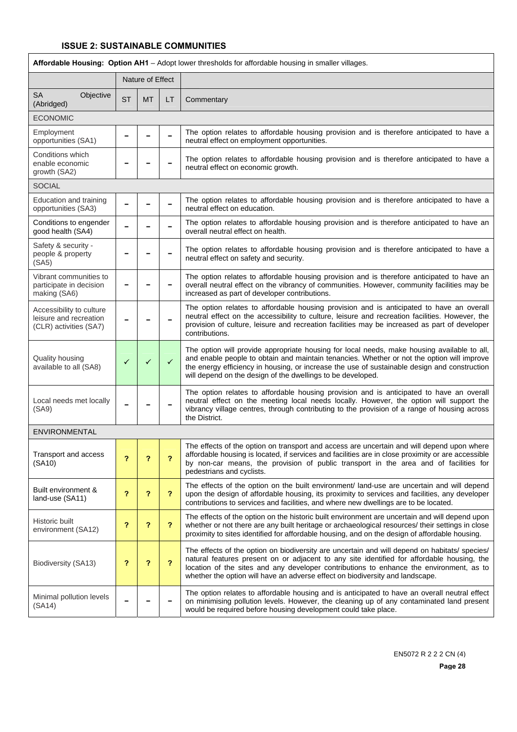## ISSUE 2: SUSTAINABLE COMMUNITIES

| **Affordable Housing: Option AH1** – Adopt lower thresholds for affordable housing in smaller villages. | | | | |
|---|---|---|---|---|
| | Nature of Effect | | | |
| SA Objective (Abridged) | ST | MT | LT | Commentary |
| ECONOMIC | | | | |
| Employment opportunities (SA1) | – | – | – | The option relates to affordable housing provision and is therefore anticipated to have a neutral effect on employment opportunities. |
| Conditions which enable economic growth (SA2) | – | – | – | The option relates to affordable housing provision and is therefore anticipated to have a neutral effect on economic growth. |
| SOCIAL | | | | |
| Education and training opportunities (SA3) | – | – | – | The option relates to affordable housing provision and is therefore anticipated to have a neutral effect on education. |
| Conditions to engender good health (SA4) | – | – | – | The option relates to affordable housing provision and is therefore anticipated to have an overall neutral effect on health. |
| Safety & security - people & property (SA5) | – | – | – | The option relates to affordable housing provision and is therefore anticipated to have a neutral effect on safety and security. |
| Vibrant communities to participate in decision making (SA6) | – | – | – | The option relates to affordable housing provision and is therefore anticipated to have an overall neutral effect on the vibrancy of communities. However, community facilities may be increased as part of developer contributions. |
| Accessibility to culture leisure and recreation (CLR) activities (SA7) | – | – | – | The option relates to affordable housing provision and is anticipated to have an overall neutral effect on the accessibility to culture, leisure and recreation facilities. However, the provision of culture, leisure and recreation facilities may be increased as part of developer contributions. |
| Quality housing available to all (SA8) | ✓ | ✓ | ✓ | The option will provide appropriate housing for local needs, make housing available to all, and enable people to obtain and maintain tenancies. Whether or not the option will improve the energy efficiency in housing, or increase the use of sustainable design and construction will depend on the design of the dwellings to be developed. |
| Local needs met locally (SA9) | – | – | – | The option relates to affordable housing provision and is anticipated to have an overall neutral effect on the meeting local needs locally. However, the option will support the vibrancy village centres, through contributing to the provision of a range of housing across the District. |
| ENVIRONMENTAL | | | | |
| Transport and access (SA10) | ? | ? | ? | The effects of the option on transport and access are uncertain and will depend upon where affordable housing is located, if services and facilities are in close proximity or are accessible by non-car means, the provision of public transport in the area and of facilities for pedestrians and cyclists. |
| Built environment & land-use (SA11) | ? | ? | ? | The effects of the option on the built environment/ land-use are uncertain and will depend upon the design of affordable housing, its proximity to services and facilities, any developer contributions to services and facilities, and where new dwellings are to be located. |
| Historic built environment (SA12) | ? | ? | ? | The effects of the option on the historic built environment are uncertain and will depend upon whether or not there are any built heritage or archaeological resources/ their settings in close proximity to sites identified for affordable housing, and on the design of affordable housing. |
| Biodiversity (SA13) | ? | ? | ? | The effects of the option on biodiversity are uncertain and will depend on habitats/ species/ natural features present on or adjacent to any site identified for affordable housing, the location of the sites and any developer contributions to enhance the environment, as to whether the option will have an adverse effect on biodiversity and landscape. |
| Minimal pollution levels (SA14) | – | – | – | The option relates to affordable housing and is anticipated to have an overall neutral effect on minimising pollution levels. However, the cleaning up of any contaminated land present would be required before housing development could take place. |

EN5072 R 2 2 2 CN (4)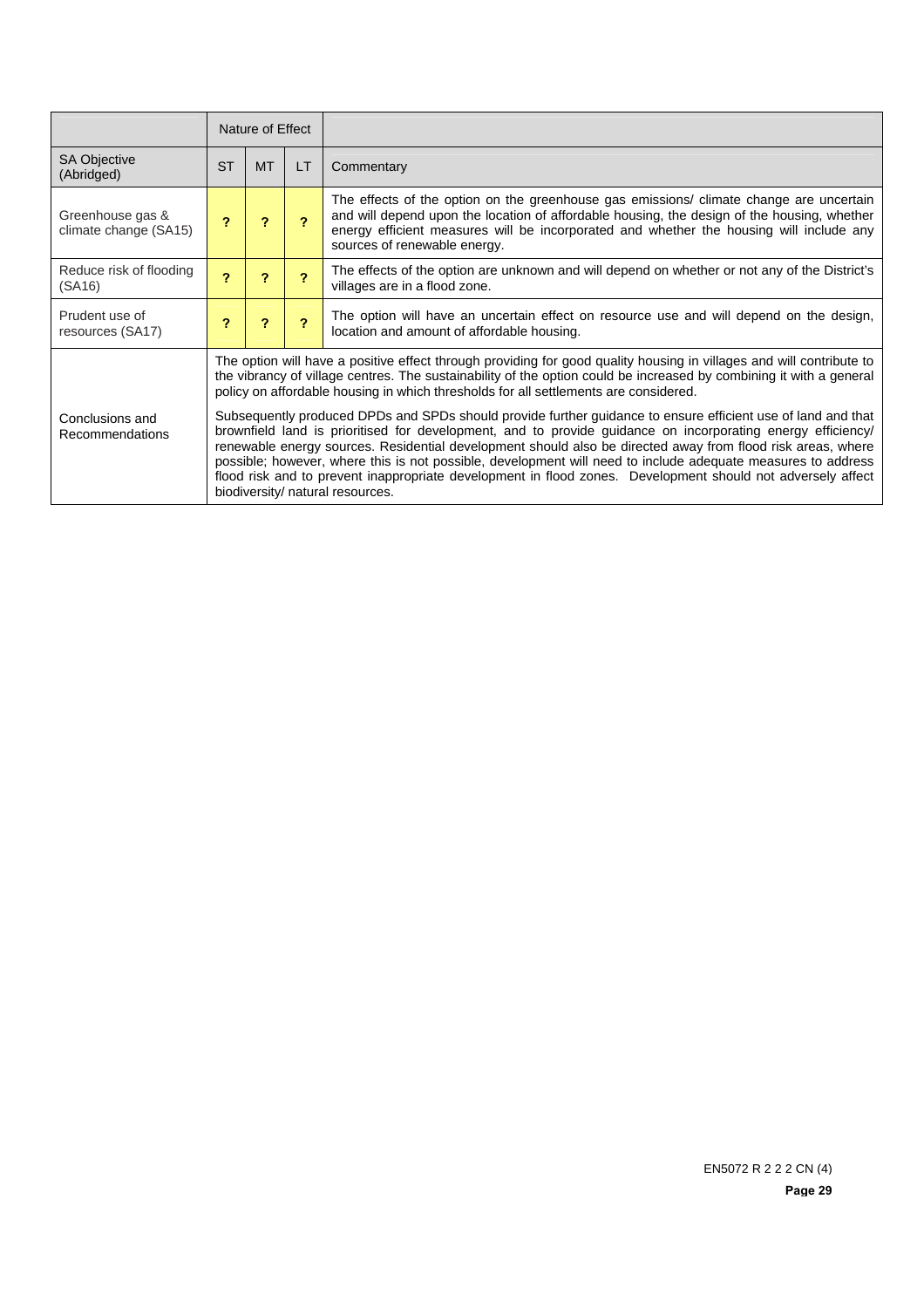| | Nature of Effect | | | |
|---|---|---|---|---|
| SA Objective (Abridged) | ST | MT | LT | Commentary |
| Greenhouse gas & climate change (SA15) | ? | ? | ? | The effects of the option on the greenhouse gas emissions/ climate change are uncertain and will depend upon the location of affordable housing, the design of the housing, whether energy efficient measures will be incorporated and whether the housing will include any sources of renewable energy. |
| Reduce risk of flooding (SA16) | ? | ? | ? | The effects of the option are unknown and will depend on whether or not any of the District's villages are in a flood zone. |
| Prudent use of resources (SA17) | ? | ? | ? | The option will have an uncertain effect on resource use and will depend on the design, location and amount of affordable housing. |
| Conclusions and Recommendations | The option will have a positive effect through providing for good quality housing in villages and will contribute to the vibrancy of village centres. The sustainability of the option could be increased by combining it with a general policy on affordable housing in which thresholds for all settlements are considered. Subsequently produced DPDs and SPDs should provide further guidance to ensure efficient use of land and that brownfield land is prioritised for development, and to provide guidance on incorporating energy efficiency/ renewable energy sources. Residential development should also be directed away from flood risk areas, where possible; however, where this is not possible, development will need to include adequate measures to address flood risk and to prevent inappropriate development in flood zones. Development should not adversely affect biodiversity/ natural resources. | | | |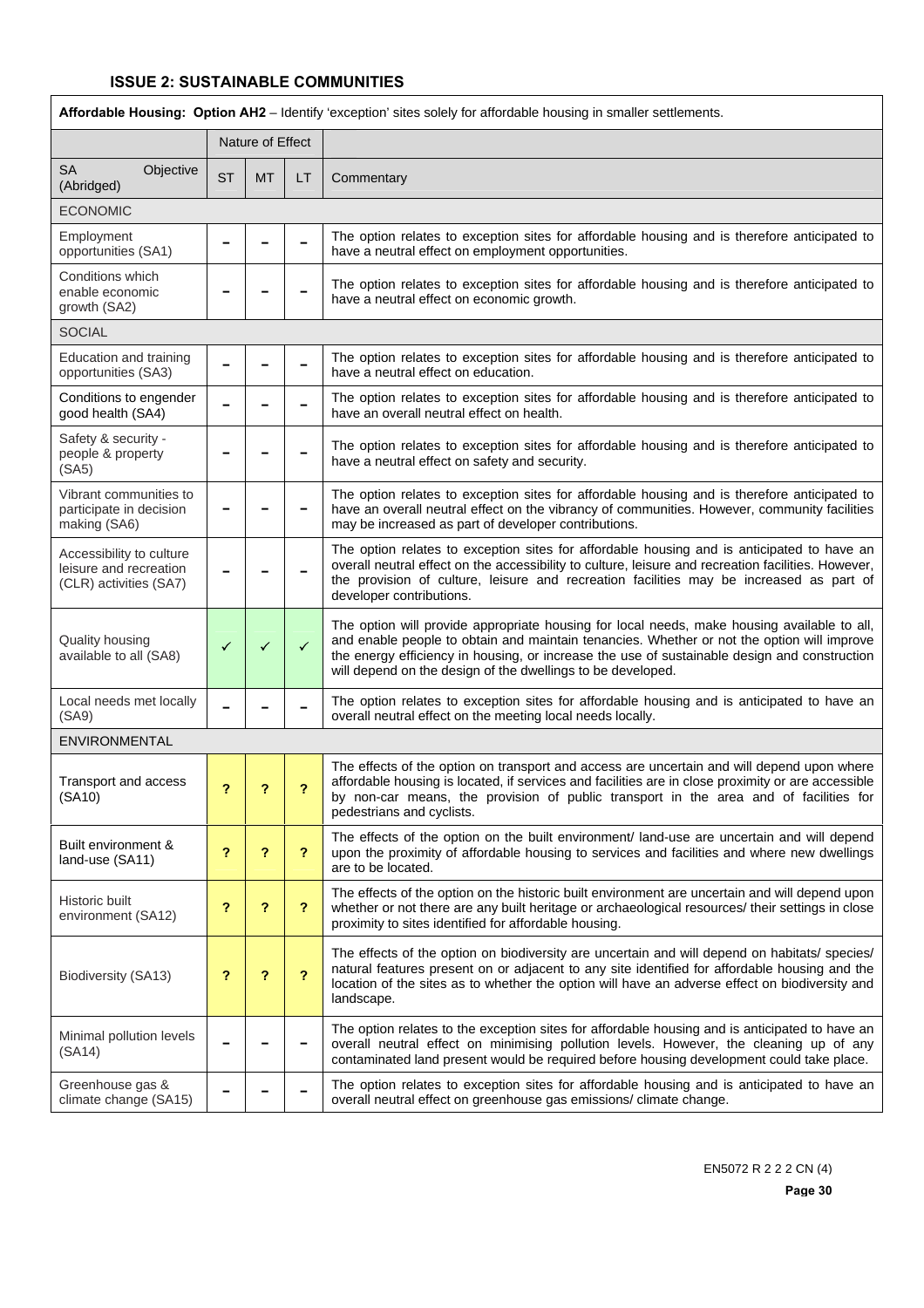## ISSUE 2: SUSTAINABLE COMMUNITIES

| **Affordable Housing: Option AH2** – Identify 'exception' sites solely for affordable housing in smaller settlements. | | | | |
|---|---|---|---|---|
| | Nature of Effect | | | |
| SA Objective (Abridged) | ST | MT | LT | Commentary |
| ECONOMIC | | | | |
| Employment opportunities (SA1) | – | – | – | The option relates to exception sites for affordable housing and is therefore anticipated to have a neutral effect on employment opportunities. |
| Conditions which enable economic growth (SA2) | – | – | – | The option relates to exception sites for affordable housing and is therefore anticipated to have a neutral effect on economic growth. |
| SOCIAL | | | | |
| Education and training opportunities (SA3) | – | – | – | The option relates to exception sites for affordable housing and is therefore anticipated to have a neutral effect on education. |
| Conditions to engender good health (SA4) | – | – | – | The option relates to exception sites for affordable housing and is therefore anticipated to have an overall neutral effect on health. |
| Safety & security - people & property (SA5) | – | – | – | The option relates to exception sites for affordable housing and is therefore anticipated to have a neutral effect on safety and security. |
| Vibrant communities to participate in decision making (SA6) | – | – | – | The option relates to exception sites for affordable housing and is therefore anticipated to have an overall neutral effect on the vibrancy of communities. However, community facilities may be increased as part of developer contributions. |
| Accessibility to culture leisure and recreation (CLR) activities (SA7) | – | – | – | The option relates to exception sites for affordable housing and is anticipated to have an overall neutral effect on the accessibility to culture, leisure and recreation facilities. However, the provision of culture, leisure and recreation facilities may be increased as part of developer contributions. |
| Quality housing available to all (SA8) | ✓ | ✓ | ✓ | The option will provide appropriate housing for local needs, make housing available to all, and enable people to obtain and maintain tenancies. Whether or not the option will improve the energy efficiency in housing, or increase the use of sustainable design and construction will depend on the design of the dwellings to be developed. |
| Local needs met locally (SA9) | – | – | – | The option relates to exception sites for affordable housing and is anticipated to have an overall neutral effect on the meeting local needs locally. |
| ENVIRONMENTAL | | | | |
| Transport and access (SA10) | ? | ? | ? | The effects of the option on transport and access are uncertain and will depend upon where affordable housing is located, if services and facilities are in close proximity or are accessible by non-car means, the provision of public transport in the area and of facilities for pedestrians and cyclists. |
| Built environment & land-use (SA11) | ? | ? | ? | The effects of the option on the built environment/ land-use are uncertain and will depend upon the proximity of affordable housing to services and facilities and where new dwellings are to be located. |
| Historic built environment (SA12) | ? | ? | ? | The effects of the option on the historic built environment are uncertain and will depend upon whether or not there are any built heritage or archaeological resources/ their settings in close proximity to sites identified for affordable housing. |
| Biodiversity (SA13) | ? | ? | ? | The effects of the option on biodiversity are uncertain and will depend on habitats/ species/ natural features present on or adjacent to any site identified for affordable housing and the location of the sites as to whether the option will have an adverse effect on biodiversity and landscape. |
| Minimal pollution levels (SA14) | – | – | – | The option relates to the exception sites for affordable housing and is anticipated to have an overall neutral effect on minimising pollution levels. However, the cleaning up of any contaminated land present would be required before housing development could take place. |
| Greenhouse gas & climate change (SA15) | – | – | – | The option relates to exception sites for affordable housing and is anticipated to have an overall neutral effect on greenhouse gas emissions/ climate change. |

EN5072 R 2 2 2 CN (4)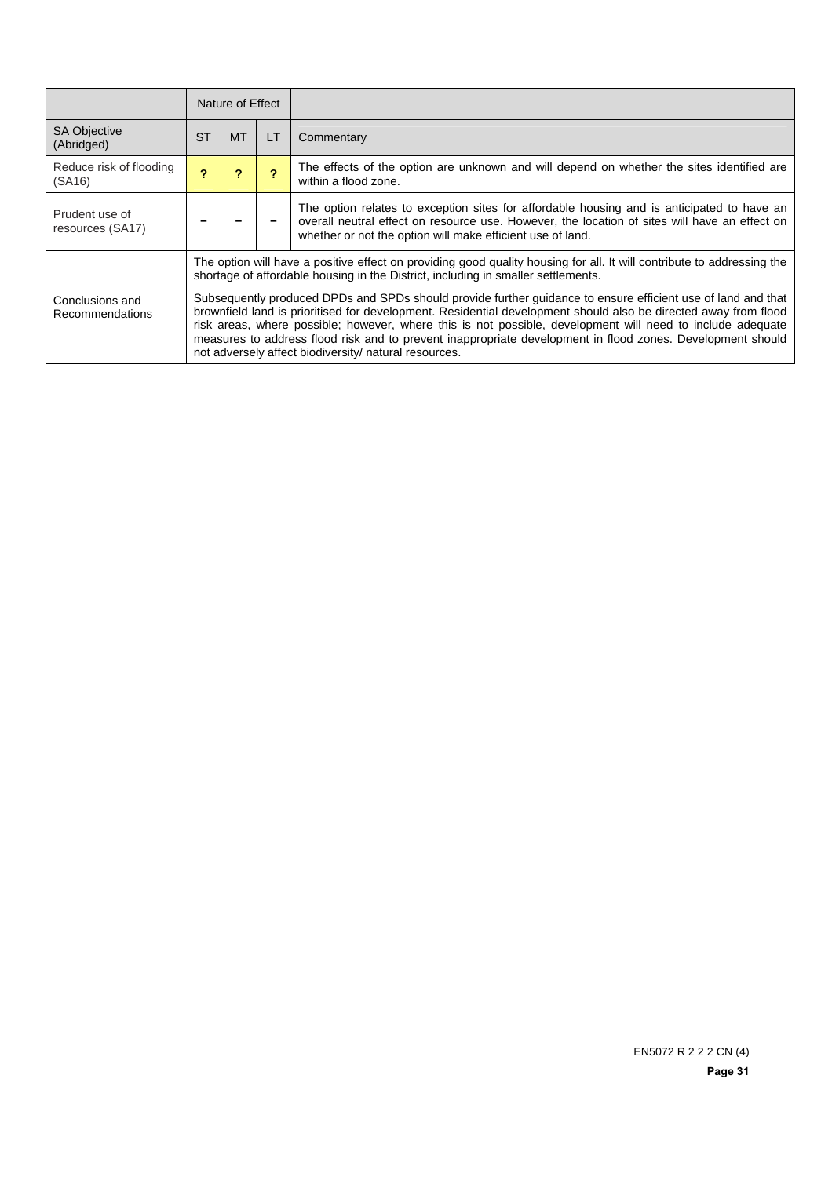| | Nature of Effect | | | |
|---|---|---|---|---|
| SA Objective (Abridged) | ST | MT | LT | Commentary |
| Reduce risk of flooding (SA16) | ? | ? | ? | The effects of the option are unknown and will depend on whether the sites identified are within a flood zone. |
| Prudent use of resources (SA17) | – | – | – | The option relates to exception sites for affordable housing and is anticipated to have an overall neutral effect on resource use. However, the location of sites will have an effect on whether or not the option will make efficient use of land. |
| Conclusions and Recommendations | The option will have a positive effect on providing good quality housing for all. It will contribute to addressing the shortage of affordable housing in the District, including in smaller settlements.<br><br>Subsequently produced DPDs and SPDs should provide further guidance to ensure efficient use of land and that brownfield land is prioritised for development. Residential development should also be directed away from flood risk areas, where possible; however, where this is not possible, development will need to include adequate measures to address flood risk and to prevent inappropriate development in flood zones. Development should not adversely affect biodiversity/ natural resources. | | | |

EN5072 R 2 2 2 CN (4)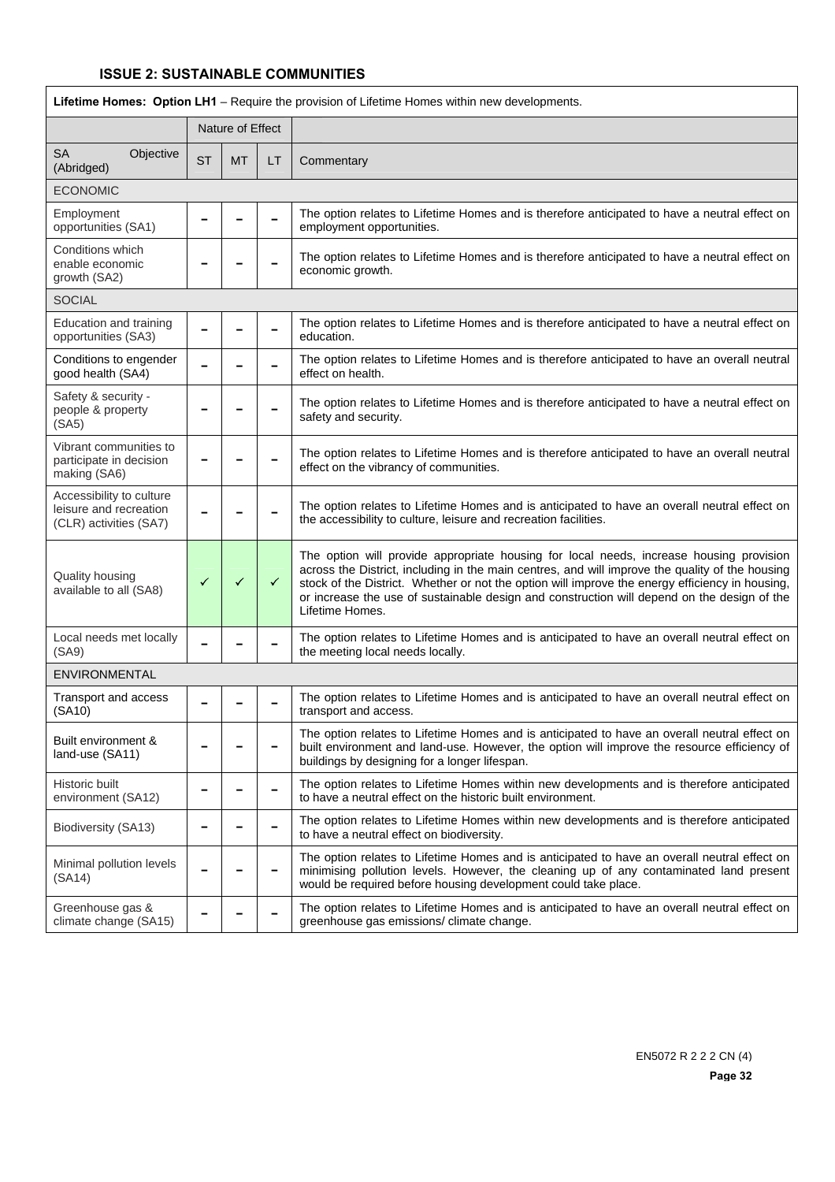### ISSUE 2: SUSTAINABLE COMMUNITIES

| **Lifetime Homes: Option LH1** – Require the provision of Lifetime Homes within new developments. | | | | |
|---|---|---|---|---|
| | Nature of Effect | | | |
| SA Objective (Abridged) | ST | MT | LT | Commentary |
| ECONOMIC | | | | |
| Employment opportunities (SA1) | – | – | – | The option relates to Lifetime Homes and is therefore anticipated to have a neutral effect on employment opportunities. |
| Conditions which enable economic growth (SA2) | – | – | – | The option relates to Lifetime Homes and is therefore anticipated to have a neutral effect on economic growth. |
| SOCIAL | | | | |
| Education and training opportunities (SA3) | – | – | – | The option relates to Lifetime Homes and is therefore anticipated to have a neutral effect on education. |
| Conditions to engender good health (SA4) | – | – | – | The option relates to Lifetime Homes and is therefore anticipated to have an overall neutral effect on health. |
| Safety & security - people & property (SA5) | – | – | – | The option relates to Lifetime Homes and is therefore anticipated to have a neutral effect on safety and security. |
| Vibrant communities to participate in decision making (SA6) | – | – | – | The option relates to Lifetime Homes and is therefore anticipated to have an overall neutral effect on the vibrancy of communities. |
| Accessibility to culture leisure and recreation (CLR) activities (SA7) | – | – | – | The option relates to Lifetime Homes and is anticipated to have an overall neutral effect on the accessibility to culture, leisure and recreation facilities. |
| Quality housing available to all (SA8) | ✓ | ✓ | ✓ | The option will provide appropriate housing for local needs, increase housing provision across the District, including in the main centres, and will improve the quality of the housing stock of the District. Whether or not the option will improve the energy efficiency in housing, or increase the use of sustainable design and construction will depend on the design of the Lifetime Homes. |
| Local needs met locally (SA9) | – | – | – | The option relates to Lifetime Homes and is anticipated to have an overall neutral effect on the meeting local needs locally. |
| ENVIRONMENTAL | | | | |
| Transport and access (SA10) | – | – | – | The option relates to Lifetime Homes and is anticipated to have an overall neutral effect on transport and access. |
| Built environment & land-use (SA11) | – | – | – | The option relates to Lifetime Homes and is anticipated to have an overall neutral effect on built environment and land-use. However, the option will improve the resource efficiency of buildings by designing for a longer lifespan. |
| Historic built environment (SA12) | – | – | – | The option relates to Lifetime Homes within new developments and is therefore anticipated to have a neutral effect on the historic built environment. |
| Biodiversity (SA13) | – | – | – | The option relates to Lifetime Homes within new developments and is therefore anticipated to have a neutral effect on biodiversity. |
| Minimal pollution levels (SA14) | – | – | – | The option relates to Lifetime Homes and is anticipated to have an overall neutral effect on minimising pollution levels. However, the cleaning up of any contaminated land present would be required before housing development could take place. |
| Greenhouse gas & climate change (SA15) | – | – | – | The option relates to Lifetime Homes and is anticipated to have an overall neutral effect on greenhouse gas emissions/ climate change. |

EN5072 R 2 2 2 CN (4)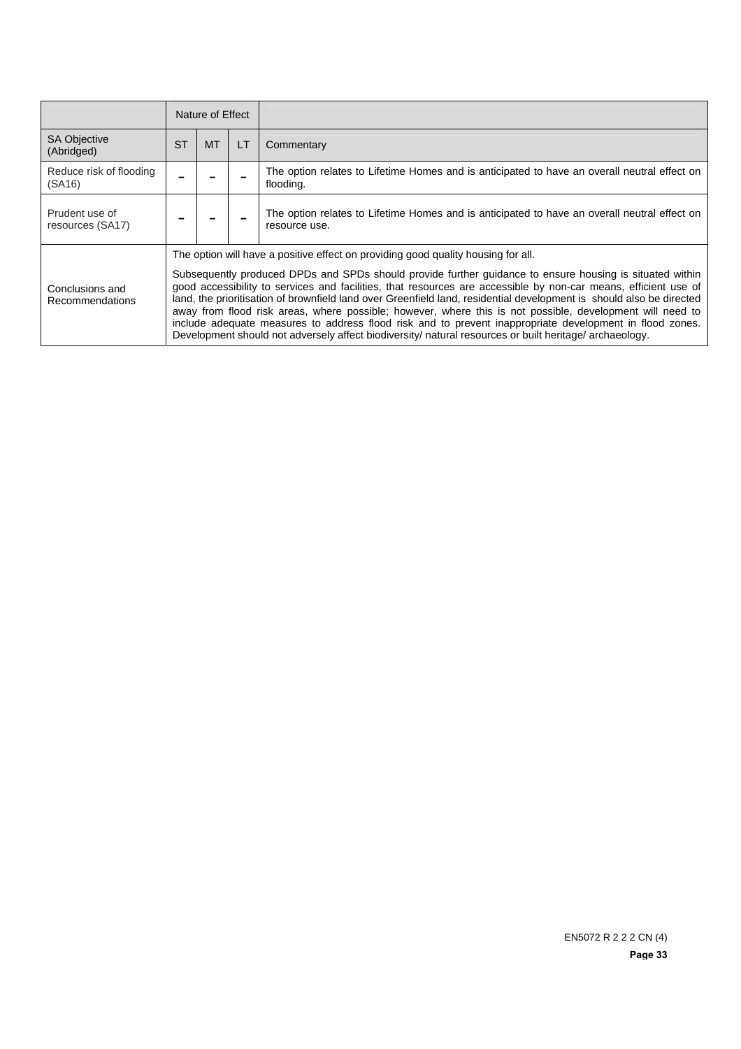| | Nature of Effect | | | |
|---|---|---|---|---|
| SA Objective (Abridged) | ST | MT | LT | Commentary |
| Reduce risk of flooding (SA16) | – | – | – | The option relates to Lifetime Homes and is anticipated to have an overall neutral effect on flooding. |
| Prudent use of resources (SA17) | – | – | – | The option relates to Lifetime Homes and is anticipated to have an overall neutral effect on resource use. |
| Conclusions and Recommendations | The option will have a positive effect on providing good quality housing for all.<br><br>Subsequently produced DPDs and SPDs should provide further guidance to ensure housing is situated within good accessibility to services and facilities, that resources are accessible by non-car means, efficient use of land, the prioritisation of brownfield land over Greenfield land, residential development is should also be directed away from flood risk areas, where possible; however, where this is not possible, development will need to include adequate measures to address flood risk and to prevent inappropriate development in flood zones. Development should not adversely affect biodiversity/ natural resources or built heritage/ archaeology. | | | |

EN5072 R 2 2 2 CN (4)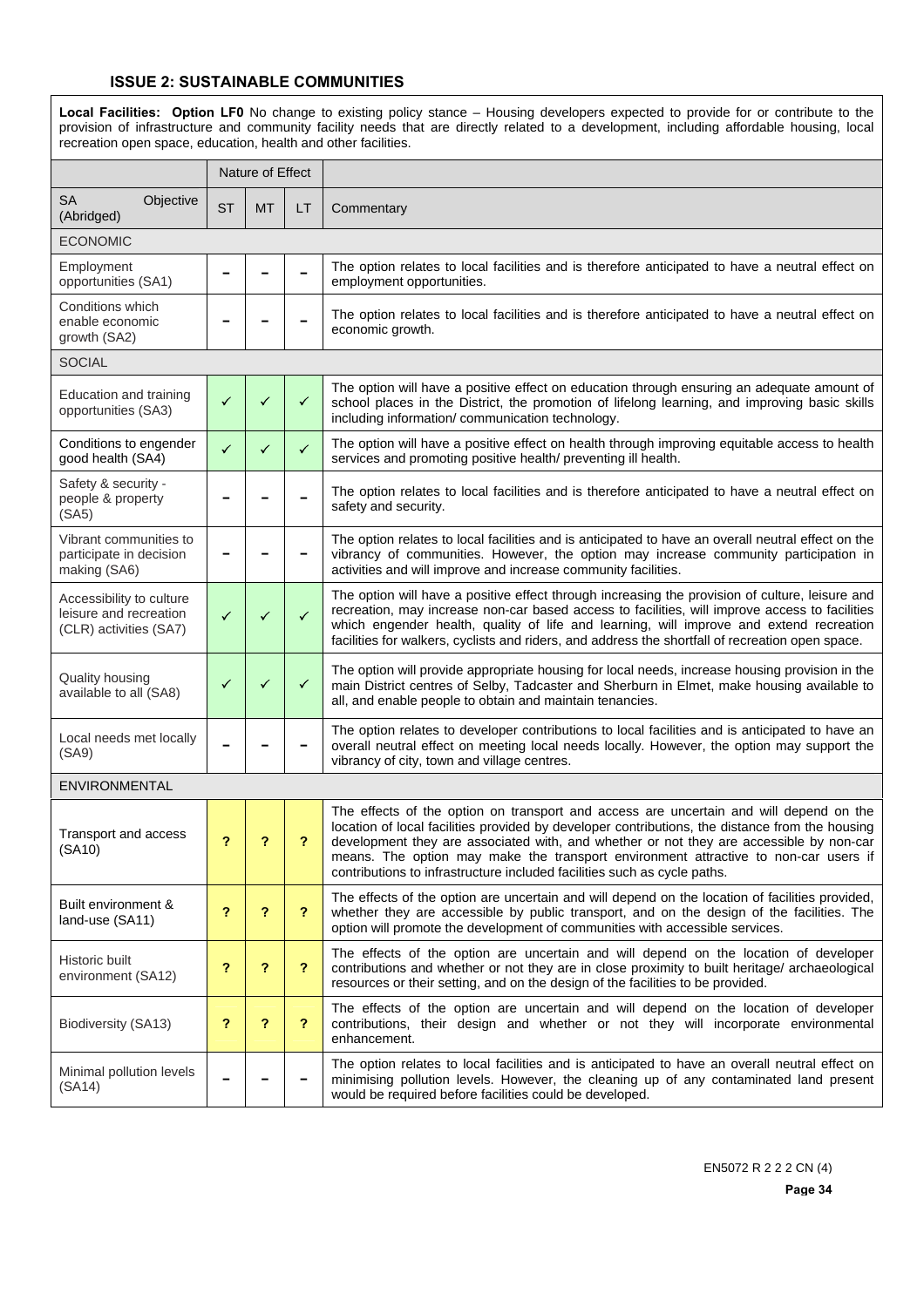### ISSUE 2: SUSTAINABLE COMMUNITIES

**Local Facilities: Option LF0** No change to existing policy stance – Housing developers expected to provide for or contribute to the provision of infrastructure and community facility needs that are directly related to a development, including affordable housing, local recreation open space, education, health and other facilities.

| | Nature of Effect | | | |
|---|---|---|---|---|
| SA Objective (Abridged) | ST | MT | LT | Commentary |
| ECONOMIC | | | | |
| Employment opportunities (SA1) | – | – | – | The option relates to local facilities and is therefore anticipated to have a neutral effect on employment opportunities. |
| Conditions which enable economic growth (SA2) | – | – | – | The option relates to local facilities and is therefore anticipated to have a neutral effect on economic growth. |
| SOCIAL | | | | |
| Education and training opportunities (SA3) | ✓ | ✓ | ✓ | The option will have a positive effect on education through ensuring an adequate amount of school places in the District, the promotion of lifelong learning, and improving basic skills including information/ communication technology. |
| Conditions to engender good health (SA4) | ✓ | ✓ | ✓ | The option will have a positive effect on health through improving equitable access to health services and promoting positive health/ preventing ill health. |
| Safety & security - people & property (SA5) | – | – | – | The option relates to local facilities and is therefore anticipated to have a neutral effect on safety and security. |
| Vibrant communities to participate in decision making (SA6) | – | – | – | The option relates to local facilities and is anticipated to have an overall neutral effect on the vibrancy of communities. However, the option may increase community participation in activities and will improve and increase community facilities. |
| Accessibility to culture leisure and recreation (CLR) activities (SA7) | ✓ | ✓ | ✓ | The option will have a positive effect through increasing the provision of culture, leisure and recreation, may increase non-car based access to facilities, will improve access to facilities which engender health, quality of life and learning, will improve and extend recreation facilities for walkers, cyclists and riders, and address the shortfall of recreation open space. |
| Quality housing available to all (SA8) | ✓ | ✓ | ✓ | The option will provide appropriate housing for local needs, increase housing provision in the main District centres of Selby, Tadcaster and Sherburn in Elmet, make housing available to all, and enable people to obtain and maintain tenancies. |
| Local needs met locally (SA9) | – | – | – | The option relates to developer contributions to local facilities and is anticipated to have an overall neutral effect on meeting local needs locally. However, the option may support the vibrancy of city, town and village centres. |
| ENVIRONMENTAL | | | | |
| Transport and access (SA10) | ? | ? | ? | The effects of the option on transport and access are uncertain and will depend on the location of local facilities provided by developer contributions, the distance from the housing development they are associated with, and whether or not they are accessible by non-car means. The option may make the transport environment attractive to non-car users if contributions to infrastructure included facilities such as cycle paths. |
| Built environment & land-use (SA11) | ? | ? | ? | The effects of the option are uncertain and will depend on the location of facilities provided, whether they are accessible by public transport, and on the design of the facilities. The option will promote the development of communities with accessible services. |
| Historic built environment (SA12) | ? | ? | ? | The effects of the option are uncertain and will depend on the location of developer contributions and whether or not they are in close proximity to built heritage/ archaeological resources or their setting, and on the design of the facilities to be provided. |
| Biodiversity (SA13) | ? | ? | ? | The effects of the option are uncertain and will depend on the location of developer contributions, their design and whether or not they will incorporate environmental enhancement. |
| Minimal pollution levels (SA14) | – | – | – | The option relates to local facilities and is anticipated to have an overall neutral effect on minimising pollution levels. However, the cleaning up of any contaminated land present would be required before facilities could be developed. |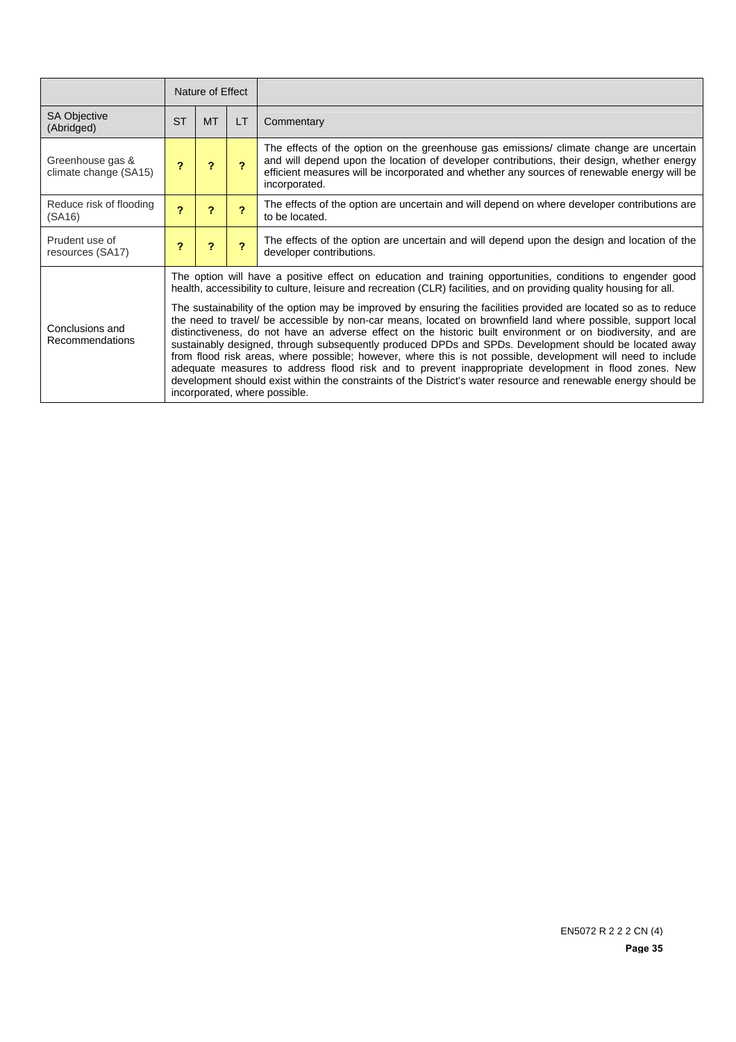| | Nature of Effect | | | |
|---|---|---|---|---|
| SA Objective (Abridged) | ST | MT | LT | Commentary |
| Greenhouse gas & climate change (SA15) | ? | ? | ? | The effects of the option on the greenhouse gas emissions/ climate change are uncertain and will depend upon the location of developer contributions, their design, whether energy efficient measures will be incorporated and whether any sources of renewable energy will be incorporated. |
| Reduce risk of flooding (SA16) | ? | ? | ? | The effects of the option are uncertain and will depend on where developer contributions are to be located. |
| Prudent use of resources (SA17) | ? | ? | ? | The effects of the option are uncertain and will depend upon the design and location of the developer contributions. |
| Conclusions and Recommendations | The option will have a positive effect on education and training opportunities, conditions to engender good health, accessibility to culture, leisure and recreation (CLR) facilities, and on providing quality housing for all.<br><br>The sustainability of the option may be improved by ensuring the facilities provided are located so as to reduce the need to travel/ be accessible by non-car means, located on brownfield land where possible, support local distinctiveness, do not have an adverse effect on the historic built environment or on biodiversity, and are sustainably designed, through subsequently produced DPDs and SPDs. Development should be located away from flood risk areas, where possible; however, where this is not possible, development will need to include adequate measures to address flood risk and to prevent inappropriate development in flood zones. New development should exist within the constraints of the District's water resource and renewable energy should be incorporated, where possible. | | | |

EN5072 R 2 2 2 CN (4)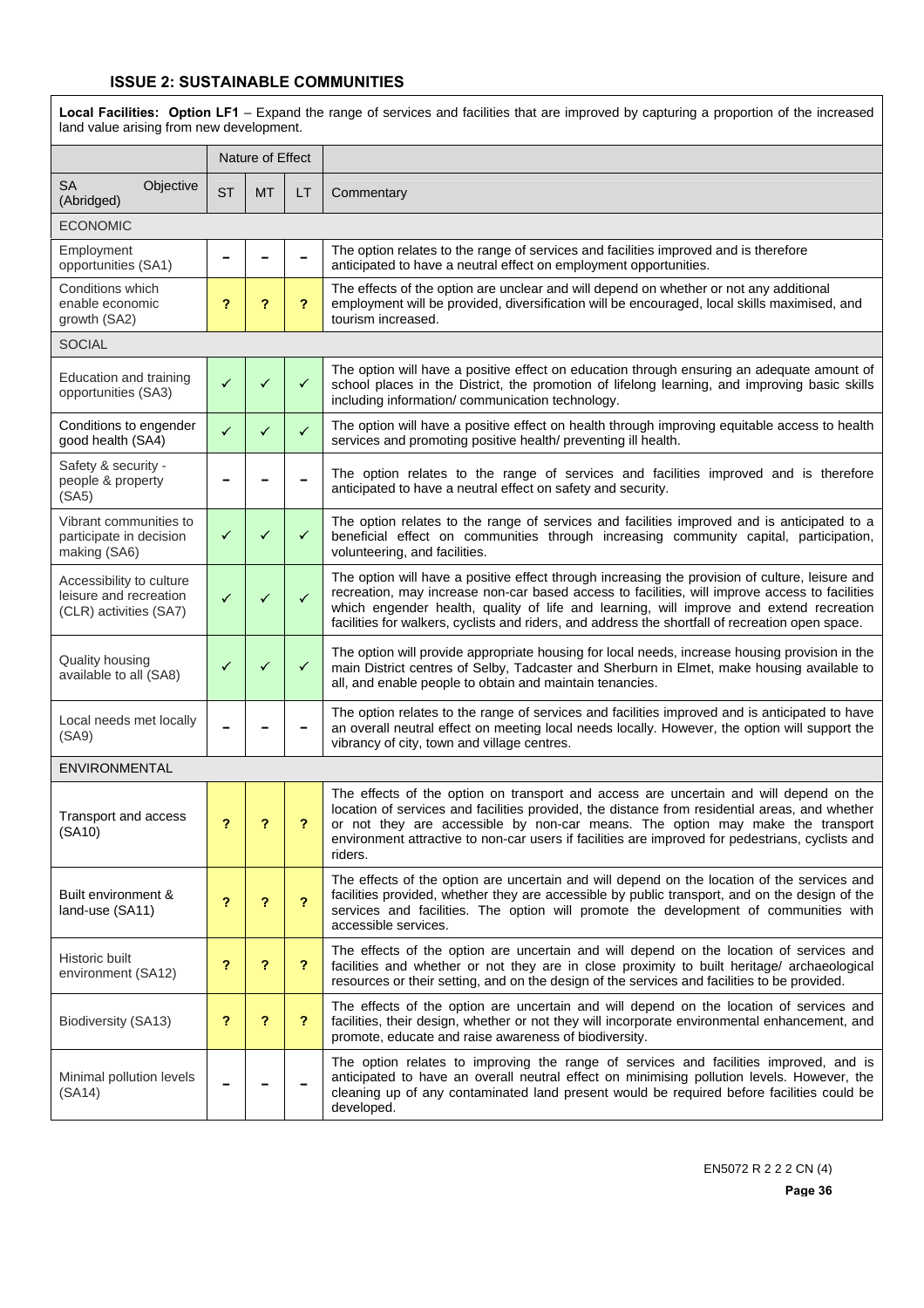## ISSUE 2: SUSTAINABLE COMMUNITIES

**Local Facilities: Option LF1** – Expand the range of services and facilities that are improved by capturing a proportion of the increased land value arising from new development.

| SA Objective (Abridged) | Nature of Effect | | | Commentary |
|---|---|---|---|---|
| | ST | MT | LT | |
| **ECONOMIC** | | | | |
| Employment opportunities (SA1) | – | – | – | The option relates to the range of services and facilities improved and is therefore anticipated to have a neutral effect on employment opportunities. |
| Conditions which enable economic growth (SA2) | ? | ? | ? | The effects of the option are unclear and will depend on whether or not any additional employment will be provided, diversification will be encouraged, local skills maximised, and tourism increased. |
| **SOCIAL** | | | | |
| Education and training opportunities (SA3) | ✓ | ✓ | ✓ | The option will have a positive effect on education through ensuring an adequate amount of school places in the District, the promotion of lifelong learning, and improving basic skills including information/ communication technology. |
| Conditions to engender good health (SA4) | ✓ | ✓ | ✓ | The option will have a positive effect on health through improving equitable access to health services and promoting positive health/ preventing ill health. |
| Safety & security - people & property (SA5) | – | – | – | The option relates to the range of services and facilities improved and is therefore anticipated to have a neutral effect on safety and security. |
| Vibrant communities to participate in decision making (SA6) | ✓ | ✓ | ✓ | The option relates to the range of services and facilities improved and is anticipated to a beneficial effect on communities through increasing community capital, participation, volunteering, and facilities. |
| Accessibility to culture leisure and recreation (CLR) activities (SA7) | ✓ | ✓ | ✓ | The option will have a positive effect through increasing the provision of culture, leisure and recreation, may increase non-car based access to facilities, will improve access to facilities which engender health, quality of life and learning, will improve and extend recreation facilities for walkers, cyclists and riders, and address the shortfall of recreation open space. |
| Quality housing available to all (SA8) | ✓ | ✓ | ✓ | The option will provide appropriate housing for local needs, increase housing provision in the main District centres of Selby, Tadcaster and Sherburn in Elmet, make housing available to all, and enable people to obtain and maintain tenancies. |
| Local needs met locally (SA9) | – | – | – | The option relates to the range of services and facilities improved and is anticipated to have an overall neutral effect on meeting local needs locally. However, the option will support the vibrancy of city, town and village centres. |
| **ENVIRONMENTAL** | | | | |
| Transport and access (SA10) | ? | ? | ? | The effects of the option on transport and access are uncertain and will depend on the location of services and facilities provided, the distance from residential areas, and whether or not they are accessible by non-car means. The option may make the transport environment attractive to non-car users if facilities are improved for pedestrians, cyclists and riders. |
| Built environment & land-use (SA11) | ? | ? | ? | The effects of the option are uncertain and will depend on the location of the services and facilities provided, whether they are accessible by public transport, and on the design of the services and facilities. The option will promote the development of communities with accessible services. |
| Historic built environment (SA12) | ? | ? | ? | The effects of the option are uncertain and will depend on the location of services and facilities and whether or not they are in close proximity to built heritage/ archaeological resources or their setting, and on the design of the services and facilities to be provided. |
| Biodiversity (SA13) | ? | ? | ? | The effects of the option are uncertain and will depend on the location of services and facilities, their design, whether or not they will incorporate environmental enhancement, and promote, educate and raise awareness of biodiversity. |
| Minimal pollution levels (SA14) | – | – | – | The option relates to improving the range of services and facilities improved, and is anticipated to have an overall neutral effect on minimising pollution levels. However, the cleaning up of any contaminated land present would be required before facilities could be developed. |

EN5072 R 2 2 2 CN (4)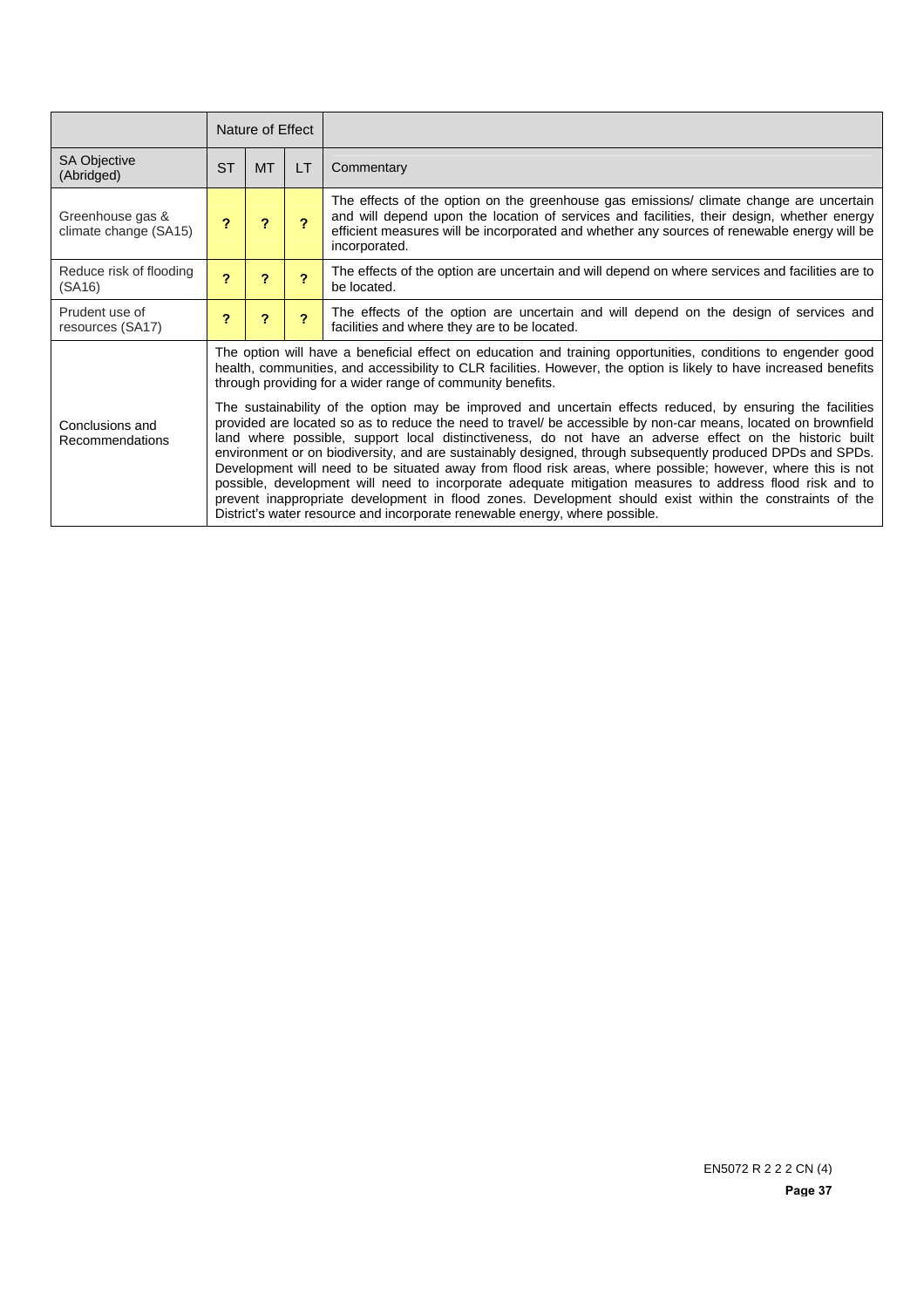| | Nature of Effect | | | |
|---|---|---|---|---|
| SA Objective (Abridged) | ST | MT | LT | Commentary |
| Greenhouse gas & climate change (SA15) | ? | ? | ? | The effects of the option on the greenhouse gas emissions/ climate change are uncertain and will depend upon the location of services and facilities, their design, whether energy efficient measures will be incorporated and whether any sources of renewable energy will be incorporated. |
| Reduce risk of flooding (SA16) | ? | ? | ? | The effects of the option are uncertain and will depend on where services and facilities are to be located. |
| Prudent use of resources (SA17) | ? | ? | ? | The effects of the option are uncertain and will depend on the design of services and facilities and where they are to be located. |
| Conclusions and Recommendations | The option will have a beneficial effect on education and training opportunities, conditions to engender good health, communities, and accessibility to CLR facilities. However, the option is likely to have increased benefits through providing for a wider range of community benefits.<br><br>The sustainability of the option may be improved and uncertain effects reduced, by ensuring the facilities provided are located so as to reduce the need to travel/ be accessible by non-car means, located on brownfield land where possible, support local distinctiveness, do not have an adverse effect on the historic built environment or on biodiversity, and are sustainably designed, through subsequently produced DPDs and SPDs. Development will need to be situated away from flood risk areas, where possible; however, where this is not possible, development will need to incorporate adequate mitigation measures to address flood risk and to prevent inappropriate development in flood zones. Development should exist within the constraints of the District's water resource and incorporate renewable energy, where possible. | | | |

EN5072 R 2 2 2 CN (4)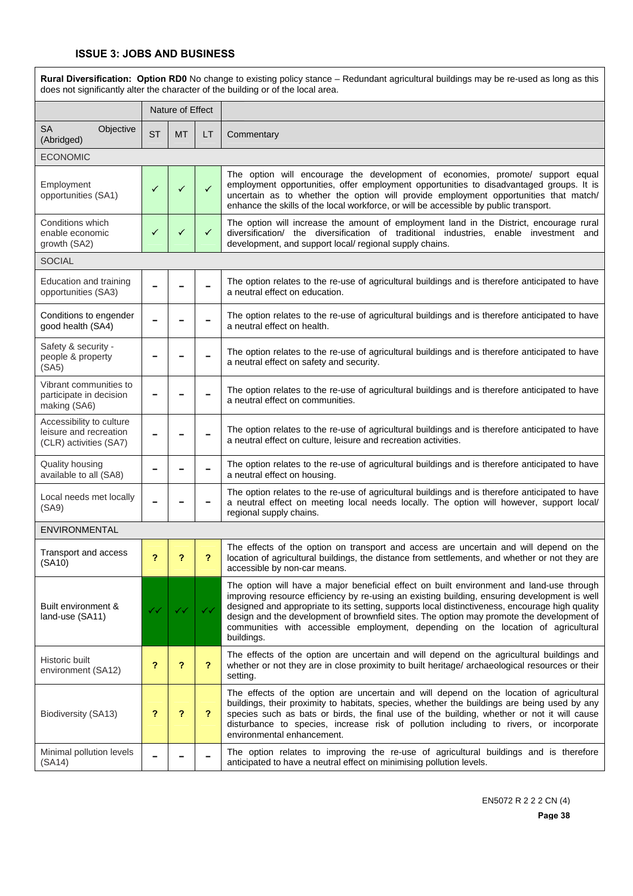### ISSUE 3: JOBS AND BUSINESS

| **Rural Diversification: Option RD0** No change to existing policy stance – Redundant agricultural buildings may be re-used as long as this does not significantly alter the character of the building or of the local area. | | | | |
|---|---|---|---|---|
| | Nature of Effect | | | |
| SA Objective (Abridged) | ST | MT | LT | Commentary |
| ECONOMIC | | | | |
| Employment opportunities (SA1) | ✓ | ✓ | ✓ | The option will encourage the development of economies, promote/ support equal employment opportunities, offer employment opportunities to disadvantaged groups. It is uncertain as to whether the option will provide employment opportunities that match/ enhance the skills of the local workforce, or will be accessible by public transport. |
| Conditions which enable economic growth (SA2) | ✓ | ✓ | ✓ | The option will increase the amount of employment land in the District, encourage rural diversification/ the diversification of traditional industries, enable investment and development, and support local/ regional supply chains. |
| SOCIAL | | | | |
| Education and training opportunities (SA3) | – | – | – | The option relates to the re-use of agricultural buildings and is therefore anticipated to have a neutral effect on education. |
| Conditions to engender good health (SA4) | – | – | – | The option relates to the re-use of agricultural buildings and is therefore anticipated to have a neutral effect on health. |
| Safety & security - people & property (SA5) | – | – | – | The option relates to the re-use of agricultural buildings and is therefore anticipated to have a neutral effect on safety and security. |
| Vibrant communities to participate in decision making (SA6) | – | – | – | The option relates to the re-use of agricultural buildings and is therefore anticipated to have a neutral effect on communities. |
| Accessibility to culture leisure and recreation (CLR) activities (SA7) | – | – | – | The option relates to the re-use of agricultural buildings and is therefore anticipated to have a neutral effect on culture, leisure and recreation activities. |
| Quality housing available to all (SA8) | – | – | – | The option relates to the re-use of agricultural buildings and is therefore anticipated to have a neutral effect on housing. |
| Local needs met locally (SA9) | – | – | – | The option relates to the re-use of agricultural buildings and is therefore anticipated to have a neutral effect on meeting local needs locally. The option will however, support local/ regional supply chains. |
| ENVIRONMENTAL | | | | |
| Transport and access (SA10) | ? | ? | ? | The effects of the option on transport and access are uncertain and will depend on the location of agricultural buildings, the distance from settlements, and whether or not they are accessible by non-car means. |
| Built environment & land-use (SA11) | ✓✓ | ✓✓ | ✓✓ | The option will have a major beneficial effect on built environment and land-use through improving resource efficiency by re-using an existing building, ensuring development is well designed and appropriate to its setting, supports local distinctiveness, encourage high quality design and the development of brownfield sites. The option may promote the development of communities with accessible employment, depending on the location of agricultural buildings. |
| Historic built environment (SA12) | ? | ? | ? | The effects of the option are uncertain and will depend on the agricultural buildings and whether or not they are in close proximity to built heritage/ archaeological resources or their setting. |
| Biodiversity (SA13) | ? | ? | ? | The effects of the option are uncertain and will depend on the location of agricultural buildings, their proximity to habitats, species, whether the buildings are being used by any species such as bats or birds, the final use of the building, whether or not it will cause disturbance to species, increase risk of pollution including to rivers, or incorporate environmental enhancement. |
| Minimal pollution levels (SA14) | – | – | – | The option relates to improving the re-use of agricultural buildings and is therefore anticipated to have a neutral effect on minimising pollution levels. |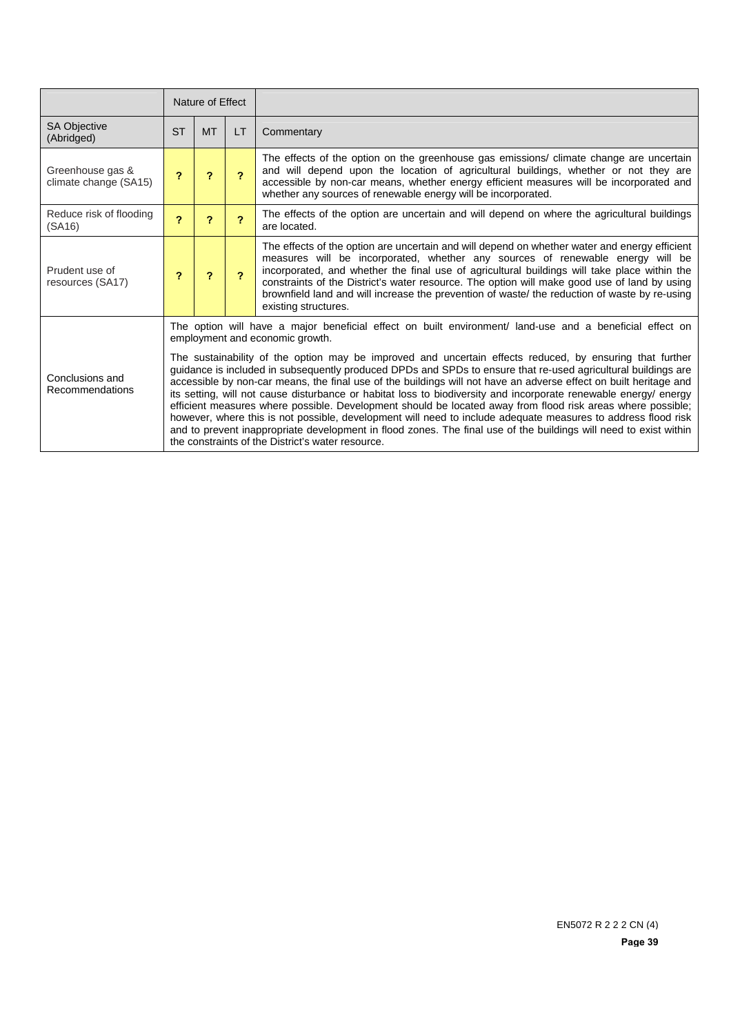| | Nature of Effect | | | |
|---|---|---|---|---|
| SA Objective (Abridged) | ST | MT | LT | Commentary |
| Greenhouse gas & climate change (SA15) | ? | ? | ? | The effects of the option on the greenhouse gas emissions/ climate change are uncertain and will depend upon the location of agricultural buildings, whether or not they are accessible by non-car means, whether energy efficient measures will be incorporated and whether any sources of renewable energy will be incorporated. |
| Reduce risk of flooding (SA16) | ? | ? | ? | The effects of the option are uncertain and will depend on where the agricultural buildings are located. |
| Prudent use of resources (SA17) | ? | ? | ? | The effects of the option are uncertain and will depend on whether water and energy efficient measures will be incorporated, whether any sources of renewable energy will be incorporated, and whether the final use of agricultural buildings will take place within the constraints of the District's water resource. The option will make good use of land by using brownfield land and will increase the prevention of waste/ the reduction of waste by re-using existing structures. |
| Conclusions and Recommendations | The option will have a major beneficial effect on built environment/ land-use and a beneficial effect on employment and economic growth.<br><br>The sustainability of the option may be improved and uncertain effects reduced, by ensuring that further guidance is included in subsequently produced DPDs and SPDs to ensure that re-used agricultural buildings are accessible by non-car means, the final use of the buildings will not have an adverse effect on built heritage and its setting, will not cause disturbance or habitat loss to biodiversity and incorporate renewable energy/ energy efficient measures where possible. Development should be located away from flood risk areas where possible; however, where this is not possible, development will need to include adequate measures to address flood risk and to prevent inappropriate development in flood zones. The final use of the buildings will need to exist within the constraints of the District's water resource. | | | |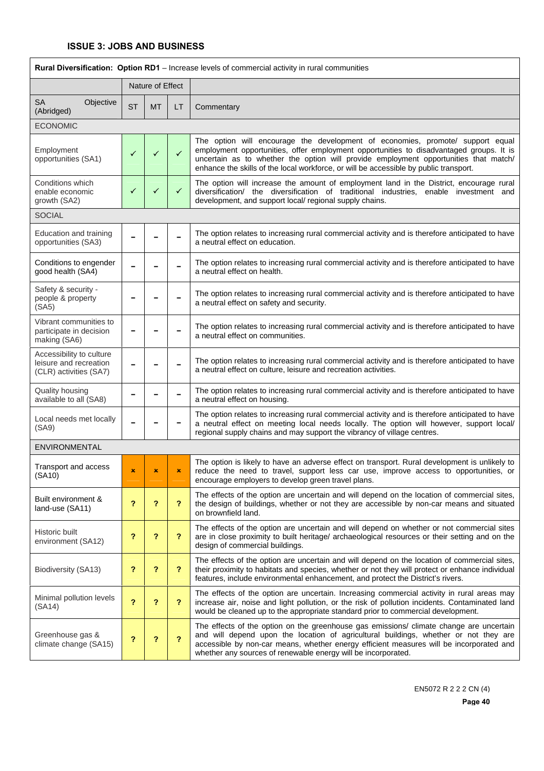### ISSUE 3: JOBS AND BUSINESS

| **Rural Diversification: Option RD1** – Increase levels of commercial activity in rural communities | | | | |
|---|---|---|---|---|
| | Nature of Effect | | | |
| SA Objective (Abridged) | ST | MT | LT | Commentary |
| ECONOMIC | | | | |
| Employment opportunities (SA1) | ✓ | ✓ | ✓ | The option will encourage the development of economies, promote/ support equal employment opportunities, offer employment opportunities to disadvantaged groups. It is uncertain as to whether the option will provide employment opportunities that match/ enhance the skills of the local workforce, or will be accessible by public transport. |
| Conditions which enable economic growth (SA2) | ✓ | ✓ | ✓ | The option will increase the amount of employment land in the District, encourage rural diversification/ the diversification of traditional industries, enable investment and development, and support local/ regional supply chains. |
| SOCIAL | | | | |
| Education and training opportunities (SA3) | – | – | – | The option relates to increasing rural commercial activity and is therefore anticipated to have a neutral effect on education. |
| Conditions to engender good health (SA4) | – | – | – | The option relates to increasing rural commercial activity and is therefore anticipated to have a neutral effect on health. |
| Safety & security - people & property (SA5) | – | – | – | The option relates to increasing rural commercial activity and is therefore anticipated to have a neutral effect on safety and security. |
| Vibrant communities to participate in decision making (SA6) | – | – | – | The option relates to increasing rural commercial activity and is therefore anticipated to have a neutral effect on communities. |
| Accessibility to culture leisure and recreation (CLR) activities (SA7) | – | – | – | The option relates to increasing rural commercial activity and is therefore anticipated to have a neutral effect on culture, leisure and recreation activities. |
| Quality housing available to all (SA8) | – | – | – | The option relates to increasing rural commercial activity and is therefore anticipated to have a neutral effect on housing. |
| Local needs met locally (SA9) | – | – | – | The option relates to increasing rural commercial activity and is therefore anticipated to have a neutral effect on meeting local needs locally. The option will however, support local/ regional supply chains and may support the vibrancy of village centres. |
| ENVIRONMENTAL | | | | |
| Transport and access (SA10) | × | × | × | The option is likely to have an adverse effect on transport. Rural development is unlikely to reduce the need to travel, support less car use, improve access to opportunities, or encourage employers to develop green travel plans. |
| Built environment & land-use (SA11) | ? | ? | ? | The effects of the option are uncertain and will depend on the location of commercial sites, the design of buildings, whether or not they are accessible by non-car means and situated on brownfield land. |
| Historic built environment (SA12) | ? | ? | ? | The effects of the option are uncertain and will depend on whether or not commercial sites are in close proximity to built heritage/ archaeological resources or their setting and on the design of commercial buildings. |
| Biodiversity (SA13) | ? | ? | ? | The effects of the option are uncertain and will depend on the location of commercial sites, their proximity to habitats and species, whether or not they will protect or enhance individual features, include environmental enhancement, and protect the District's rivers. |
| Minimal pollution levels (SA14) | ? | ? | ? | The effects of the option are uncertain. Increasing commercial activity in rural areas may increase air, noise and light pollution, or the risk of pollution incidents. Contaminated land would be cleaned up to the appropriate standard prior to commercial development. |
| Greenhouse gas & climate change (SA15) | ? | ? | ? | The effects of the option on the greenhouse gas emissions/ climate change are uncertain and will depend upon the location of agricultural buildings, whether or not they are accessible by non-car means, whether energy efficient measures will be incorporated and whether any sources of renewable energy will be incorporated. |

EN5072 R 2 2 2 CN (4)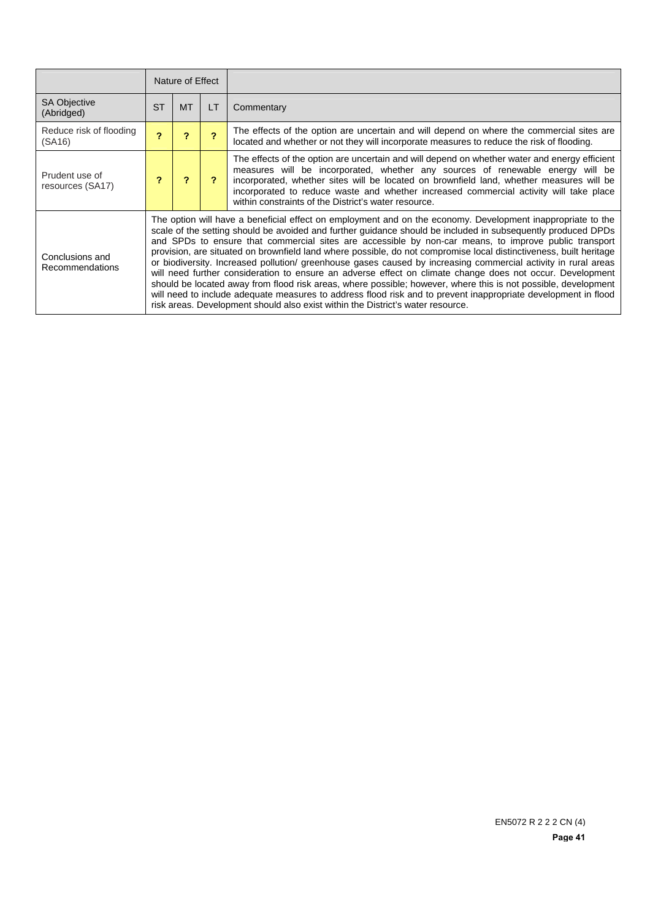| | Nature of Effect | | | |
|---|---|---|---|---|
| SA Objective (Abridged) | ST | MT | LT | Commentary |
| Reduce risk of flooding (SA16) | ? | ? | ? | The effects of the option are uncertain and will depend on where the commercial sites are located and whether or not they will incorporate measures to reduce the risk of flooding. |
| Prudent use of resources (SA17) | ? | ? | ? | The effects of the option are uncertain and will depend on whether water and energy efficient measures will be incorporated, whether any sources of renewable energy will be incorporated, whether sites will be located on brownfield land, whether measures will be incorporated to reduce waste and whether increased commercial activity will take place within constraints of the District's water resource. |
| Conclusions and Recommendations | The option will have a beneficial effect on employment and on the economy. Development inappropriate to the scale of the setting should be avoided and further guidance should be included in subsequently produced DPDs and SPDs to ensure that commercial sites are accessible by non-car means, to improve public transport provision, are situated on brownfield land where possible, do not compromise local distinctiveness, built heritage or biodiversity. Increased pollution/ greenhouse gases caused by increasing commercial activity in rural areas will need further consideration to ensure an adverse effect on climate change does not occur. Development should be located away from flood risk areas, where possible; however, where this is not possible, development will need to include adequate measures to address flood risk and to prevent inappropriate development in flood risk areas. Development should also exist within the District's water resource. | | | |

EN5072 R 2 2 2 CN (4)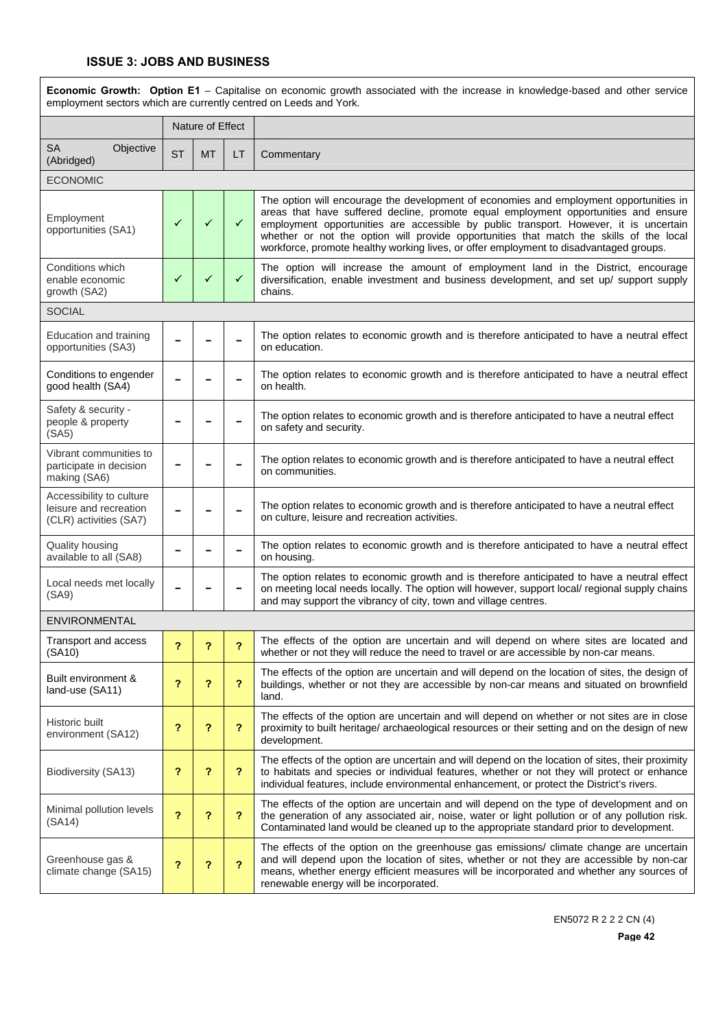### ISSUE 3: JOBS AND BUSINESS

| **Economic Growth: Option E1** – Capitalise on economic growth associated with the increase in knowledge-based and other service employment sectors which are currently centred on Leeds and York. | | | | |
|---|---|---|---|---|
| | Nature of Effect | | | |
| SA Objective (Abridged) | ST | MT | LT | Commentary |
| ECONOMIC | | | | |
| Employment opportunities (SA1) | ✓ | ✓ | ✓ | The option will encourage the development of economies and employment opportunities in areas that have suffered decline, promote equal employment opportunities and ensure employment opportunities are accessible by public transport. However, it is uncertain whether or not the option will provide opportunities that match the skills of the local workforce, promote healthy working lives, or offer employment to disadvantaged groups. |
| Conditions which enable economic growth (SA2) | ✓ | ✓ | ✓ | The option will increase the amount of employment land in the District, encourage diversification, enable investment and business development, and set up/ support supply chains. |
| SOCIAL | | | | |
| Education and training opportunities (SA3) | – | – | – | The option relates to economic growth and is therefore anticipated to have a neutral effect on education. |
| Conditions to engender good health (SA4) | – | – | – | The option relates to economic growth and is therefore anticipated to have a neutral effect on health. |
| Safety & security - people & property (SA5) | – | – | – | The option relates to economic growth and is therefore anticipated to have a neutral effect on safety and security. |
| Vibrant communities to participate in decision making (SA6) | – | – | – | The option relates to economic growth and is therefore anticipated to have a neutral effect on communities. |
| Accessibility to culture leisure and recreation (CLR) activities (SA7) | – | – | – | The option relates to economic growth and is therefore anticipated to have a neutral effect on culture, leisure and recreation activities. |
| Quality housing available to all (SA8) | – | – | – | The option relates to economic growth and is therefore anticipated to have a neutral effect on housing. |
| Local needs met locally (SA9) | – | – | – | The option relates to economic growth and is therefore anticipated to have a neutral effect on meeting local needs locally. The option will however, support local/ regional supply chains and may support the vibrancy of city, town and village centres. |
| ENVIRONMENTAL | | | | |
| Transport and access (SA10) | ? | ? | ? | The effects of the option are uncertain and will depend on where sites are located and whether or not they will reduce the need to travel or are accessible by non-car means. |
| Built environment & land-use (SA11) | ? | ? | ? | The effects of the option are uncertain and will depend on the location of sites, the design of buildings, whether or not they are accessible by non-car means and situated on brownfield land. |
| Historic built environment (SA12) | ? | ? | ? | The effects of the option are uncertain and will depend on whether or not sites are in close proximity to built heritage/ archaeological resources or their setting and on the design of new development. |
| Biodiversity (SA13) | ? | ? | ? | The effects of the option are uncertain and will depend on the location of sites, their proximity to habitats and species or individual features, whether or not they will protect or enhance individual features, include environmental enhancement, or protect the District's rivers. |
| Minimal pollution levels (SA14) | ? | ? | ? | The effects of the option are uncertain and will depend on the type of development and on the generation of any associated air, noise, water or light pollution or of any pollution risk. Contaminated land would be cleaned up to the appropriate standard prior to development. |
| Greenhouse gas & climate change (SA15) | ? | ? | ? | The effects of the option on the greenhouse gas emissions/ climate change are uncertain and will depend upon the location of sites, whether or not they are accessible by non-car means, whether energy efficient measures will be incorporated and whether any sources of renewable energy will be incorporated. |

EN5072 R 2 2 2 CN (4)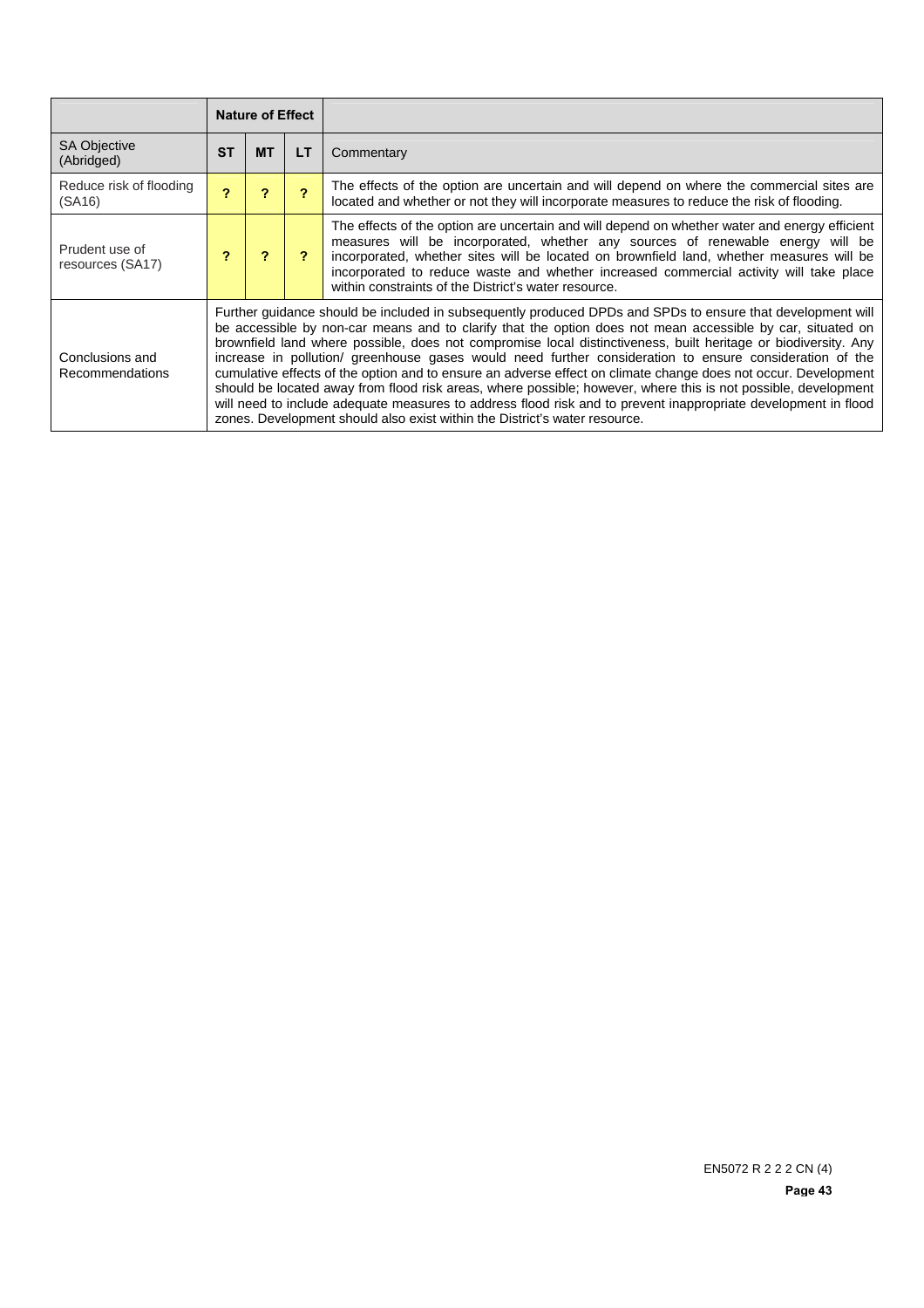| | Nature of Effect | | | |
|---|---|---|---|---|
| SA Objective (Abridged) | ST | MT | LT | Commentary |
| Reduce risk of flooding (SA16) | ? | ? | ? | The effects of the option are uncertain and will depend on where the commercial sites are located and whether or not they will incorporate measures to reduce the risk of flooding. |
| Prudent use of resources (SA17) | ? | ? | ? | The effects of the option are uncertain and will depend on whether water and energy efficient measures will be incorporated, whether any sources of renewable energy will be incorporated, whether sites will be located on brownfield land, whether measures will be incorporated to reduce waste and whether increased commercial activity will take place within constraints of the District's water resource. |
| Conclusions and Recommendations | Further guidance should be included in subsequently produced DPDs and SPDs to ensure that development will be accessible by non-car means and to clarify that the option does not mean accessible by car, situated on brownfield land where possible, does not compromise local distinctiveness, built heritage or biodiversity. Any increase in pollution/ greenhouse gases would need further consideration to ensure consideration of the cumulative effects of the option and to ensure an adverse effect on climate change does not occur. Development should be located away from flood risk areas, where possible; however, where this is not possible, development will need to include adequate measures to address flood risk and to prevent inappropriate development in flood zones. Development should also exist within the District's water resource. | | | |

EN5072 R 2 2 2 CN (4)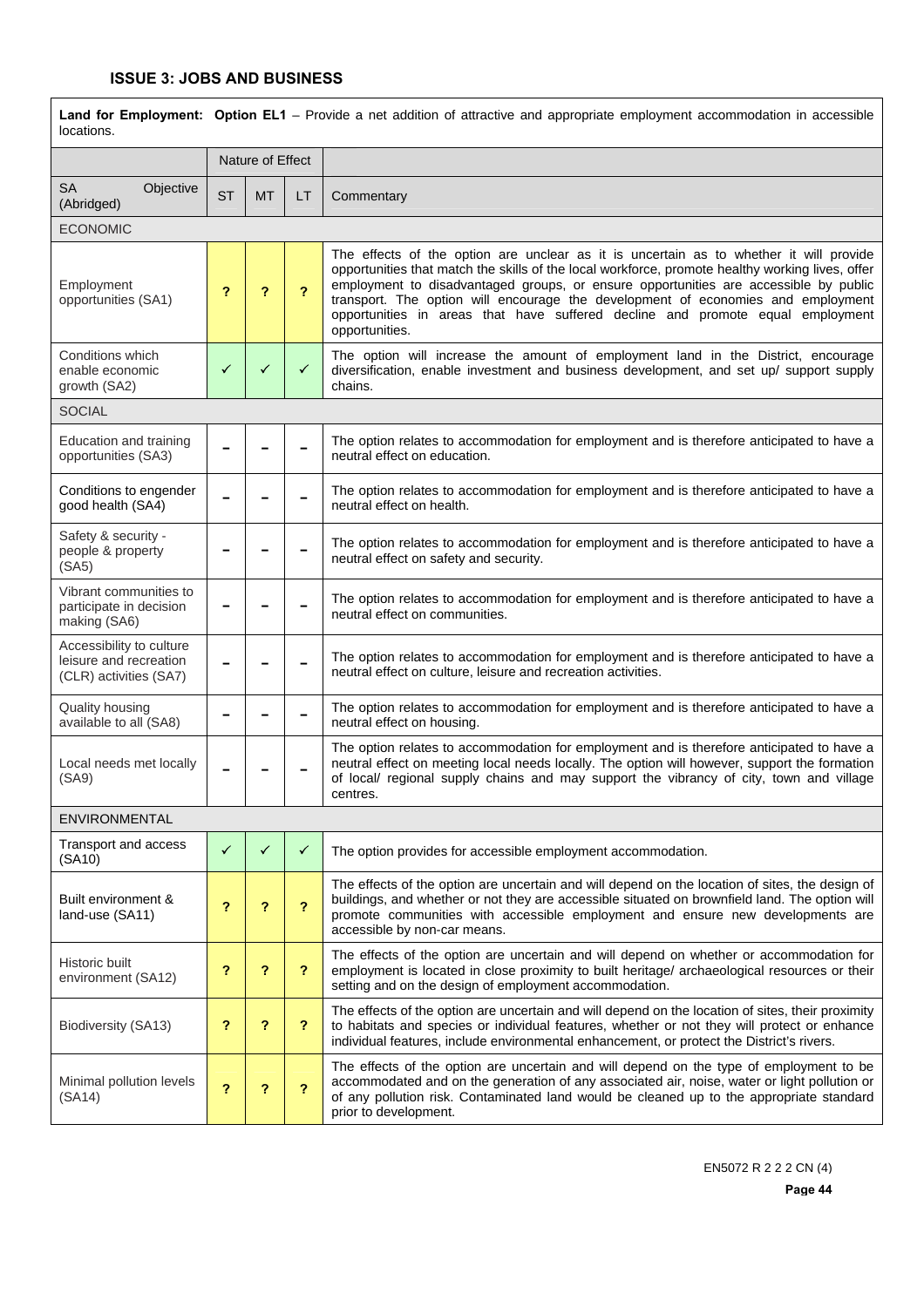### ISSUE 3: JOBS AND BUSINESS

| **Land for Employment: Option EL1** – Provide a net addition of attractive and appropriate employment accommodation in accessible locations. | | | | |
|---|---|---|---|---|
| | Nature of Effect | | | |
| SA Objective (Abridged) | ST | MT | LT | Commentary |
| ECONOMIC | | | | |
| Employment opportunities (SA1) | ? | ? | ? | The effects of the option are unclear as it is uncertain as to whether it will provide opportunities that match the skills of the local workforce, promote healthy working lives, offer employment to disadvantaged groups, or ensure opportunities are accessible by public transport. The option will encourage the development of economies and employment opportunities in areas that have suffered decline and promote equal employment opportunities. |
| Conditions which enable economic growth (SA2) | ✓ | ✓ | ✓ | The option will increase the amount of employment land in the District, encourage diversification, enable investment and business development, and set up/ support supply chains. |
| SOCIAL | | | | |
| Education and training opportunities (SA3) | – | – | – | The option relates to accommodation for employment and is therefore anticipated to have a neutral effect on education. |
| Conditions to engender good health (SA4) | – | – | – | The option relates to accommodation for employment and is therefore anticipated to have a neutral effect on health. |
| Safety & security - people & property (SA5) | – | – | – | The option relates to accommodation for employment and is therefore anticipated to have a neutral effect on safety and security. |
| Vibrant communities to participate in decision making (SA6) | – | – | – | The option relates to accommodation for employment and is therefore anticipated to have a neutral effect on communities. |
| Accessibility to culture leisure and recreation (CLR) activities (SA7) | – | – | – | The option relates to accommodation for employment and is therefore anticipated to have a neutral effect on culture, leisure and recreation activities. |
| Quality housing available to all (SA8) | – | – | – | The option relates to accommodation for employment and is therefore anticipated to have a neutral effect on housing. |
| Local needs met locally (SA9) | – | – | – | The option relates to accommodation for employment and is therefore anticipated to have a neutral effect on meeting local needs locally. The option will however, support the formation of local/ regional supply chains and may support the vibrancy of city, town and village centres. |
| ENVIRONMENTAL | | | | |
| Transport and access (SA10) | ✓ | ✓ | ✓ | The option provides for accessible employment accommodation. |
| Built environment & land-use (SA11) | ? | ? | ? | The effects of the option are uncertain and will depend on the location of sites, the design of buildings, and whether or not they are accessible situated on brownfield land. The option will promote communities with accessible employment and ensure new developments are accessible by non-car means. |
| Historic built environment (SA12) | ? | ? | ? | The effects of the option are uncertain and will depend on whether or accommodation for employment is located in close proximity to built heritage/ archaeological resources or their setting and on the design of employment accommodation. |
| Biodiversity (SA13) | ? | ? | ? | The effects of the option are uncertain and will depend on the location of sites, their proximity to habitats and species or individual features, whether or not they will protect or enhance individual features, include environmental enhancement, or protect the District's rivers. |
| Minimal pollution levels (SA14) | ? | ? | ? | The effects of the option are uncertain and will depend on the type of employment to be accommodated and on the generation of any associated air, noise, water or light pollution or of any pollution risk. Contaminated land would be cleaned up to the appropriate standard prior to development. |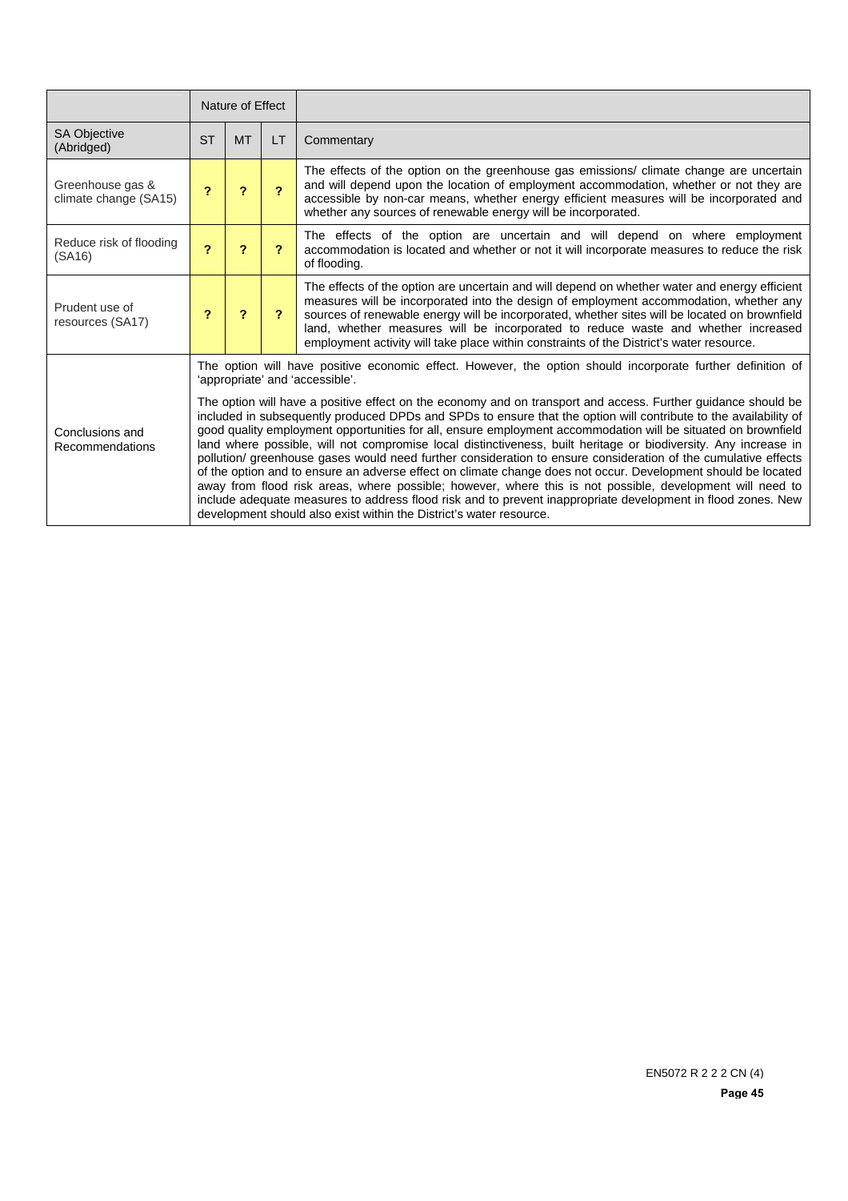| | Nature of Effect | | | |
|---|---|---|---|---|
| SA Objective (Abridged) | ST | MT | LT | Commentary |
| Greenhouse gas & climate change (SA15) | ? | ? | ? | The effects of the option on the greenhouse gas emissions/ climate change are uncertain and will depend upon the location of employment accommodation, whether or not they are accessible by non-car means, whether energy efficient measures will be incorporated and whether any sources of renewable energy will be incorporated. |
| Reduce risk of flooding (SA16) | ? | ? | ? | The effects of the option are uncertain and will depend on where employment accommodation is located and whether or not it will incorporate measures to reduce the risk of flooding. |
| Prudent use of resources (SA17) | ? | ? | ? | The effects of the option are uncertain and will depend on whether water and energy efficient measures will be incorporated into the design of employment accommodation, whether any sources of renewable energy will be incorporated, whether sites will be located on brownfield land, whether measures will be incorporated to reduce waste and whether increased employment activity will take place within constraints of the District's water resource. |
| Conclusions and Recommendations | The option will have positive economic effect. However, the option should incorporate further definition of 'appropriate' and 'accessible'.<br><br>The option will have a positive effect on the economy and on transport and access. Further guidance should be included in subsequently produced DPDs and SPDs to ensure that the option will contribute to the availability of good quality employment opportunities for all, ensure employment accommodation will be situated on brownfield land where possible, will not compromise local distinctiveness, built heritage or biodiversity. Any increase in pollution/ greenhouse gases would need further consideration to ensure consideration of the cumulative effects of the option and to ensure an adverse effect on climate change does not occur. Development should be located away from flood risk areas, where possible; however, where this is not possible, development will need to include adequate measures to address flood risk and to prevent inappropriate development in flood zones. New development should also exist within the District's water resource. | | | |

EN5072 R 2 2 2 CN (4)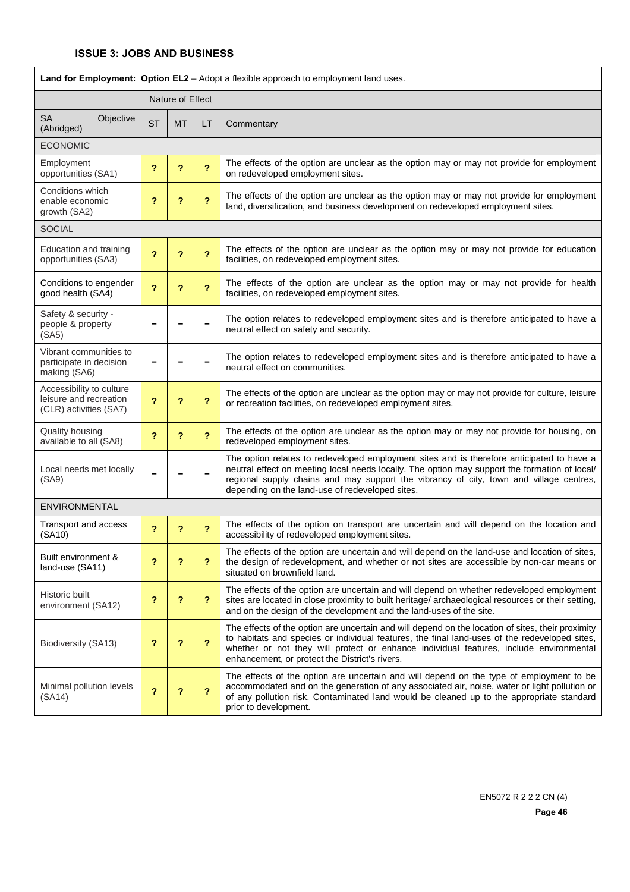## ISSUE 3: JOBS AND BUSINESS

| **Land for Employment: Option EL2** – Adopt a flexible approach to employment land uses. | | | | |
|---|---|---|---|---|
| | Nature of Effect | | | |
| SA Objective (Abridged) | ST | MT | LT | Commentary |
| ECONOMIC | | | | |
| Employment opportunities (SA1) | **?** | **?** | **?** | The effects of the option are unclear as the option may or may not provide for employment on redeveloped employment sites. |
| Conditions which enable economic growth (SA2) | **?** | **?** | **?** | The effects of the option are unclear as the option may or may not provide for employment land, diversification, and business development on redeveloped employment sites. |
| SOCIAL | | | | |
| Education and training opportunities (SA3) | **?** | **?** | **?** | The effects of the option are unclear as the option may or may not provide for education facilities, on redeveloped employment sites. |
| Conditions to engender good health (SA4) | **?** | **?** | **?** | The effects of the option are unclear as the option may or may not provide for health facilities, on redeveloped employment sites. |
| Safety & security - people & property (SA5) | **–** | **–** | **–** | The option relates to redeveloped employment sites and is therefore anticipated to have a neutral effect on safety and security. |
| Vibrant communities to participate in decision making (SA6) | **–** | **–** | **–** | The option relates to redeveloped employment sites and is therefore anticipated to have a neutral effect on communities. |
| Accessibility to culture leisure and recreation (CLR) activities (SA7) | **?** | **?** | **?** | The effects of the option are unclear as the option may or may not provide for culture, leisure or recreation facilities, on redeveloped employment sites. |
| Quality housing available to all (SA8) | **?** | **?** | **?** | The effects of the option are unclear as the option may or may not provide for housing, on redeveloped employment sites. |
| Local needs met locally (SA9) | **–** | **–** | **–** | The option relates to redeveloped employment sites and is therefore anticipated to have a neutral effect on meeting local needs locally. The option may support the formation of local/ regional supply chains and may support the vibrancy of city, town and village centres, depending on the land-use of redeveloped sites. |
| ENVIRONMENTAL | | | | |
| Transport and access (SA10) | **?** | **?** | **?** | The effects of the option on transport are uncertain and will depend on the location and accessibility of redeveloped employment sites. |
| Built environment & land-use (SA11) | **?** | **?** | **?** | The effects of the option are uncertain and will depend on the land-use and location of sites, the design of redevelopment, and whether or not sites are accessible by non-car means or situated on brownfield land. |
| Historic built environment (SA12) | **?** | **?** | **?** | The effects of the option are uncertain and will depend on whether redeveloped employment sites are located in close proximity to built heritage/ archaeological resources or their setting, and on the design of the development and the land-uses of the site. |
| Biodiversity (SA13) | **?** | **?** | **?** | The effects of the option are uncertain and will depend on the location of sites, their proximity to habitats and species or individual features, the final land-uses of the redeveloped sites, whether or not they will protect or enhance individual features, include environmental enhancement, or protect the District's rivers. |
| Minimal pollution levels (SA14) | **?** | **?** | **?** | The effects of the option are uncertain and will depend on the type of employment to be accommodated and on the generation of any associated air, noise, water or light pollution or of any pollution risk. Contaminated land would be cleaned up to the appropriate standard prior to development. |

EN5072 R 2 2 2 CN (4)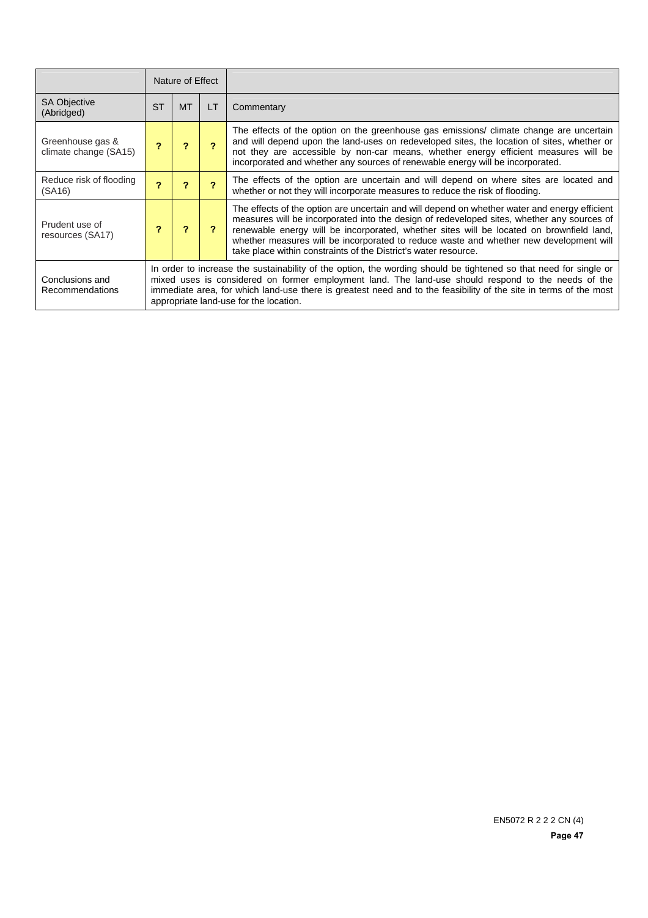| | Nature of Effect | | | |
|---|---|---|---|---|
| SA Objective (Abridged) | ST | MT | LT | Commentary |
| Greenhouse gas & climate change (SA15) | ? | ? | ? | The effects of the option on the greenhouse gas emissions/ climate change are uncertain and will depend upon the land-uses on redeveloped sites, the location of sites, whether or not they are accessible by non-car means, whether energy efficient measures will be incorporated and whether any sources of renewable energy will be incorporated. |
| Reduce risk of flooding (SA16) | ? | ? | ? | The effects of the option are uncertain and will depend on where sites are located and whether or not they will incorporate measures to reduce the risk of flooding. |
| Prudent use of resources (SA17) | ? | ? | ? | The effects of the option are uncertain and will depend on whether water and energy efficient measures will be incorporated into the design of redeveloped sites, whether any sources of renewable energy will be incorporated, whether sites will be located on brownfield land, whether measures will be incorporated to reduce waste and whether new development will take place within constraints of the District's water resource. |
| Conclusions and Recommendations | In order to increase the sustainability of the option, the wording should be tightened so that need for single or mixed uses is considered on former employment land. The land-use should respond to the needs of the immediate area, for which land-use there is greatest need and to the feasibility of the site in terms of the most appropriate land-use for the location. | | | |

EN5072 R 2 2 2 CN (4)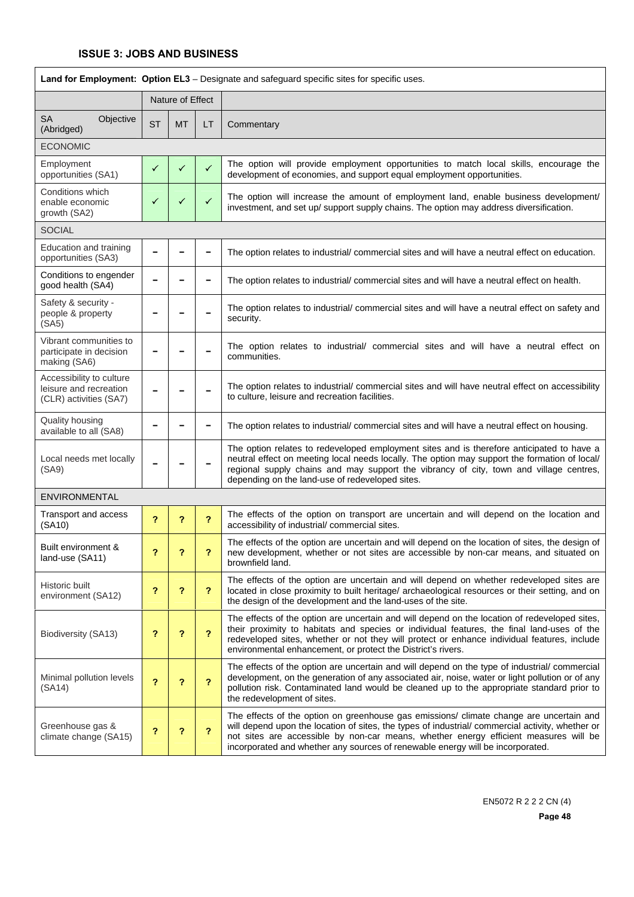### ISSUE 3: JOBS AND BUSINESS

| **Land for Employment: Option EL3** – Designate and safeguard specific sites for specific uses. | | | | |
|---|---|---|---|---|
| | Nature of Effect | | | |
| SA Objective (Abridged) | ST | MT | LT | Commentary |
| ECONOMIC | | | | |
| Employment opportunities (SA1) | ✓ | ✓ | ✓ | The option will provide employment opportunities to match local skills, encourage the development of economies, and support equal employment opportunities. |
| Conditions which enable economic growth (SA2) | ✓ | ✓ | ✓ | The option will increase the amount of employment land, enable business development/ investment, and set up/ support supply chains. The option may address diversification. |
| SOCIAL | | | | |
| Education and training opportunities (SA3) | – | – | – | The option relates to industrial/ commercial sites and will have a neutral effect on education. |
| Conditions to engender good health (SA4) | – | – | – | The option relates to industrial/ commercial sites and will have a neutral effect on health. |
| Safety & security - people & property (SA5) | – | – | – | The option relates to industrial/ commercial sites and will have a neutral effect on safety and security. |
| Vibrant communities to participate in decision making (SA6) | – | – | – | The option relates to industrial/ commercial sites and will have a neutral effect on communities. |
| Accessibility to culture leisure and recreation (CLR) activities (SA7) | – | – | – | The option relates to industrial/ commercial sites and will have neutral effect on accessibility to culture, leisure and recreation facilities. |
| Quality housing available to all (SA8) | – | – | – | The option relates to industrial/ commercial sites and will have a neutral effect on housing. |
| Local needs met locally (SA9) | – | – | – | The option relates to redeveloped employment sites and is therefore anticipated to have a neutral effect on meeting local needs locally. The option may support the formation of local/ regional supply chains and may support the vibrancy of city, town and village centres, depending on the land-use of redeveloped sites. |
| ENVIRONMENTAL | | | | |
| Transport and access (SA10) | ? | ? | ? | The effects of the option on transport are uncertain and will depend on the location and accessibility of industrial/ commercial sites. |
| Built environment & land-use (SA11) | ? | ? | ? | The effects of the option are uncertain and will depend on the location of sites, the design of new development, whether or not sites are accessible by non-car means, and situated on brownfield land. |
| Historic built environment (SA12) | ? | ? | ? | The effects of the option are uncertain and will depend on whether redeveloped sites are located in close proximity to built heritage/ archaeological resources or their setting, and on the design of the development and the land-uses of the site. |
| Biodiversity (SA13) | ? | ? | ? | The effects of the option are uncertain and will depend on the location of redeveloped sites, their proximity to habitats and species or individual features, the final land-uses of the redeveloped sites, whether or not they will protect or enhance individual features, include environmental enhancement, or protect the District's rivers. |
| Minimal pollution levels (SA14) | ? | ? | ? | The effects of the option are uncertain and will depend on the type of industrial/ commercial development, on the generation of any associated air, noise, water or light pollution or of any pollution risk. Contaminated land would be cleaned up to the appropriate standard prior to the redevelopment of sites. |
| Greenhouse gas & climate change (SA15) | ? | ? | ? | The effects of the option on greenhouse gas emissions/ climate change are uncertain and will depend upon the location of sites, the types of industrial/ commercial activity, whether or not sites are accessible by non-car means, whether energy efficient measures will be incorporated and whether any sources of renewable energy will be incorporated. |

EN5072 R 2 2 2 CN (4)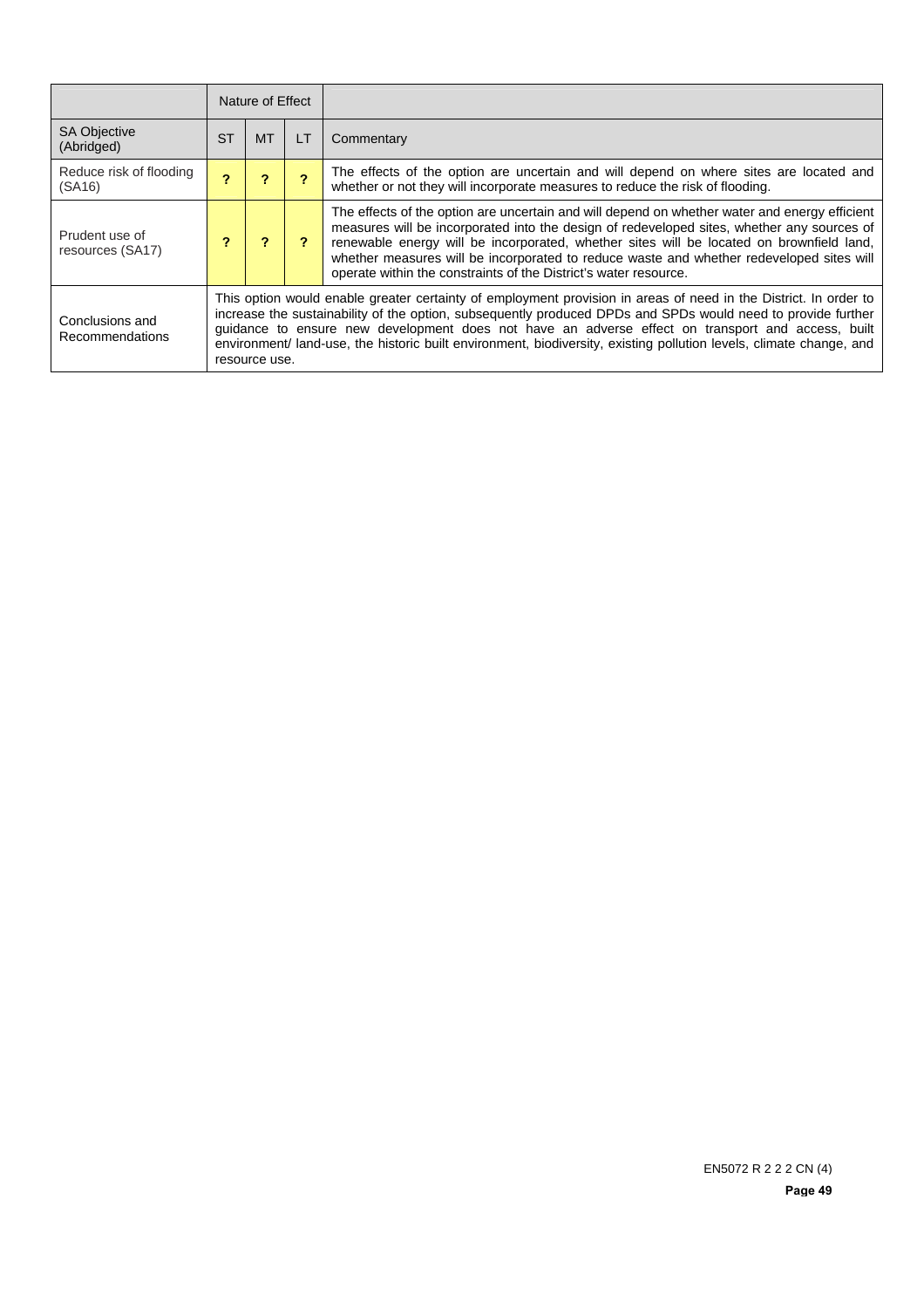| | Nature of Effect | | | |
|---|---|---|---|---|
| SA Objective (Abridged) | ST | MT | LT | Commentary |
| Reduce risk of flooding (SA16) | ? | ? | ? | The effects of the option are uncertain and will depend on where sites are located and whether or not they will incorporate measures to reduce the risk of flooding. |
| Prudent use of resources (SA17) | ? | ? | ? | The effects of the option are uncertain and will depend on whether water and energy efficient measures will be incorporated into the design of redeveloped sites, whether any sources of renewable energy will be incorporated, whether sites will be located on brownfield land, whether measures will be incorporated to reduce waste and whether redeveloped sites will operate within the constraints of the District's water resource. |
| Conclusions and Recommendations | This option would enable greater certainty of employment provision in areas of need in the District. In order to increase the sustainability of the option, subsequently produced DPDs and SPDs would need to provide further guidance to ensure new development does not have an adverse effect on transport and access, built environment/ land-use, the historic built environment, biodiversity, existing pollution levels, climate change, and resource use. | | | |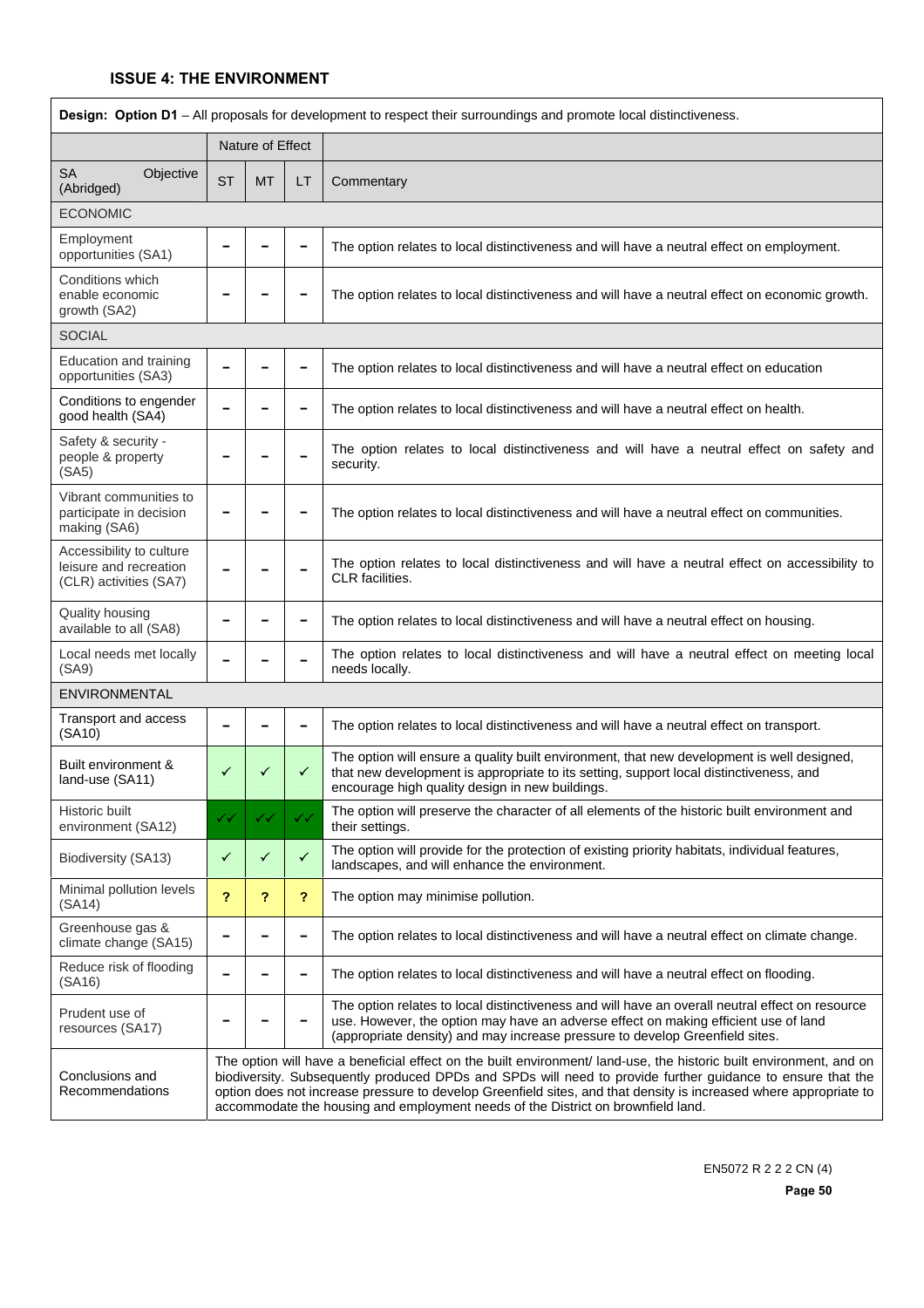### ISSUE 4: THE ENVIRONMENT

| **Design: Option D1** – All proposals for development to respect their surroundings and promote local distinctiveness. | | | | |
|---|---|---|---|---|
| | Nature of Effect | | | |
| SA Objective (Abridged) | ST | MT | LT | Commentary |
| ECONOMIC | | | | |
| Employment opportunities (SA1) | – | – | – | The option relates to local distinctiveness and will have a neutral effect on employment. |
| Conditions which enable economic growth (SA2) | – | – | – | The option relates to local distinctiveness and will have a neutral effect on economic growth. |
| SOCIAL | | | | |
| Education and training opportunities (SA3) | – | – | – | The option relates to local distinctiveness and will have a neutral effect on education |
| Conditions to engender good health (SA4) | – | – | – | The option relates to local distinctiveness and will have a neutral effect on health. |
| Safety & security - people & property (SA5) | – | – | – | The option relates to local distinctiveness and will have a neutral effect on safety and security. |
| Vibrant communities to participate in decision making (SA6) | – | – | – | The option relates to local distinctiveness and will have a neutral effect on communities. |
| Accessibility to culture leisure and recreation (CLR) activities (SA7) | – | – | – | The option relates to local distinctiveness and will have a neutral effect on accessibility to CLR facilities. |
| Quality housing available to all (SA8) | – | – | – | The option relates to local distinctiveness and will have a neutral effect on housing. |
| Local needs met locally (SA9) | – | – | – | The option relates to local distinctiveness and will have a neutral effect on meeting local needs locally. |
| ENVIRONMENTAL | | | | |
| Transport and access (SA10) | – | – | – | The option relates to local distinctiveness and will have a neutral effect on transport. |
| Built environment & land-use (SA11) | ✓ | ✓ | ✓ | The option will ensure a quality built environment, that new development is well designed, that new development is appropriate to its setting, support local distinctiveness, and encourage high quality design in new buildings. |
| Historic built environment (SA12) | ✓✓ | ✓✓ | ✓✓ | The option will preserve the character of all elements of the historic built environment and their settings. |
| Biodiversity (SA13) | ✓ | ✓ | ✓ | The option will provide for the protection of existing priority habitats, individual features, landscapes, and will enhance the environment. |
| Minimal pollution levels (SA14) | ? | ? | ? | The option may minimise pollution. |
| Greenhouse gas & climate change (SA15) | – | – | – | The option relates to local distinctiveness and will have a neutral effect on climate change. |
| Reduce risk of flooding (SA16) | – | – | – | The option relates to local distinctiveness and will have a neutral effect on flooding. |
| Prudent use of resources (SA17) | – | – | – | The option relates to local distinctiveness and will have an overall neutral effect on resource use. However, the option may have an adverse effect on making efficient use of land (appropriate density) and may increase pressure to develop Greenfield sites. |
| Conclusions and Recommendations | The option will have a beneficial effect on the built environment/ land-use, the historic built environment, and on biodiversity. Subsequently produced DPDs and SPDs will need to provide further guidance to ensure that the option does not increase pressure to develop Greenfield sites, and that density is increased where appropriate to accommodate the housing and employment needs of the District on brownfield land. | | | |

EN5072 R 2 2 2 CN (4)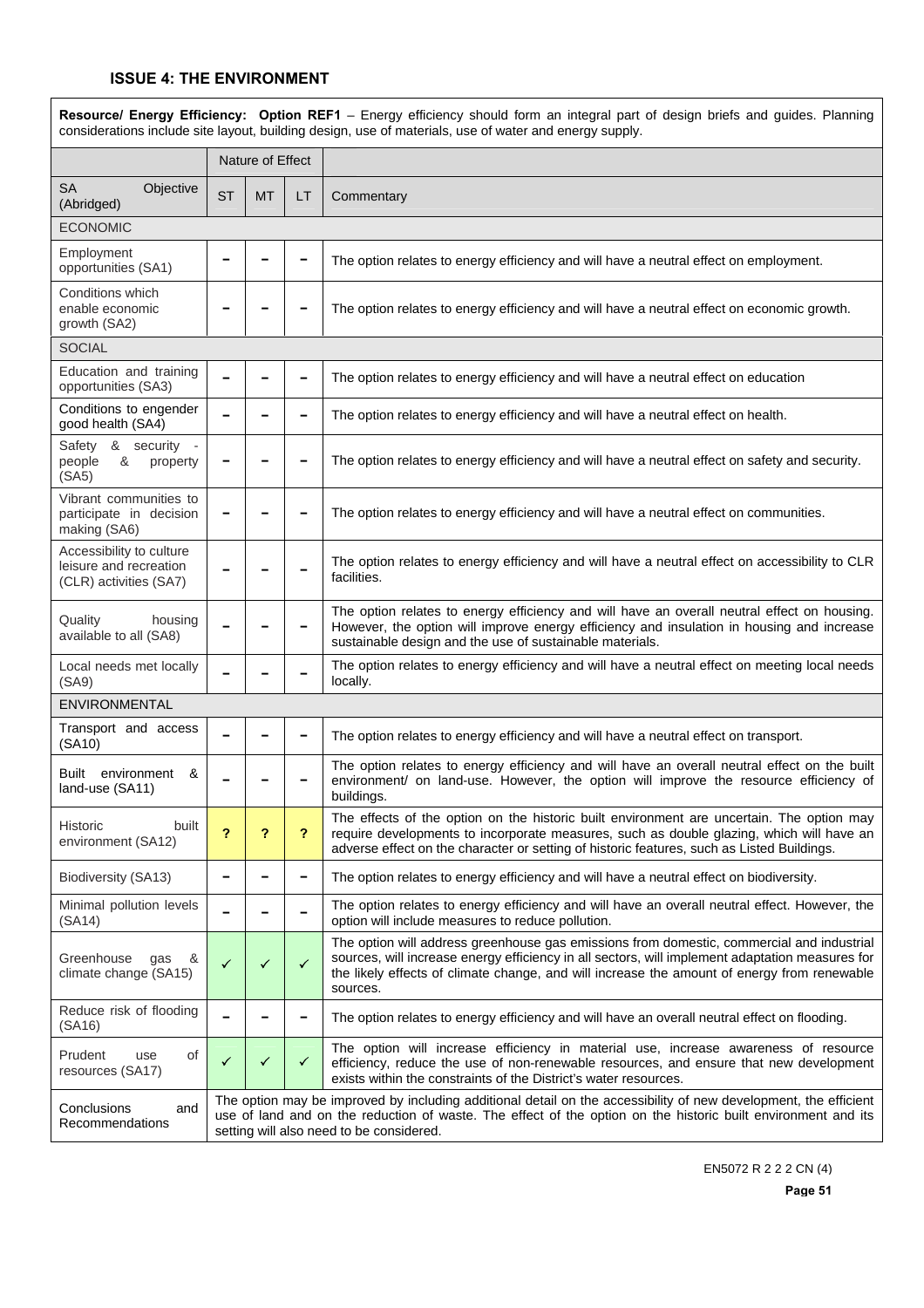### ISSUE 4: THE ENVIRONMENT

**Resource/ Energy Efficiency: Option REF1** – Energy efficiency should form an integral part of design briefs and guides. Planning considerations include site layout, building design, use of materials, use of water and energy supply.

| | Nature of Effect | | | |
|---|---|---|---|---|
| SA Objective (Abridged) | ST | MT | LT | Commentary |
| ECONOMIC | | | | |
| Employment opportunities (SA1) | – | – | – | The option relates to energy efficiency and will have a neutral effect on employment. |
| Conditions which enable economic growth (SA2) | – | – | – | The option relates to energy efficiency and will have a neutral effect on economic growth. |
| SOCIAL | | | | |
| Education and training opportunities (SA3) | – | – | – | The option relates to energy efficiency and will have a neutral effect on education |
| Conditions to engender good health (SA4) | – | – | – | The option relates to energy efficiency and will have a neutral effect on health. |
| Safety & security - people & property (SA5) | – | – | – | The option relates to energy efficiency and will have a neutral effect on safety and security. |
| Vibrant communities to participate in decision making (SA6) | – | – | – | The option relates to energy efficiency and will have a neutral effect on communities. |
| Accessibility to culture leisure and recreation (CLR) activities (SA7) | – | – | – | The option relates to energy efficiency and will have a neutral effect on accessibility to CLR facilities. |
| Quality housing available to all (SA8) | – | – | – | The option relates to energy efficiency and will have an overall neutral effect on housing. However, the option will improve energy efficiency and insulation in housing and increase sustainable design and the use of sustainable materials. |
| Local needs met locally (SA9) | – | – | – | The option relates to energy efficiency and will have a neutral effect on meeting local needs locally. |
| ENVIRONMENTAL | | | | |
| Transport and access (SA10) | – | – | – | The option relates to energy efficiency and will have a neutral effect on transport. |
| Built environment & land-use (SA11) | – | – | – | The option relates to energy efficiency and will have an overall neutral effect on the built environment/ on land-use. However, the option will improve the resource efficiency of buildings. |
| Historic built environment (SA12) | ? | ? | ? | The effects of the option on the historic built environment are uncertain. The option may require developments to incorporate measures, such as double glazing, which will have an adverse effect on the character or setting of historic features, such as Listed Buildings. |
| Biodiversity (SA13) | – | – | – | The option relates to energy efficiency and will have a neutral effect on biodiversity. |
| Minimal pollution levels (SA14) | – | – | – | The option relates to energy efficiency and will have an overall neutral effect. However, the option will include measures to reduce pollution. |
| Greenhouse gas & climate change (SA15) | ✓ | ✓ | ✓ | The option will address greenhouse gas emissions from domestic, commercial and industrial sources, will increase energy efficiency in all sectors, will implement adaptation measures for the likely effects of climate change, and will increase the amount of energy from renewable sources. |
| Reduce risk of flooding (SA16) | – | – | – | The option relates to energy efficiency and will have an overall neutral effect on flooding. |
| Prudent use of resources (SA17) | ✓ | ✓ | ✓ | The option will increase efficiency in material use, increase awareness of resource efficiency, reduce the use of non-renewable resources, and ensure that new development exists within the constraints of the District's water resources. |
| Conclusions and Recommendations | The option may be improved by including additional detail on the accessibility of new development, the efficient use of land and on the reduction of waste. The effect of the option on the historic built environment and its setting will also need to be considered. | | | |

EN5072 R 2 2 2 CN (4)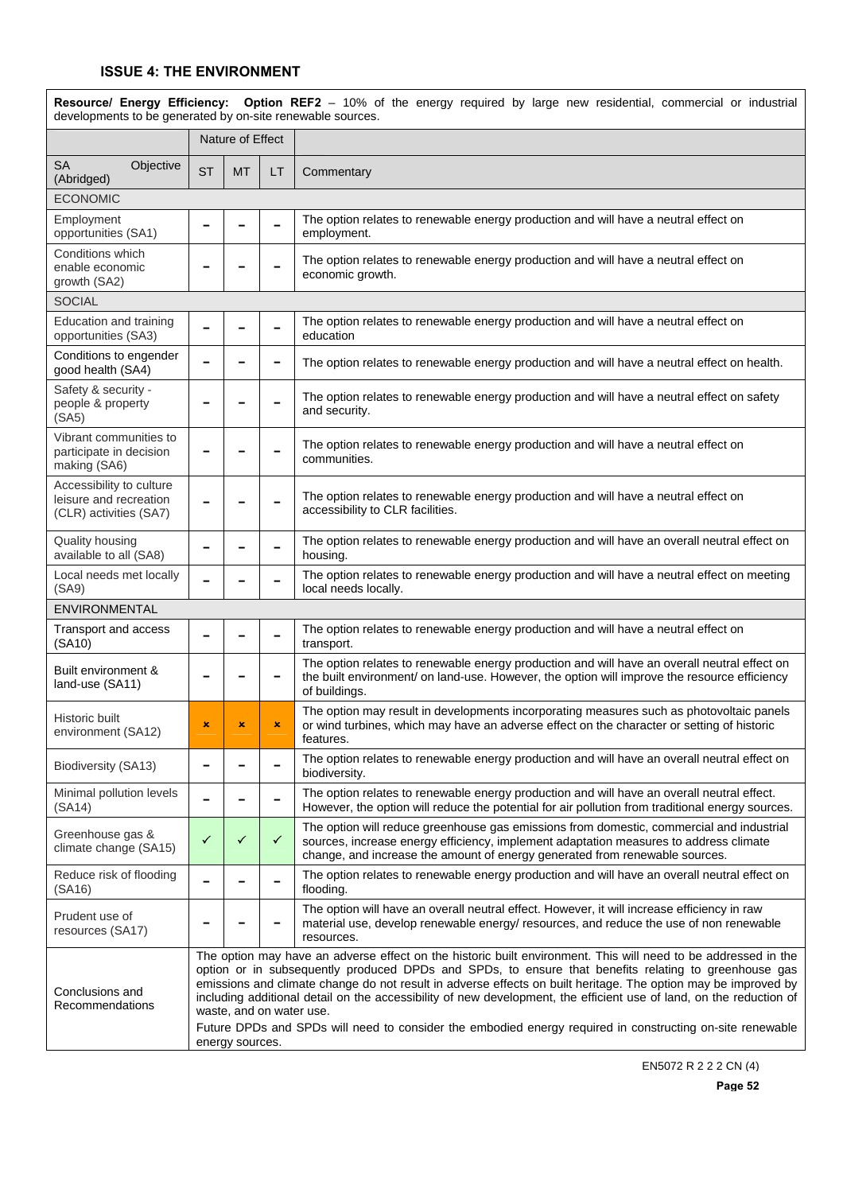## ISSUE 4: THE ENVIRONMENT

| **Resource/ Energy Efficiency: Option REF2** – 10% of the energy required by large new residential, commercial or industrial developments to be generated by on-site renewable sources. | | | | |
|---|---|---|---|---|
| | Nature of Effect | | | |
| SA Objective (Abridged) | ST | MT | LT | Commentary |
| ECONOMIC | | | | |
| Employment opportunities (SA1) | – | – | – | The option relates to renewable energy production and will have a neutral effect on employment. |
| Conditions which enable economic growth (SA2) | – | – | – | The option relates to renewable energy production and will have a neutral effect on economic growth. |
| SOCIAL | | | | |
| Education and training opportunities (SA3) | – | – | – | The option relates to renewable energy production and will have a neutral effect on education |
| Conditions to engender good health (SA4) | – | – | – | The option relates to renewable energy production and will have a neutral effect on health. |
| Safety & security - people & property (SA5) | – | – | – | The option relates to renewable energy production and will have a neutral effect on safety and security. |
| Vibrant communities to participate in decision making (SA6) | – | – | – | The option relates to renewable energy production and will have a neutral effect on communities. |
| Accessibility to culture leisure and recreation (CLR) activities (SA7) | – | – | – | The option relates to renewable energy production and will have a neutral effect on accessibility to CLR facilities. |
| Quality housing available to all (SA8) | – | – | – | The option relates to renewable energy production and will have an overall neutral effect on housing. |
| Local needs met locally (SA9) | – | – | – | The option relates to renewable energy production and will have a neutral effect on meeting local needs locally. |
| ENVIRONMENTAL | | | | |
| Transport and access (SA10) | – | – | – | The option relates to renewable energy production and will have a neutral effect on transport. |
| Built environment & land-use (SA11) | – | – | – | The option relates to renewable energy production and will have an overall neutral effect on the built environment/ on land-use. However, the option will improve the resource efficiency of buildings. |
| Historic built environment (SA12) | × | × | × | The option may result in developments incorporating measures such as photovoltaic panels or wind turbines, which may have an adverse effect on the character or setting of historic features. |
| Biodiversity (SA13) | – | – | – | The option relates to renewable energy production and will have an overall neutral effect on biodiversity. |
| Minimal pollution levels (SA14) | – | – | – | The option relates to renewable energy production and will have an overall neutral effect. However, the option will reduce the potential for air pollution from traditional energy sources. |
| Greenhouse gas & climate change (SA15) | ✓ | ✓ | ✓ | The option will reduce greenhouse gas emissions from domestic, commercial and industrial sources, increase energy efficiency, implement adaptation measures to address climate change, and increase the amount of energy generated from renewable sources. |
| Reduce risk of flooding (SA16) | – | – | – | The option relates to renewable energy production and will have an overall neutral effect on flooding. |
| Prudent use of resources (SA17) | – | – | – | The option will have an overall neutral effect. However, it will increase efficiency in raw material use, develop renewable energy/ resources, and reduce the use of non renewable resources. |
| Conclusions and Recommendations | The option may have an adverse effect on the historic built environment. This will need to be addressed in the option or in subsequently produced DPDs and SPDs, to ensure that benefits relating to greenhouse gas emissions and climate change do not result in adverse effects on built heritage. The option may be improved by including additional detail on the accessibility of new development, the efficient use of land, on the reduction of waste, and on water use. Future DPDs and SPDs will need to consider the embodied energy required in constructing on-site renewable energy sources. | | | |

EN5072 R 2 2 2 CN (4)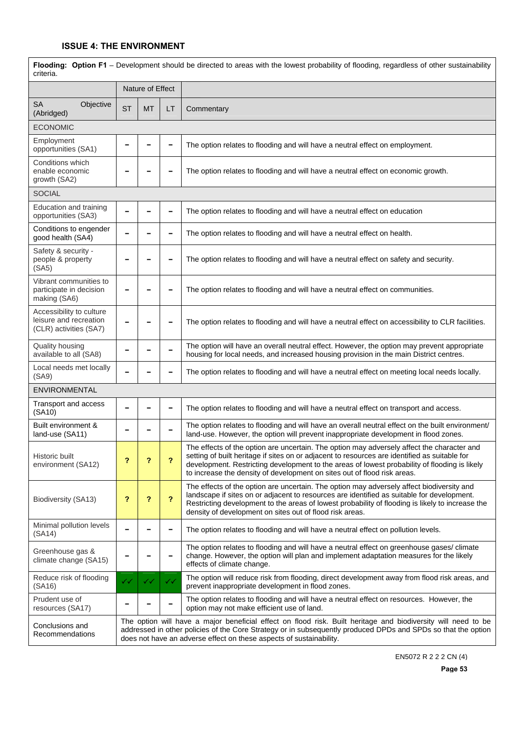### ISSUE 4: THE ENVIRONMENT

| **Flooding: Option F1** – Development should be directed to areas with the lowest probability of flooding, regardless of other sustainability criteria. | | | | |
|---|---|---|---|---|
| | Nature of Effect | | | |
| SA Objective (Abridged) | ST | MT | LT | Commentary |
| ECONOMIC | | | | |
| Employment opportunities (SA1) | – | – | – | The option relates to flooding and will have a neutral effect on employment. |
| Conditions which enable economic growth (SA2) | – | – | – | The option relates to flooding and will have a neutral effect on economic growth. |
| SOCIAL | | | | |
| Education and training opportunities (SA3) | – | – | – | The option relates to flooding and will have a neutral effect on education |
| Conditions to engender good health (SA4) | – | – | – | The option relates to flooding and will have a neutral effect on health. |
| Safety & security - people & property (SA5) | – | – | – | The option relates to flooding and will have a neutral effect on safety and security. |
| Vibrant communities to participate in decision making (SA6) | – | – | – | The option relates to flooding and will have a neutral effect on communities. |
| Accessibility to culture leisure and recreation (CLR) activities (SA7) | – | – | – | The option relates to flooding and will have a neutral effect on accessibility to CLR facilities. |
| Quality housing available to all (SA8) | – | – | – | The option will have an overall neutral effect. However, the option may prevent appropriate housing for local needs, and increased housing provision in the main District centres. |
| Local needs met locally (SA9) | – | – | – | The option relates to flooding and will have a neutral effect on meeting local needs locally. |
| ENVIRONMENTAL | | | | |
| Transport and access (SA10) | – | – | – | The option relates to flooding and will have a neutral effect on transport and access. |
| Built environment & land-use (SA11) | – | – | – | The option relates to flooding and will have an overall neutral effect on the built environment/ land-use. However, the option will prevent inappropriate development in flood zones. |
| Historic built environment (SA12) | ? | ? | ? | The effects of the option are uncertain. The option may adversely affect the character and setting of built heritage if sites on or adjacent to resources are identified as suitable for development. Restricting development to the areas of lowest probability of flooding is likely to increase the density of development on sites out of flood risk areas. |
| Biodiversity (SA13) | ? | ? | ? | The effects of the option are uncertain. The option may adversely affect biodiversity and landscape if sites on or adjacent to resources are identified as suitable for development. Restricting development to the areas of lowest probability of flooding is likely to increase the density of development on sites out of flood risk areas. |
| Minimal pollution levels (SA14) | – | – | – | The option relates to flooding and will have a neutral effect on pollution levels. |
| Greenhouse gas & climate change (SA15) | – | – | – | The option relates to flooding and will have a neutral effect on greenhouse gases/ climate change. However, the option will plan and implement adaptation measures for the likely effects of climate change. |
| Reduce risk of flooding (SA16) | ✓✓ | ✓✓ | ✓✓ | The option will reduce risk from flooding, direct development away from flood risk areas, and prevent inappropriate development in flood zones. |
| Prudent use of resources (SA17) | – | – | – | The option relates to flooding and will have a neutral effect on resources. However, the option may not make efficient use of land. |
| Conclusions and Recommendations | The option will have a major beneficial effect on flood risk. Built heritage and biodiversity will need to be addressed in other policies of the Core Strategy or in subsequently produced DPDs and SPDs so that the option does not have an adverse effect on these aspects of sustainability. | | | |

EN5072 R 2 2 2 CN (4)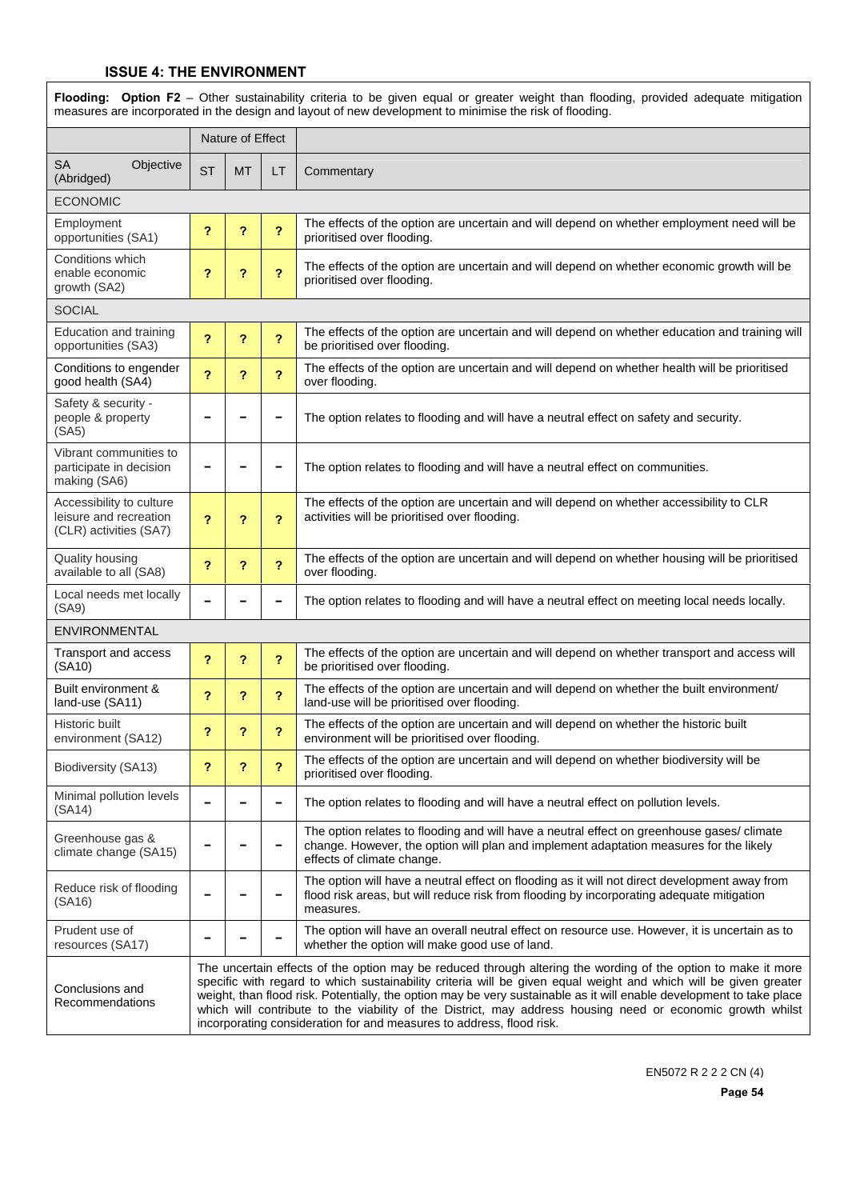## ISSUE 4: THE ENVIRONMENT

| **Flooding: Option F2** – Other sustainability criteria to be given equal or greater weight than flooding, provided adequate mitigation measures are incorporated in the design and layout of new development to minimise the risk of flooding. | | | | |
|---|---|---|---|---|
| | Nature of Effect | | | |
| SA Objective (Abridged) | ST | MT | LT | Commentary |
| ECONOMIC | | | | |
| Employment opportunities (SA1) | ? | ? | ? | The effects of the option are uncertain and will depend on whether employment need will be prioritised over flooding. |
| Conditions which enable economic growth (SA2) | ? | ? | ? | The effects of the option are uncertain and will depend on whether economic growth will be prioritised over flooding. |
| SOCIAL | | | | |
| Education and training opportunities (SA3) | ? | ? | ? | The effects of the option are uncertain and will depend on whether education and training will be prioritised over flooding. |
| Conditions to engender good health (SA4) | ? | ? | ? | The effects of the option are uncertain and will depend on whether health will be prioritised over flooding. |
| Safety & security - people & property (SA5) | – | – | – | The option relates to flooding and will have a neutral effect on safety and security. |
| Vibrant communities to participate in decision making (SA6) | – | – | – | The option relates to flooding and will have a neutral effect on communities. |
| Accessibility to culture leisure and recreation (CLR) activities (SA7) | ? | ? | ? | The effects of the option are uncertain and will depend on whether accessibility to CLR activities will be prioritised over flooding. |
| Quality housing available to all (SA8) | ? | ? | ? | The effects of the option are uncertain and will depend on whether housing will be prioritised over flooding. |
| Local needs met locally (SA9) | – | – | – | The option relates to flooding and will have a neutral effect on meeting local needs locally. |
| ENVIRONMENTAL | | | | |
| Transport and access (SA10) | ? | ? | ? | The effects of the option are uncertain and will depend on whether transport and access will be prioritised over flooding. |
| Built environment & land-use (SA11) | ? | ? | ? | The effects of the option are uncertain and will depend on whether the built environment/ land-use will be prioritised over flooding. |
| Historic built environment (SA12) | ? | ? | ? | The effects of the option are uncertain and will depend on whether the historic built environment will be prioritised over flooding. |
| Biodiversity (SA13) | ? | ? | ? | The effects of the option are uncertain and will depend on whether biodiversity will be prioritised over flooding. |
| Minimal pollution levels (SA14) | – | – | – | The option relates to flooding and will have a neutral effect on pollution levels. |
| Greenhouse gas & climate change (SA15) | – | – | – | The option relates to flooding and will have a neutral effect on greenhouse gases/ climate change. However, the option will plan and implement adaptation measures for the likely effects of climate change. |
| Reduce risk of flooding (SA16) | – | – | – | The option will have a neutral effect on flooding as it will not direct development away from flood risk areas, but will reduce risk from flooding by incorporating adequate mitigation measures. |
| Prudent use of resources (SA17) | – | – | – | The option will have an overall neutral effect on resource use. However, it is uncertain as to whether the option will make good use of land. |
| Conclusions and Recommendations | The uncertain effects of the option may be reduced through altering the wording of the option to make it more specific with regard to which sustainability criteria will be given equal weight and which will be given greater weight, than flood risk. Potentially, the option may be very sustainable as it will enable development to take place which will contribute to the viability of the District, may address housing need or economic growth whilst incorporating consideration for and measures to address, flood risk. | | | |

EN5072 R 2 2 2 CN (4)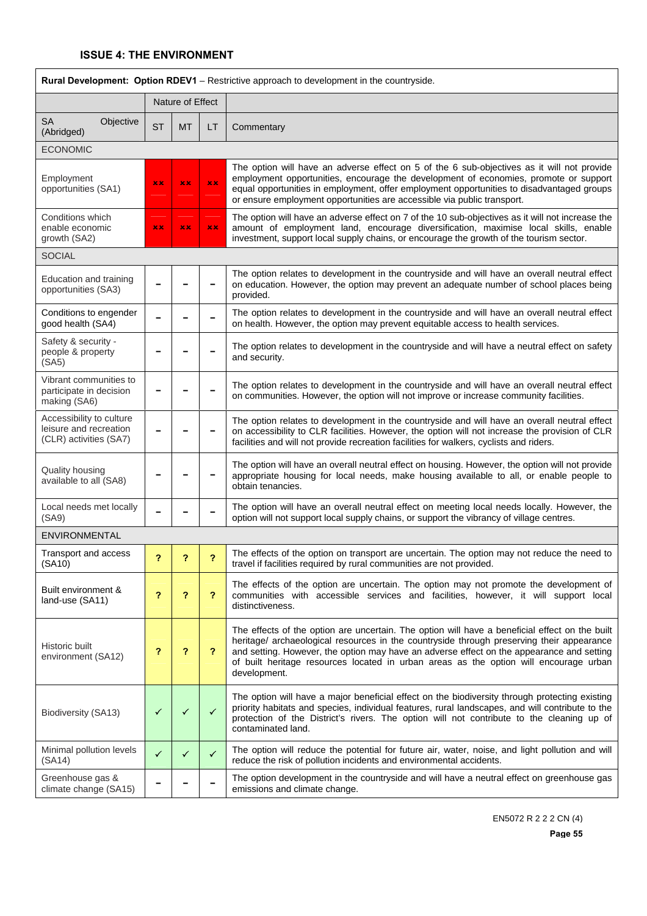### ISSUE 4: THE ENVIRONMENT

| **Rural Development: Option RDEV1** – Restrictive approach to development in the countryside. | | | | |
|---|---|---|---|---|
| | Nature of Effect | | | |
| SA Objective (Abridged) | ST | MT | LT | Commentary |
| ECONOMIC | | | | |
| Employment opportunities (SA1) | ×× | ×× | ×× | The option will have an adverse effect on 5 of the 6 sub-objectives as it will not provide employment opportunities, encourage the development of economies, promote or support equal opportunities in employment, offer employment opportunities to disadvantaged groups or ensure employment opportunities are accessible via public transport. |
| Conditions which enable economic growth (SA2) | ×× | ×× | ×× | The option will have an adverse effect on 7 of the 10 sub-objectives as it will not increase the amount of employment land, encourage diversification, maximise local skills, enable investment, support local supply chains, or encourage the growth of the tourism sector. |
| SOCIAL | | | | |
| Education and training opportunities (SA3) | – | – | – | The option relates to development in the countryside and will have an overall neutral effect on education. However, the option may prevent an adequate number of school places being provided. |
| Conditions to engender good health (SA4) | – | – | – | The option relates to development in the countryside and will have an overall neutral effect on health. However, the option may prevent equitable access to health services. |
| Safety & security - people & property (SA5) | – | – | – | The option relates to development in the countryside and will have a neutral effect on safety and security. |
| Vibrant communities to participate in decision making (SA6) | – | – | – | The option relates to development in the countryside and will have an overall neutral effect on communities. However, the option will not improve or increase community facilities. |
| Accessibility to culture leisure and recreation (CLR) activities (SA7) | – | – | – | The option relates to development in the countryside and will have an overall neutral effect on accessibility to CLR facilities. However, the option will not increase the provision of CLR facilities and will not provide recreation facilities for walkers, cyclists and riders. |
| Quality housing available to all (SA8) | – | – | – | The option will have an overall neutral effect on housing. However, the option will not provide appropriate housing for local needs, make housing available to all, or enable people to obtain tenancies. |
| Local needs met locally (SA9) | – | – | – | The option will have an overall neutral effect on meeting local needs locally. However, the option will not support local supply chains, or support the vibrancy of village centres. |
| ENVIRONMENTAL | | | | |
| Transport and access (SA10) | ? | ? | ? | The effects of the option on transport are uncertain. The option may not reduce the need to travel if facilities required by rural communities are not provided. |
| Built environment & land-use (SA11) | ? | ? | ? | The effects of the option are uncertain. The option may not promote the development of communities with accessible services and facilities, however, it will support local distinctiveness. |
| Historic built environment (SA12) | ? | ? | ? | The effects of the option are uncertain. The option will have a beneficial effect on the built heritage/ archaeological resources in the countryside through preserving their appearance and setting. However, the option may have an adverse effect on the appearance and setting of built heritage resources located in urban areas as the option will encourage urban development. |
| Biodiversity (SA13) | ✓ | ✓ | ✓ | The option will have a major beneficial effect on the biodiversity through protecting existing priority habitats and species, individual features, rural landscapes, and will contribute to the protection of the District's rivers. The option will not contribute to the cleaning up of contaminated land. |
| Minimal pollution levels (SA14) | ✓ | ✓ | ✓ | The option will reduce the potential for future air, water, noise, and light pollution and will reduce the risk of pollution incidents and environmental accidents. |
| Greenhouse gas & climate change (SA15) | – | – | – | The option development in the countryside and will have a neutral effect on greenhouse gas emissions and climate change. |

EN5072 R 2 2 2 CN (4)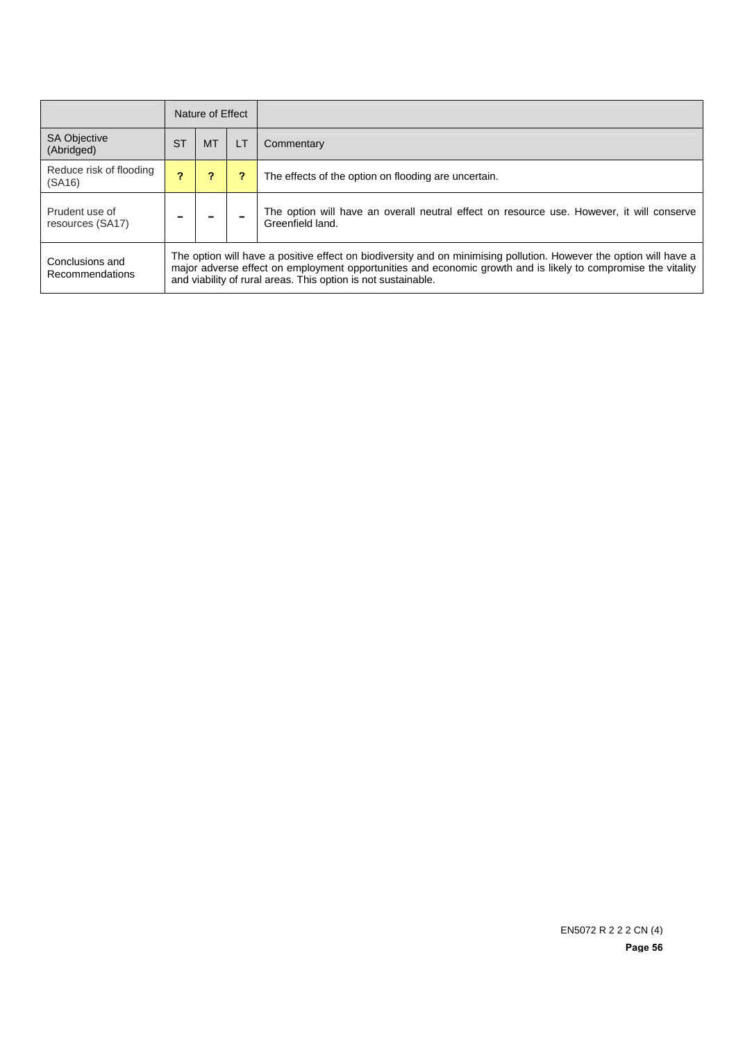| | Nature of Effect | | | |
|---|---|---|---|---|
| SA Objective (Abridged) | ST | MT | LT | Commentary |
| Reduce risk of flooding (SA16) | ? | ? | ? | The effects of the option on flooding are uncertain. |
| Prudent use of resources (SA17) | – | – | – | The option will have an overall neutral effect on resource use. However, it will conserve Greenfield land. |
| Conclusions and Recommendations | The option will have a positive effect on biodiversity and on minimising pollution. However the option will have a major adverse effect on employment opportunities and economic growth and is likely to compromise the vitality and viability of rural areas. This option is not sustainable. | | | |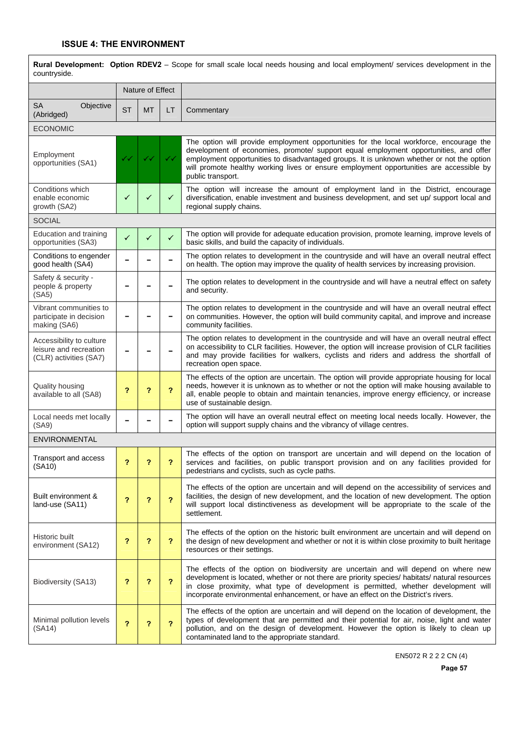### ISSUE 4: THE ENVIRONMENT

| **Rural Development: Option RDEV2** – Scope for small scale local needs housing and local employment/ services development in the countryside. | | | | |
|---|---|---|---|---|
| | Nature of Effect | | | |
| SA Objective (Abridged) | ST | MT | LT | Commentary |
| ECONOMIC | | | | |
| Employment opportunities (SA1) | ✓✓ | ✓✓ | ✓✓ | The option will provide employment opportunities for the local workforce, encourage the development of economies, promote/ support equal employment opportunities, and offer employment opportunities to disadvantaged groups. It is unknown whether or not the option will promote healthy working lives or ensure employment opportunities are accessible by public transport. |
| Conditions which enable economic growth (SA2) | ✓ | ✓ | ✓ | The option will increase the amount of employment land in the District, encourage diversification, enable investment and business development, and set up/ support local and regional supply chains. |
| SOCIAL | | | | |
| Education and training opportunities (SA3) | ✓ | ✓ | ✓ | The option will provide for adequate education provision, promote learning, improve levels of basic skills, and build the capacity of individuals. |
| Conditions to engender good health (SA4) | – | – | – | The option relates to development in the countryside and will have an overall neutral effect on health. The option may improve the quality of health services by increasing provision. |
| Safety & security - people & property (SA5) | – | – | – | The option relates to development in the countryside and will have a neutral effect on safety and security. |
| Vibrant communities to participate in decision making (SA6) | – | – | – | The option relates to development in the countryside and will have an overall neutral effect on communities. However, the option will build community capital, and improve and increase community facilities. |
| Accessibility to culture leisure and recreation (CLR) activities (SA7) | – | – | – | The option relates to development in the countryside and will have an overall neutral effect on accessibility to CLR facilities. However, the option will increase provision of CLR facilities and may provide facilities for walkers, cyclists and riders and address the shortfall of recreation open space. |
| Quality housing available to all (SA8) | ? | ? | ? | The effects of the option are uncertain. The option will provide appropriate housing for local needs, however it is unknown as to whether or not the option will make housing available to all, enable people to obtain and maintain tenancies, improve energy efficiency, or increase use of sustainable design. |
| Local needs met locally (SA9) | – | – | – | The option will have an overall neutral effect on meeting local needs locally. However, the option will support supply chains and the vibrancy of village centres. |
| ENVIRONMENTAL | | | | |
| Transport and access (SA10) | ? | ? | ? | The effects of the option on transport are uncertain and will depend on the location of services and facilities, on public transport provision and on any facilities provided for pedestrians and cyclists, such as cycle paths. |
| Built environment & land-use (SA11) | ? | ? | ? | The effects of the option are uncertain and will depend on the accessibility of services and facilities, the design of new development, and the location of new development. The option will support local distinctiveness as development will be appropriate to the scale of the settlement. |
| Historic built environment (SA12) | ? | ? | ? | The effects of the option on the historic built environment are uncertain and will depend on the design of new development and whether or not it is within close proximity to built heritage resources or their settings. |
| Biodiversity (SA13) | ? | ? | ? | The effects of the option on biodiversity are uncertain and will depend on where new development is located, whether or not there are priority species/ habitats/ natural resources in close proximity, what type of development is permitted, whether development will incorporate environmental enhancement, or have an effect on the District's rivers. |
| Minimal pollution levels (SA14) | ? | ? | ? | The effects of the option are uncertain and will depend on the location of development, the types of development that are permitted and their potential for air, noise, light and water pollution, and on the design of development. However the option is likely to clean up contaminated land to the appropriate standard. |

EN5072 R 2 2 2 CN (4)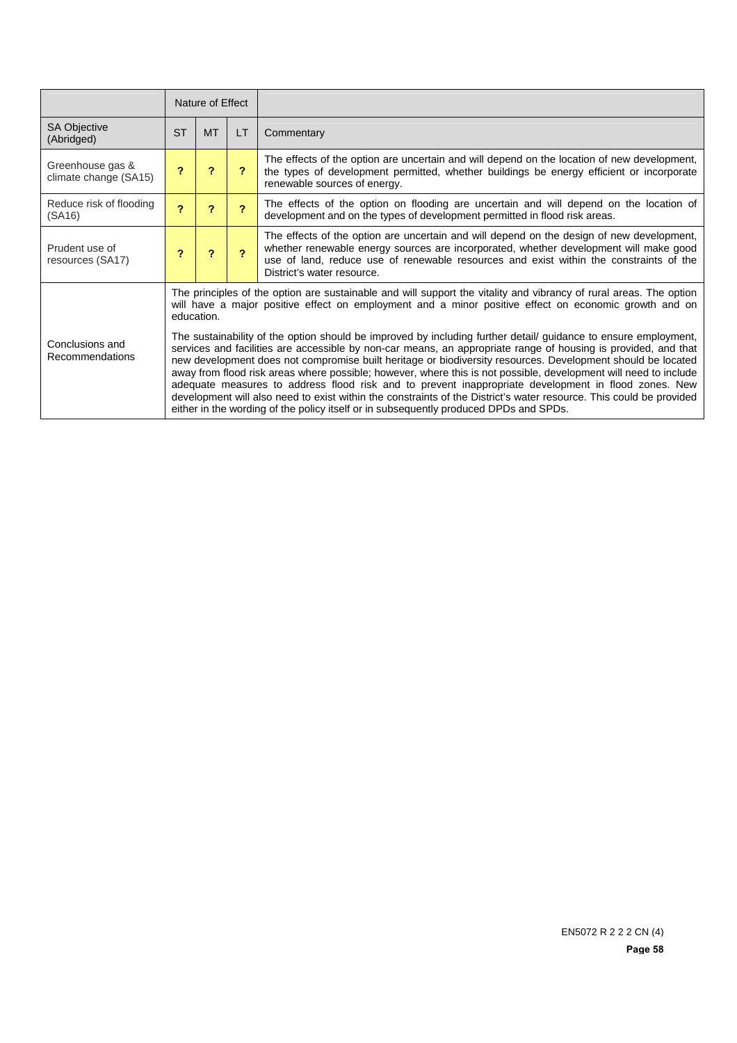| | Nature of Effect | | | |
|---|---|---|---|---|
| SA Objective (Abridged) | ST | MT | LT | Commentary |
| Greenhouse gas & climate change (SA15) | ? | ? | ? | The effects of the option are uncertain and will depend on the location of new development, the types of development permitted, whether buildings be energy efficient or incorporate renewable sources of energy. |
| Reduce risk of flooding (SA16) | ? | ? | ? | The effects of the option on flooding are uncertain and will depend on the location of development and on the types of development permitted in flood risk areas. |
| Prudent use of resources (SA17) | ? | ? | ? | The effects of the option are uncertain and will depend on the design of new development, whether renewable energy sources are incorporated, whether development will make good use of land, reduce use of renewable resources and exist within the constraints of the District's water resource. |
| Conclusions and Recommendations | The principles of the option are sustainable and will support the vitality and vibrancy of rural areas. The option will have a major positive effect on employment and a minor positive effect on economic growth and on education.<br><br>The sustainability of the option should be improved by including further detail/ guidance to ensure employment, services and facilities are accessible by non-car means, an appropriate range of housing is provided, and that new development does not compromise built heritage or biodiversity resources. Development should be located away from flood risk areas where possible; however, where this is not possible, development will need to include adequate measures to address flood risk and to prevent inappropriate development in flood zones. New development will also need to exist within the constraints of the District's water resource. This could be provided either in the wording of the policy itself or in subsequently produced DPDs and SPDs. | | | |

EN5072 R 2 2 2 CN (4)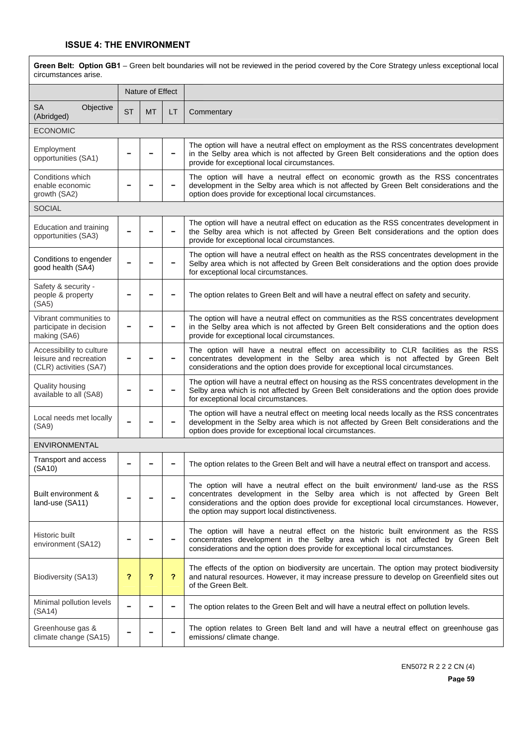### ISSUE 4: THE ENVIRONMENT

| **Green Belt: Option GB1** – Green belt boundaries will not be reviewed in the period covered by the Core Strategy unless exceptional local circumstances arise. | | | | |
|---|---|---|---|---|
| | Nature of Effect | | | |
| SA Objective (Abridged) | ST | MT | LT | Commentary |
| ECONOMIC | | | | |
| Employment opportunities (SA1) | – | – | – | The option will have a neutral effect on employment as the RSS concentrates development in the Selby area which is not affected by Green Belt considerations and the option does provide for exceptional local circumstances. |
| Conditions which enable economic growth (SA2) | – | – | – | The option will have a neutral effect on economic growth as the RSS concentrates development in the Selby area which is not affected by Green Belt considerations and the option does provide for exceptional local circumstances. |
| SOCIAL | | | | |
| Education and training opportunities (SA3) | – | – | – | The option will have a neutral effect on education as the RSS concentrates development in the Selby area which is not affected by Green Belt considerations and the option does provide for exceptional local circumstances. |
| Conditions to engender good health (SA4) | – | – | – | The option will have a neutral effect on health as the RSS concentrates development in the Selby area which is not affected by Green Belt considerations and the option does provide for exceptional local circumstances. |
| Safety & security - people & property (SA5) | – | – | – | The option relates to Green Belt and will have a neutral effect on safety and security. |
| Vibrant communities to participate in decision making (SA6) | – | – | – | The option will have a neutral effect on communities as the RSS concentrates development in the Selby area which is not affected by Green Belt considerations and the option does provide for exceptional local circumstances. |
| Accessibility to culture leisure and recreation (CLR) activities (SA7) | – | – | – | The option will have a neutral effect on accessibility to CLR facilities as the RSS concentrates development in the Selby area which is not affected by Green Belt considerations and the option does provide for exceptional local circumstances. |
| Quality housing available to all (SA8) | – | – | – | The option will have a neutral effect on housing as the RSS concentrates development in the Selby area which is not affected by Green Belt considerations and the option does provide for exceptional local circumstances. |
| Local needs met locally (SA9) | – | – | – | The option will have a neutral effect on meeting local needs locally as the RSS concentrates development in the Selby area which is not affected by Green Belt considerations and the option does provide for exceptional local circumstances. |
| ENVIRONMENTAL | | | | |
| Transport and access (SA10) | – | – | – | The option relates to the Green Belt and will have a neutral effect on transport and access. |
| Built environment & land-use (SA11) | – | – | – | The option will have a neutral effect on the built environment/ land-use as the RSS concentrates development in the Selby area which is not affected by Green Belt considerations and the option does provide for exceptional local circumstances. However, the option may support local distinctiveness. |
| Historic built environment (SA12) | – | – | – | The option will have a neutral effect on the historic built environment as the RSS concentrates development in the Selby area which is not affected by Green Belt considerations and the option does provide for exceptional local circumstances. |
| Biodiversity (SA13) | ? | ? | ? | The effects of the option on biodiversity are uncertain. The option may protect biodiversity and natural resources. However, it may increase pressure to develop on Greenfield sites out of the Green Belt. |
| Minimal pollution levels (SA14) | – | – | – | The option relates to the Green Belt and will have a neutral effect on pollution levels. |
| Greenhouse gas & climate change (SA15) | – | – | – | The option relates to Green Belt land and will have a neutral effect on greenhouse gas emissions/ climate change. |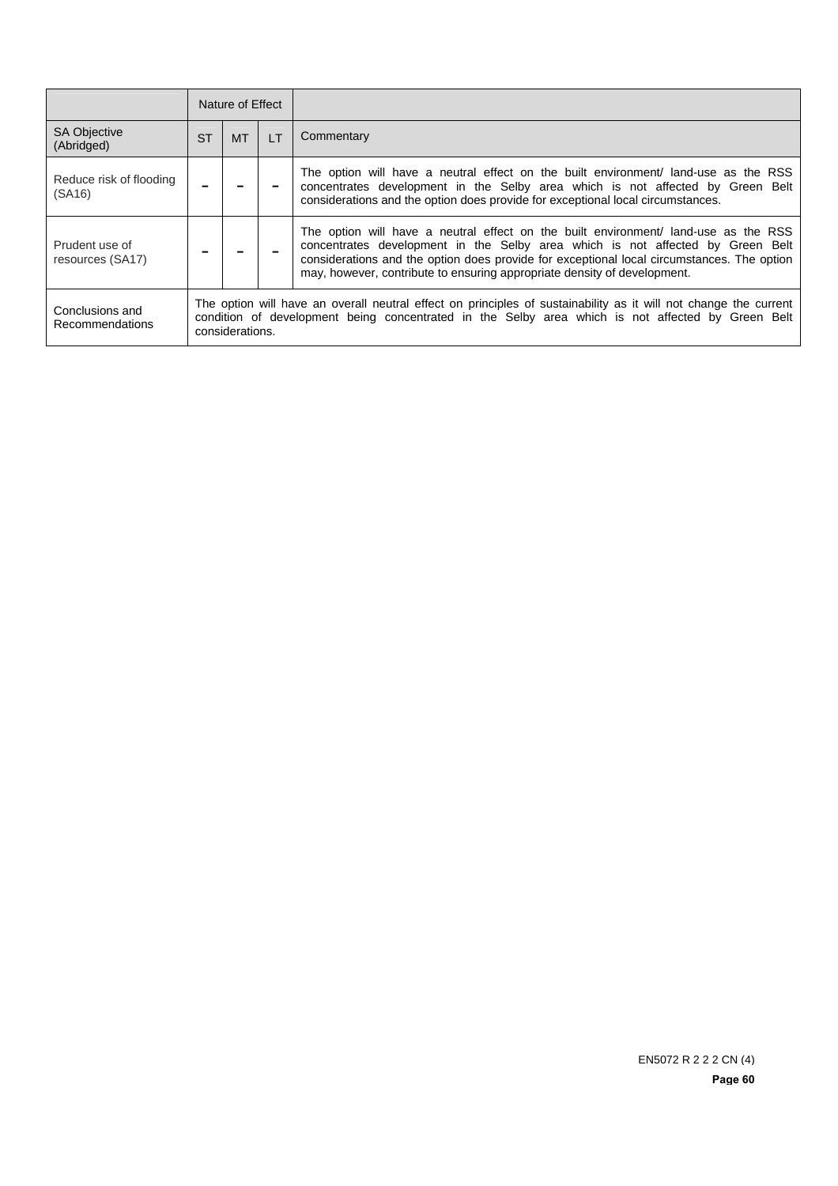| | Nature of Effect | | | |
|---|---|---|---|---|
| SA Objective (Abridged) | ST | MT | LT | Commentary |
| Reduce risk of flooding (SA16) | – | – | – | The option will have a neutral effect on the built environment/ land-use as the RSS concentrates development in the Selby area which is not affected by Green Belt considerations and the option does provide for exceptional local circumstances. |
| Prudent use of resources (SA17) | – | – | – | The option will have a neutral effect on the built environment/ land-use as the RSS concentrates development in the Selby area which is not affected by Green Belt considerations and the option does provide for exceptional local circumstances. The option may, however, contribute to ensuring appropriate density of development. |
| Conclusions and Recommendations | The option will have an overall neutral effect on principles of sustainability as it will not change the current condition of development being concentrated in the Selby area which is not affected by Green Belt considerations. | | | |

EN5072 R 2 2 2 CN (4)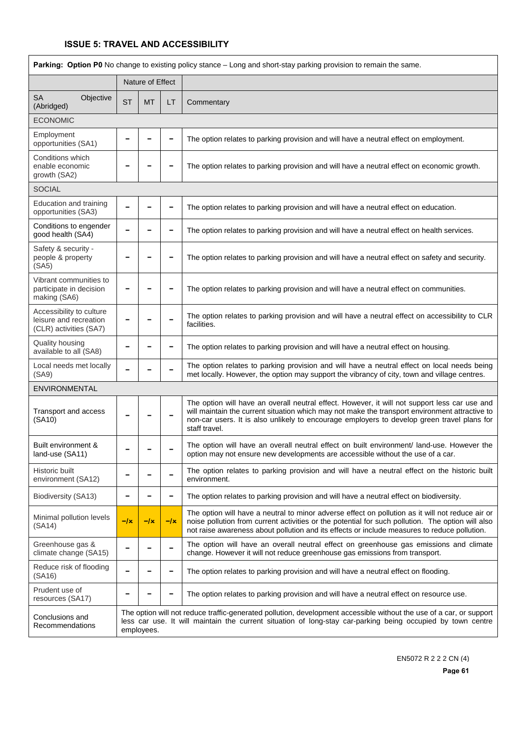### ISSUE 5: TRAVEL AND ACCESSIBILITY

| **Parking: Option P0** No change to existing policy stance – Long and short-stay parking provision to remain the same. | | | | |
|---|---|---|---|---|
| | Nature of Effect | | | |
| SA Objective (Abridged) | ST | MT | LT | Commentary |
| ECONOMIC | | | | |
| Employment opportunities (SA1) | – | – | – | The option relates to parking provision and will have a neutral effect on employment. |
| Conditions which enable economic growth (SA2) | – | – | – | The option relates to parking provision and will have a neutral effect on economic growth. |
| SOCIAL | | | | |
| Education and training opportunities (SA3) | – | – | – | The option relates to parking provision and will have a neutral effect on education. |
| Conditions to engender good health (SA4) | – | – | – | The option relates to parking provision and will have a neutral effect on health services. |
| Safety & security - people & property (SA5) | – | – | – | The option relates to parking provision and will have a neutral effect on safety and security. |
| Vibrant communities to participate in decision making (SA6) | – | – | – | The option relates to parking provision and will have a neutral effect on communities. |
| Accessibility to culture leisure and recreation (CLR) activities (SA7) | – | – | – | The option relates to parking provision and will have a neutral effect on accessibility to CLR facilities. |
| Quality housing available to all (SA8) | – | – | – | The option relates to parking provision and will have a neutral effect on housing. |
| Local needs met locally (SA9) | – | – | – | The option relates to parking provision and will have a neutral effect on local needs being met locally. However, the option may support the vibrancy of city, town and village centres. |
| ENVIRONMENTAL | | | | |
| Transport and access (SA10) | – | – | – | The option will have an overall neutral effect. However, it will not support less car use and will maintain the current situation which may not make the transport environment attractive to non-car users. It is also unlikely to encourage employers to develop green travel plans for staff travel. |
| Built environment & land-use (SA11) | – | – | – | The option will have an overall neutral effect on built environment/ land-use. However the option may not ensure new developments are accessible without the use of a car. |
| Historic built environment (SA12) | – | – | – | The option relates to parking provision and will have a neutral effect on the historic built environment. |
| Biodiversity (SA13) | – | – | – | The option relates to parking provision and will have a neutral effect on biodiversity. |
| Minimal pollution levels (SA14) | –/x | –/x | –/x | The option will have a neutral to minor adverse effect on pollution as it will not reduce air or noise pollution from current activities or the potential for such pollution. The option will also not raise awareness about pollution and its effects or include measures to reduce pollution. |
| Greenhouse gas & climate change (SA15) | – | – | – | The option will have an overall neutral effect on greenhouse gas emissions and climate change. However it will not reduce greenhouse gas emissions from transport. |
| Reduce risk of flooding (SA16) | – | – | – | The option relates to parking provision and will have a neutral effect on flooding. |
| Prudent use of resources (SA17) | – | – | – | The option relates to parking provision and will have a neutral effect on resource use. |
| Conclusions and Recommendations | The option will not reduce traffic-generated pollution, development accessible without the use of a car, or support less car use. It will maintain the current situation of long-stay car-parking being occupied by town centre employees. | | | |

EN5072 R 2 2 2 CN (4)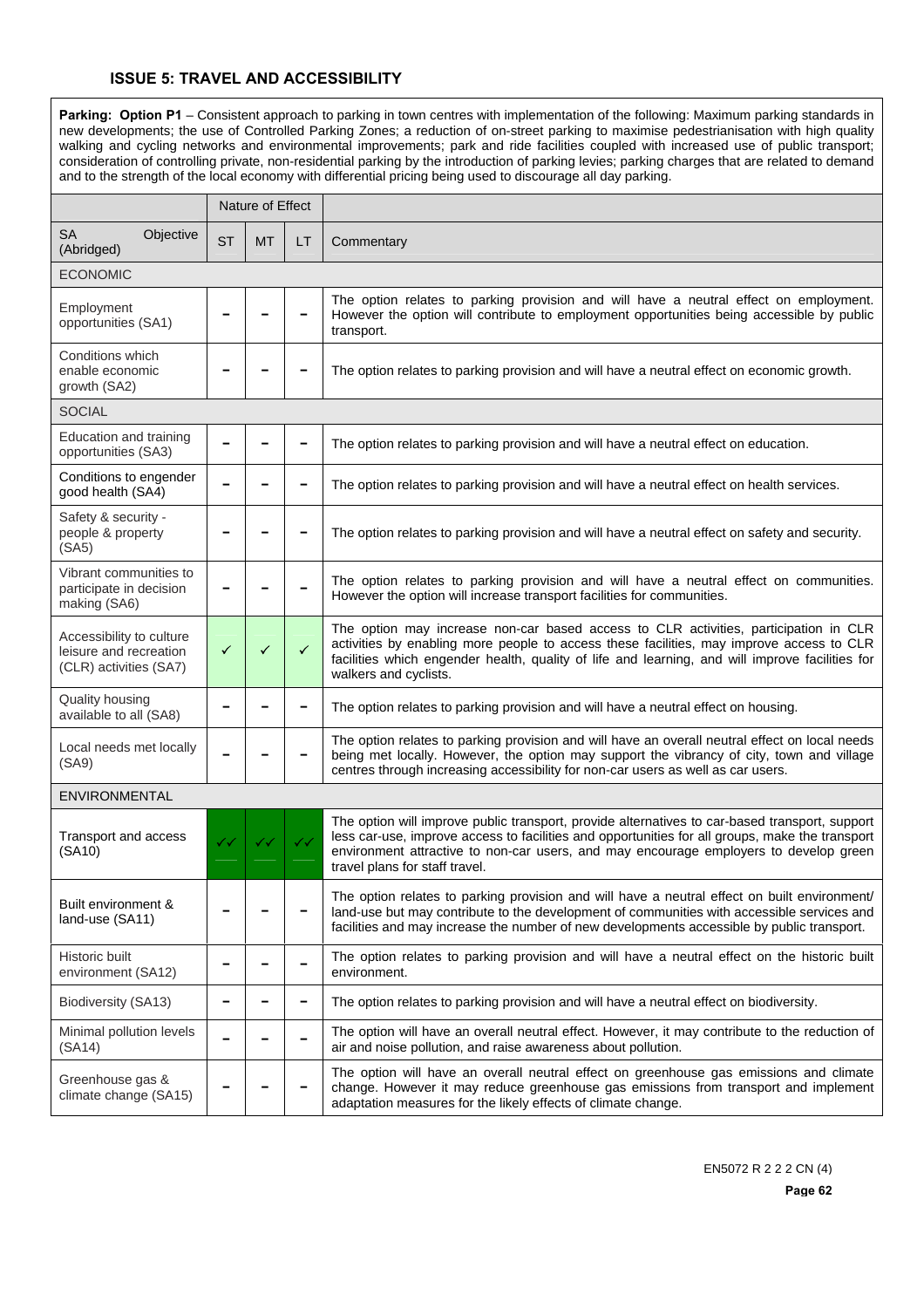### ISSUE 5: TRAVEL AND ACCESSIBILITY

**Parking: Option P1** – Consistent approach to parking in town centres with implementation of the following: Maximum parking standards in new developments; the use of Controlled Parking Zones; a reduction of on-street parking to maximise pedestrianisation with high quality walking and cycling networks and environmental improvements; park and ride facilities coupled with increased use of public transport; consideration of controlling private, non-residential parking by the introduction of parking levies; parking charges that are related to demand and to the strength of the local economy with differential pricing being used to discourage all day parking.

| | Nature of Effect | | | |
|---|---|---|---|---|
| SA Objective (Abridged) | ST | MT | LT | Commentary |
| ECONOMIC | | | | |
| Employment opportunities (SA1) | – | – | – | The option relates to parking provision and will have a neutral effect on employment. However the option will contribute to employment opportunities being accessible by public transport. |
| Conditions which enable economic growth (SA2) | – | – | – | The option relates to parking provision and will have a neutral effect on economic growth. |
| SOCIAL | | | | |
| Education and training opportunities (SA3) | – | – | – | The option relates to parking provision and will have a neutral effect on education. |
| Conditions to engender good health (SA4) | – | – | – | The option relates to parking provision and will have a neutral effect on health services. |
| Safety & security - people & property (SA5) | – | – | – | The option relates to parking provision and will have a neutral effect on safety and security. |
| Vibrant communities to participate in decision making (SA6) | – | – | – | The option relates to parking provision and will have a neutral effect on communities. However the option will increase transport facilities for communities. |
| Accessibility to culture leisure and recreation (CLR) activities (SA7) | ✓ | ✓ | ✓ | The option may increase non-car based access to CLR activities, participation in CLR activities by enabling more people to access these facilities, may improve access to CLR facilities which engender health, quality of life and learning, and will improve facilities for walkers and cyclists. |
| Quality housing available to all (SA8) | – | – | – | The option relates to parking provision and will have a neutral effect on housing. |
| Local needs met locally (SA9) | – | – | – | The option relates to parking provision and will have an overall neutral effect on local needs being met locally. However, the option may support the vibrancy of city, town and village centres through increasing accessibility for non-car users as well as car users. |
| ENVIRONMENTAL | | | | |
| Transport and access (SA10) | ✓✓ | ✓✓ | ✓✓ | The option will improve public transport, provide alternatives to car-based transport, support less car-use, improve access to facilities and opportunities for all groups, make the transport environment attractive to non-car users, and may encourage employers to develop green travel plans for staff travel. |
| Built environment & land-use (SA11) | – | – | – | The option relates to parking provision and will have a neutral effect on built environment/ land-use but may contribute to the development of communities with accessible services and facilities and may increase the number of new developments accessible by public transport. |
| Historic built environment (SA12) | – | – | – | The option relates to parking provision and will have a neutral effect on the historic built environment. |
| Biodiversity (SA13) | – | – | – | The option relates to parking provision and will have a neutral effect on biodiversity. |
| Minimal pollution levels (SA14) | – | – | – | The option will have an overall neutral effect. However, it may contribute to the reduction of air and noise pollution, and raise awareness about pollution. |
| Greenhouse gas & climate change (SA15) | – | – | – | The option will have an overall neutral effect on greenhouse gas emissions and climate change. However it may reduce greenhouse gas emissions from transport and implement adaptation measures for the likely effects of climate change. |

EN5072 R 2 2 2 CN (4)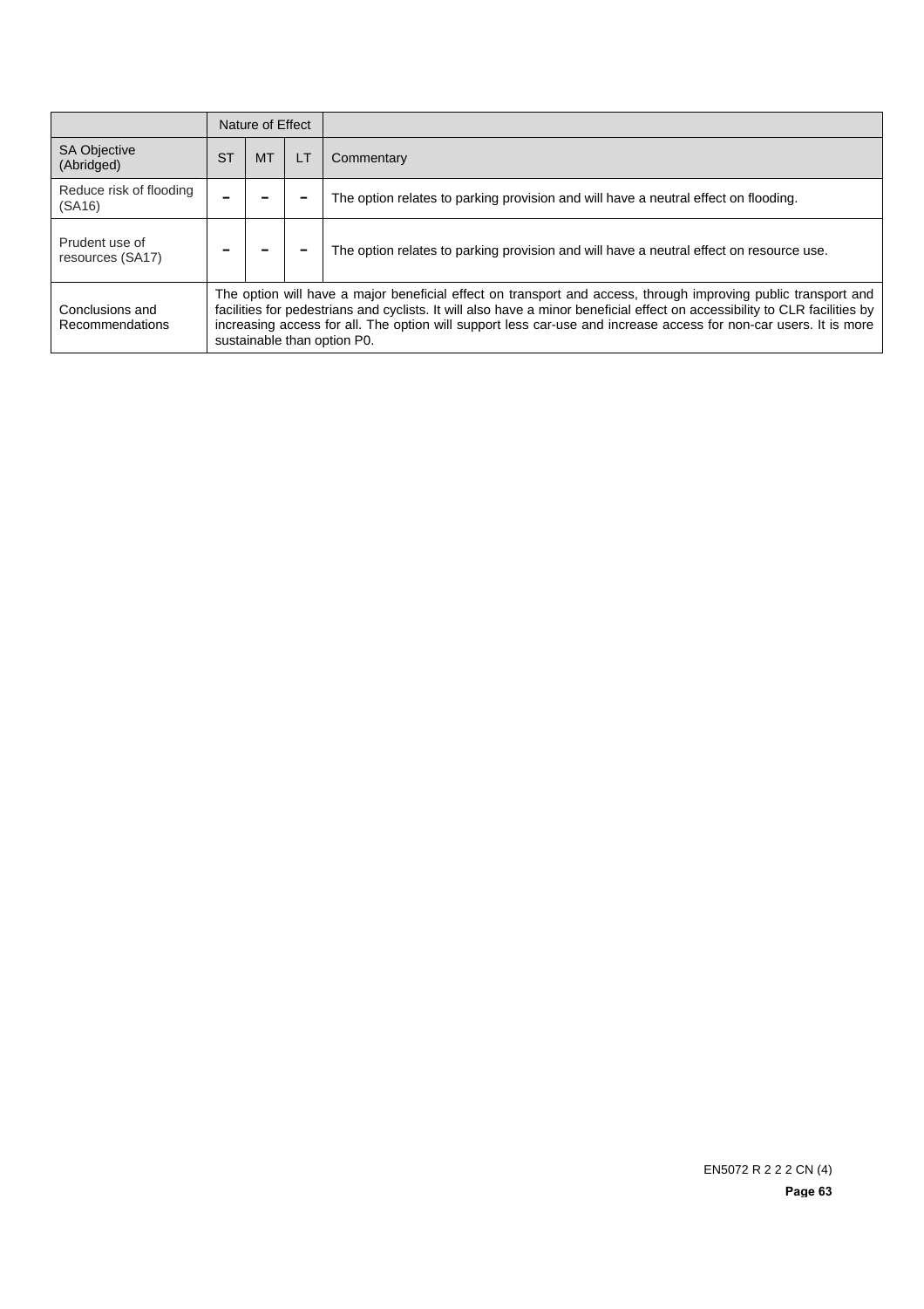| | Nature of Effect | | | |
|---|---|---|---|---|
| SA Objective (Abridged) | ST | MT | LT | Commentary |
| Reduce risk of flooding (SA16) | – | – | – | The option relates to parking provision and will have a neutral effect on flooding. |
| Prudent use of resources (SA17) | – | – | – | The option relates to parking provision and will have a neutral effect on resource use. |
| Conclusions and Recommendations | The option will have a major beneficial effect on transport and access, through improving public transport and facilities for pedestrians and cyclists. It will also have a minor beneficial effect on accessibility to CLR facilities by increasing access for all. The option will support less car-use and increase access for non-car users. It is more sustainable than option P0. | | | |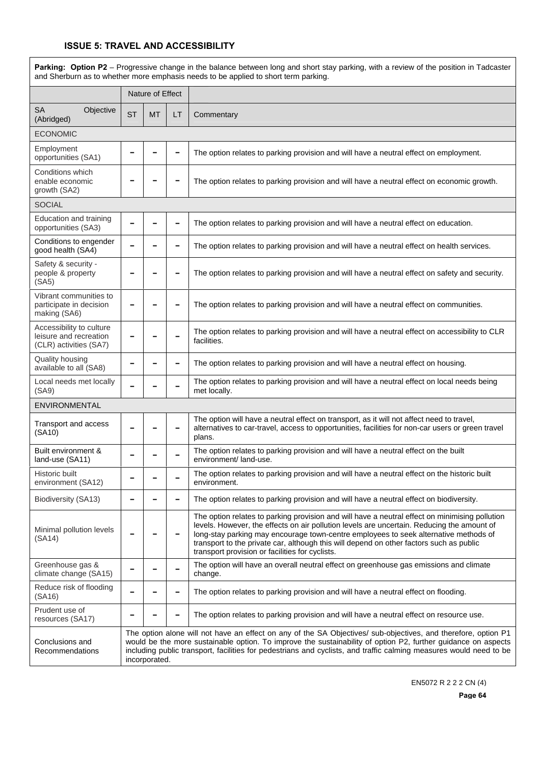### ISSUE 5: TRAVEL AND ACCESSIBILITY

**Parking: Option P2** – Progressive change in the balance between long and short stay parking, with a review of the position in Tadcaster and Sherburn as to whether more emphasis needs to be applied to short term parking.

| | Nature of Effect | | | |
|---|---|---|---|---|
| SA Objective (Abridged) | ST | MT | LT | Commentary |
| ECONOMIC | | | | |
| Employment opportunities (SA1) | – | – | – | The option relates to parking provision and will have a neutral effect on employment. |
| Conditions which enable economic growth (SA2) | – | – | – | The option relates to parking provision and will have a neutral effect on economic growth. |
| SOCIAL | | | | |
| Education and training opportunities (SA3) | – | – | – | The option relates to parking provision and will have a neutral effect on education. |
| Conditions to engender good health (SA4) | – | – | – | The option relates to parking provision and will have a neutral effect on health services. |
| Safety & security - people & property (SA5) | – | – | – | The option relates to parking provision and will have a neutral effect on safety and security. |
| Vibrant communities to participate in decision making (SA6) | – | – | – | The option relates to parking provision and will have a neutral effect on communities. |
| Accessibility to culture leisure and recreation (CLR) activities (SA7) | – | – | – | The option relates to parking provision and will have a neutral effect on accessibility to CLR facilities. |
| Quality housing available to all (SA8) | – | – | – | The option relates to parking provision and will have a neutral effect on housing. |
| Local needs met locally (SA9) | – | – | – | The option relates to parking provision and will have a neutral effect on local needs being met locally. |
| ENVIRONMENTAL | | | | |
| Transport and access (SA10) | – | – | – | The option will have a neutral effect on transport, as it will not affect need to travel, alternatives to car-travel, access to opportunities, facilities for non-car users or green travel plans. |
| Built environment & land-use (SA11) | – | – | – | The option relates to parking provision and will have a neutral effect on the built environment/ land-use. |
| Historic built environment (SA12) | – | – | – | The option relates to parking provision and will have a neutral effect on the historic built environment. |
| Biodiversity (SA13) | – | – | – | The option relates to parking provision and will have a neutral effect on biodiversity. |
| Minimal pollution levels (SA14) | – | – | – | The option relates to parking provision and will have a neutral effect on minimising pollution levels. However, the effects on air pollution levels are uncertain. Reducing the amount of long-stay parking may encourage town-centre employees to seek alternative methods of transport to the private car, although this will depend on other factors such as public transport provision or facilities for cyclists. |
| Greenhouse gas & climate change (SA15) | – | – | – | The option will have an overall neutral effect on greenhouse gas emissions and climate change. |
| Reduce risk of flooding (SA16) | – | – | – | The option relates to parking provision and will have a neutral effect on flooding. |
| Prudent use of resources (SA17) | – | – | – | The option relates to parking provision and will have a neutral effect on resource use. |
| Conclusions and Recommendations | The option alone will not have an effect on any of the SA Objectives/ sub-objectives, and therefore, option P1 would be the more sustainable option. To improve the sustainability of option P2, further guidance on aspects including public transport, facilities for pedestrians and cyclists, and traffic calming measures would need to be incorporated. | | | |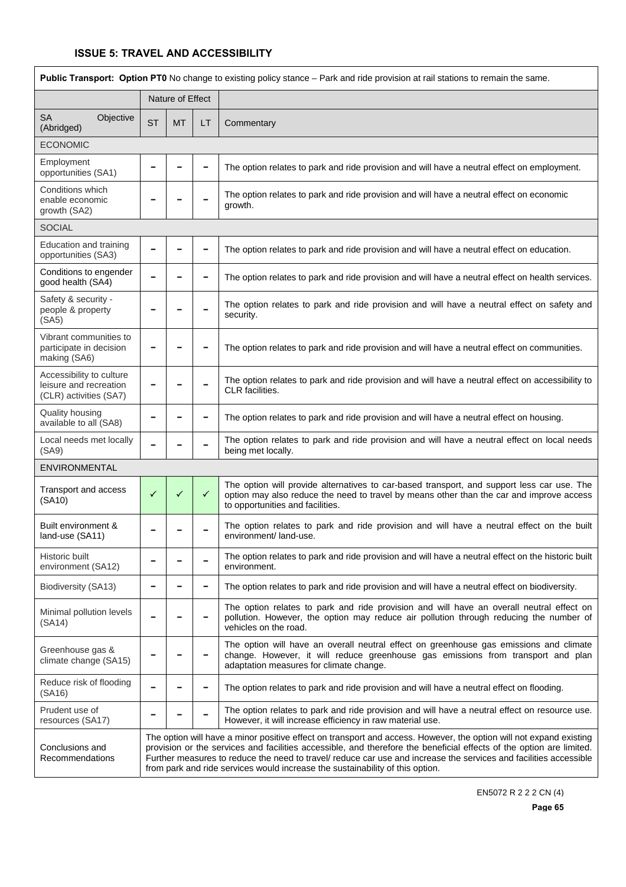### ISSUE 5: TRAVEL AND ACCESSIBILITY

| **Public Transport: Option PT0** No change to existing policy stance – Park and ride provision at rail stations to remain the same. | | | | |
|---|---|---|---|---|
| | Nature of Effect | | | |
| SA Objective (Abridged) | ST | MT | LT | Commentary |
| ECONOMIC | | | | |
| Employment opportunities (SA1) | – | – | – | The option relates to park and ride provision and will have a neutral effect on employment. |
| Conditions which enable economic growth (SA2) | – | – | – | The option relates to park and ride provision and will have a neutral effect on economic growth. |
| SOCIAL | | | | |
| Education and training opportunities (SA3) | – | – | – | The option relates to park and ride provision and will have a neutral effect on education. |
| Conditions to engender good health (SA4) | – | – | – | The option relates to park and ride provision and will have a neutral effect on health services. |
| Safety & security - people & property (SA5) | – | – | – | The option relates to park and ride provision and will have a neutral effect on safety and security. |
| Vibrant communities to participate in decision making (SA6) | – | – | – | The option relates to park and ride provision and will have a neutral effect on communities. |
| Accessibility to culture leisure and recreation (CLR) activities (SA7) | – | – | – | The option relates to park and ride provision and will have a neutral effect on accessibility to CLR facilities. |
| Quality housing available to all (SA8) | – | – | – | The option relates to park and ride provision and will have a neutral effect on housing. |
| Local needs met locally (SA9) | – | – | – | The option relates to park and ride provision and will have a neutral effect on local needs being met locally. |
| ENVIRONMENTAL | | | | |
| Transport and access (SA10) | ✓ | ✓ | ✓ | The option will provide alternatives to car-based transport, and support less car use. The option may also reduce the need to travel by means other than the car and improve access to opportunities and facilities. |
| Built environment & land-use (SA11) | – | – | – | The option relates to park and ride provision and will have a neutral effect on the built environment/ land-use. |
| Historic built environment (SA12) | – | – | – | The option relates to park and ride provision and will have a neutral effect on the historic built environment. |
| Biodiversity (SA13) | – | – | – | The option relates to park and ride provision and will have a neutral effect on biodiversity. |
| Minimal pollution levels (SA14) | – | – | – | The option relates to park and ride provision and will have an overall neutral effect on pollution. However, the option may reduce air pollution through reducing the number of vehicles on the road. |
| Greenhouse gas & climate change (SA15) | – | – | – | The option will have an overall neutral effect on greenhouse gas emissions and climate change. However, it will reduce greenhouse gas emissions from transport and plan adaptation measures for climate change. |
| Reduce risk of flooding (SA16) | – | – | – | The option relates to park and ride provision and will have a neutral effect on flooding. |
| Prudent use of resources (SA17) | – | – | – | The option relates to park and ride provision and will have a neutral effect on resource use. However, it will increase efficiency in raw material use. |
| Conclusions and Recommendations | The option will have a minor positive effect on transport and access. However, the option will not expand existing provision or the services and facilities accessible, and therefore the beneficial effects of the option are limited. Further measures to reduce the need to travel/ reduce car use and increase the services and facilities accessible from park and ride services would increase the sustainability of this option. | | | |

EN5072 R 2 2 2 CN (4)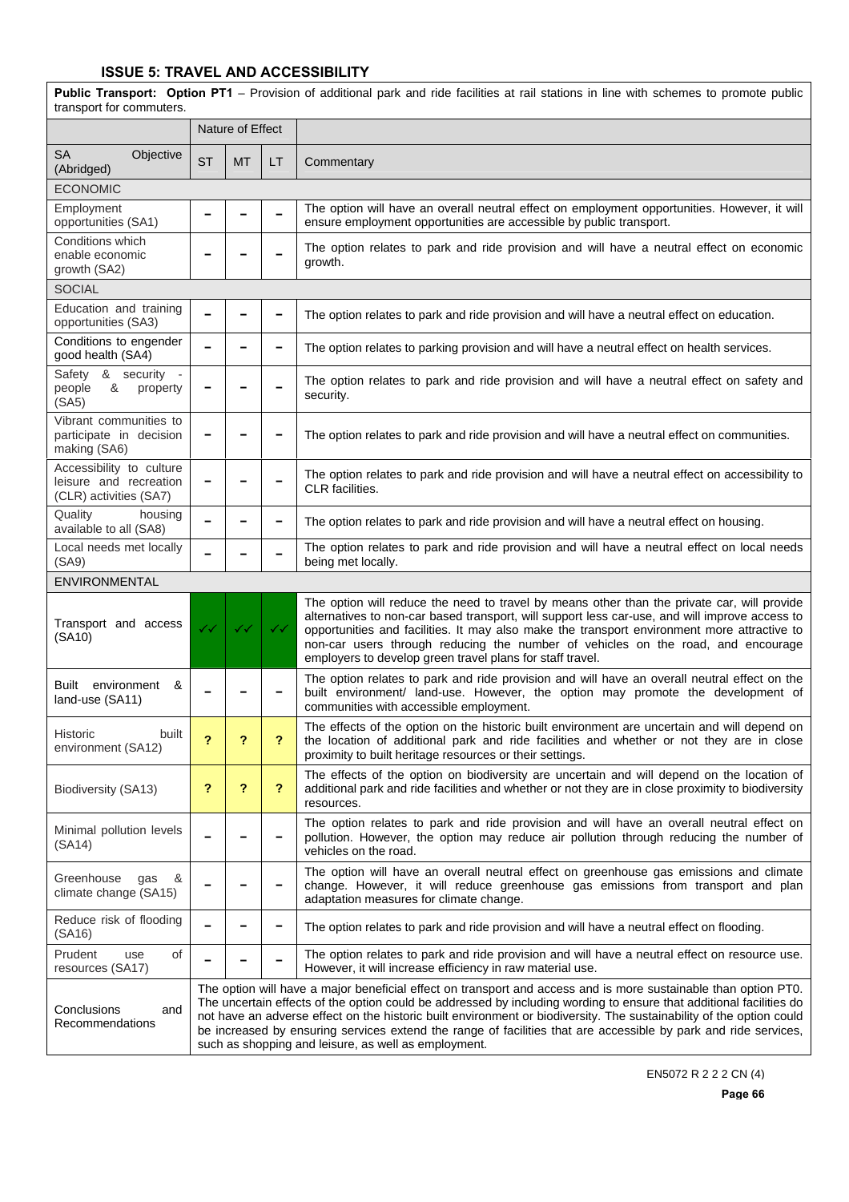### ISSUE 5: TRAVEL AND ACCESSIBILITY

| **Public Transport: Option PT1** – Provision of additional park and ride facilities at rail stations in line with schemes to promote public transport for commuters. | | | | |
|---|---|---|---|---|
| | Nature of Effect | | | |
| SA Objective (Abridged) | ST | MT | LT | Commentary |
| ECONOMIC | | | | |
| Employment opportunities (SA1) | – | – | – | The option will have an overall neutral effect on employment opportunities. However, it will ensure employment opportunities are accessible by public transport. |
| Conditions which enable economic growth (SA2) | – | – | – | The option relates to park and ride provision and will have a neutral effect on economic growth. |
| SOCIAL | | | | |
| Education and training opportunities (SA3) | – | – | – | The option relates to park and ride provision and will have a neutral effect on education. |
| Conditions to engender good health (SA4) | – | – | – | The option relates to parking provision and will have a neutral effect on health services. |
| Safety & security - people & property (SA5) | – | – | – | The option relates to park and ride provision and will have a neutral effect on safety and security. |
| Vibrant communities to participate in decision making (SA6) | – | – | – | The option relates to park and ride provision and will have a neutral effect on communities. |
| Accessibility to culture leisure and recreation (CLR) activities (SA7) | – | – | – | The option relates to park and ride provision and will have a neutral effect on accessibility to CLR facilities. |
| Quality housing available to all (SA8) | – | – | – | The option relates to park and ride provision and will have a neutral effect on housing. |
| Local needs met locally (SA9) | – | – | – | The option relates to park and ride provision and will have a neutral effect on local needs being met locally. |
| ENVIRONMENTAL | | | | |
| Transport and access (SA10) | ✓✓ | ✓✓ | ✓✓ | The option will reduce the need to travel by means other than the private car, will provide alternatives to non-car based transport, will support less car-use, and will improve access to opportunities and facilities. It may also make the transport environment more attractive to non-car users through reducing the number of vehicles on the road, and encourage employers to develop green travel plans for staff travel. |
| Built environment & land-use (SA11) | – | – | – | The option relates to park and ride provision and will have an overall neutral effect on the built environment/ land-use. However, the option may promote the development of communities with accessible employment. |
| Historic built environment (SA12) | ? | ? | ? | The effects of the option on the historic built environment are uncertain and will depend on the location of additional park and ride facilities and whether or not they are in close proximity to built heritage resources or their settings. |
| Biodiversity (SA13) | ? | ? | ? | The effects of the option on biodiversity are uncertain and will depend on the location of additional park and ride facilities and whether or not they are in close proximity to biodiversity resources. |
| Minimal pollution levels (SA14) | – | – | – | The option relates to park and ride provision and will have an overall neutral effect on pollution. However, the option may reduce air pollution through reducing the number of vehicles on the road. |
| Greenhouse gas & climate change (SA15) | – | – | – | The option will have an overall neutral effect on greenhouse gas emissions and climate change. However, it will reduce greenhouse gas emissions from transport and plan adaptation measures for climate change. |
| Reduce risk of flooding (SA16) | – | – | – | The option relates to park and ride provision and will have a neutral effect on flooding. |
| Prudent use of resources (SA17) | – | – | – | The option relates to park and ride provision and will have a neutral effect on resource use. However, it will increase efficiency in raw material use. |
| Conclusions and Recommendations | The option will have a major beneficial effect on transport and access and is more sustainable than option PT0. The uncertain effects of the option could be addressed by including wording to ensure that additional facilities do not have an adverse effect on the historic built environment or biodiversity. The sustainability of the option could be increased by ensuring services extend the range of facilities that are accessible by park and ride services, such as shopping and leisure, as well as employment. | | | |

EN5072 R 2 2 2 CN (4)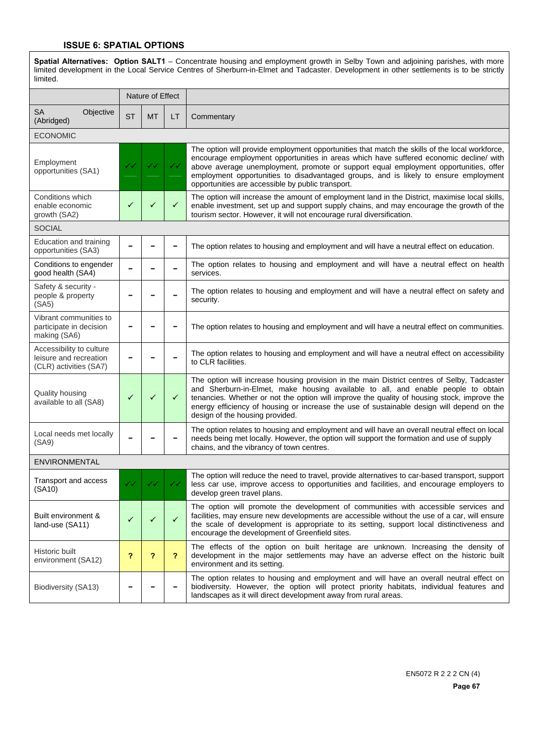### ISSUE 6: SPATIAL OPTIONS

**Spatial Alternatives: Option SALT1** – Concentrate housing and employment growth in Selby Town and adjoining parishes, with more limited development in the Local Service Centres of Sherburn-in-Elmet and Tadcaster. Development in other settlements is to be strictly limited.

| | Nature of Effect | | | |
|---|---|---|---|---|
| SA Objective (Abridged) | ST | MT | LT | Commentary |
| ECONOMIC | | | | |
| Employment opportunities (SA1) | ✓✓ | ✓✓ | ✓✓ | The option will provide employment opportunities that match the skills of the local workforce, encourage employment opportunities in areas which have suffered economic decline/ with above average unemployment, promote or support equal employment opportunities, offer employment opportunities to disadvantaged groups, and is likely to ensure employment opportunities are accessible by public transport. |
| Conditions which enable economic growth (SA2) | ✓ | ✓ | ✓ | The option will increase the amount of employment land in the District, maximise local skills, enable investment, set up and support supply chains, and may encourage the growth of the tourism sector. However, it will not encourage rural diversification. |
| SOCIAL | | | | |
| Education and training opportunities (SA3) | – | – | – | The option relates to housing and employment and will have a neutral effect on education. |
| Conditions to engender good health (SA4) | – | – | – | The option relates to housing and employment and will have a neutral effect on health services. |
| Safety & security - people & property (SA5) | – | – | – | The option relates to housing and employment and will have a neutral effect on safety and security. |
| Vibrant communities to participate in decision making (SA6) | – | – | – | The option relates to housing and employment and will have a neutral effect on communities. |
| Accessibility to culture leisure and recreation (CLR) activities (SA7) | – | – | – | The option relates to housing and employment and will have a neutral effect on accessibility to CLR facilities. |
| Quality housing available to all (SA8) | ✓ | ✓ | ✓ | The option will increase housing provision in the main District centres of Selby, Tadcaster and Sherburn-in-Elmet, make housing available to all, and enable people to obtain tenancies. Whether or not the option will improve the quality of housing stock, improve the energy efficiency of housing or increase the use of sustainable design will depend on the design of the housing provided. |
| Local needs met locally (SA9) | – | – | – | The option relates to housing and employment and will have an overall neutral effect on local needs being met locally. However, the option will support the formation and use of supply chains, and the vibrancy of town centres. |
| ENVIRONMENTAL | | | | |
| Transport and access (SA10) | ✓✓ | ✓✓ | ✓✓ | The option will reduce the need to travel, provide alternatives to car-based transport, support less car use, improve access to opportunities and facilities, and encourage employers to develop green travel plans. |
| Built environment & land-use (SA11) | ✓ | ✓ | ✓ | The option will promote the development of communities with accessible services and facilities, may ensure new developments are accessible without the use of a car, will ensure the scale of development is appropriate to its setting, support local distinctiveness and encourage the development of Greenfield sites. |
| Historic built environment (SA12) | ? | ? | ? | The effects of the option on built heritage are unknown. Increasing the density of development in the major settlements may have an adverse effect on the historic built environment and its setting. |
| Biodiversity (SA13) | – | – | – | The option relates to housing and employment and will have an overall neutral effect on biodiversity. However, the option will protect priority habitats, individual features and landscapes as it will direct development away from rural areas. |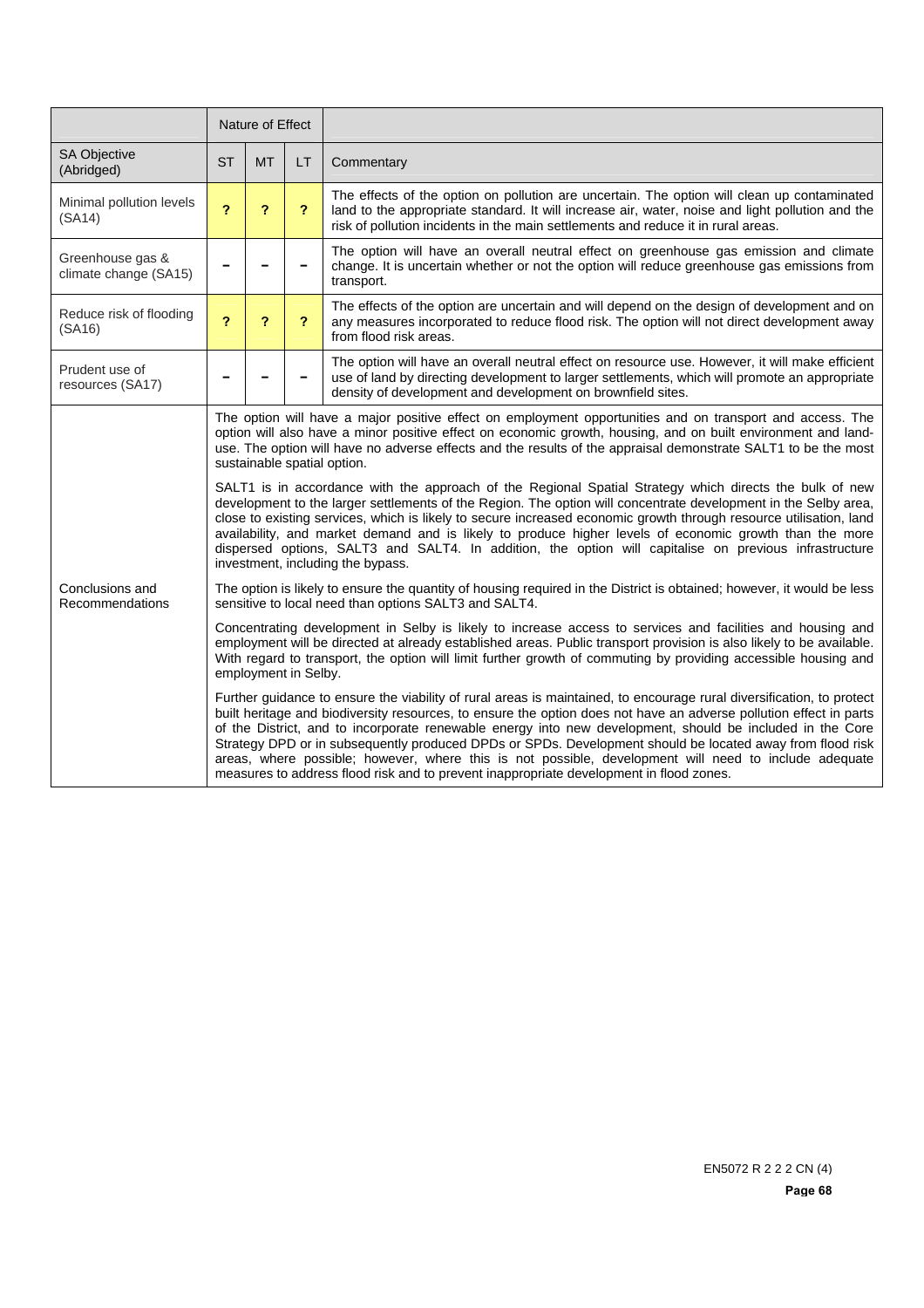| | Nature of Effect | | | |
|---|---|---|---|---|
| SA Objective (Abridged) | ST | MT | LT | Commentary |
| Minimal pollution levels (SA14) | ? | ? | ? | The effects of the option on pollution are uncertain. The option will clean up contaminated land to the appropriate standard. It will increase air, water, noise and light pollution and the risk of pollution incidents in the main settlements and reduce it in rural areas. |
| Greenhouse gas & climate change (SA15) | – | – | – | The option will have an overall neutral effect on greenhouse gas emission and climate change. It is uncertain whether or not the option will reduce greenhouse gas emissions from transport. |
| Reduce risk of flooding (SA16) | ? | ? | ? | The effects of the option are uncertain and will depend on the design of development and on any measures incorporated to reduce flood risk. The option will not direct development away from flood risk areas. |
| Prudent use of resources (SA17) | – | – | – | The option will have an overall neutral effect on resource use. However, it will make efficient use of land by directing development to larger settlements, which will promote an appropriate density of development and development on brownfield sites. |
| Conclusions and Recommendations | The option will have a major positive effect on employment opportunities and on transport and access. The option will also have a minor positive effect on economic growth, housing, and on built environment and land-use. The option will have no adverse effects and the results of the appraisal demonstrate SALT1 to be the most sustainable spatial option.<br><br>SALT1 is in accordance with the approach of the Regional Spatial Strategy which directs the bulk of new development to the larger settlements of the Region. The option will concentrate development in the Selby area, close to existing services, which is likely to secure increased economic growth through resource utilisation, land availability, and market demand and is likely to produce higher levels of economic growth than the more dispersed options, SALT3 and SALT4. In addition, the option will capitalise on previous infrastructure investment, including the bypass.<br><br>The option is likely to ensure the quantity of housing required in the District is obtained; however, it would be less sensitive to local need than options SALT3 and SALT4.<br><br>Concentrating development in Selby is likely to increase access to services and facilities and housing and employment will be directed at already established areas. Public transport provision is also likely to be available. With regard to transport, the option will limit further growth of commuting by providing accessible housing and employment in Selby.<br><br>Further guidance to ensure the viability of rural areas is maintained, to encourage rural diversification, to protect built heritage and biodiversity resources, to ensure the option does not have an adverse pollution effect in parts of the District, and to incorporate renewable energy into new development, should be included in the Core Strategy DPD or in subsequently produced DPDs or SPDs. Development should be located away from flood risk areas, where possible; however, where this is not possible, development will need to include adequate measures to address flood risk and to prevent inappropriate development in flood zones. | | | |

EN5072 R 2 2 2 CN (4)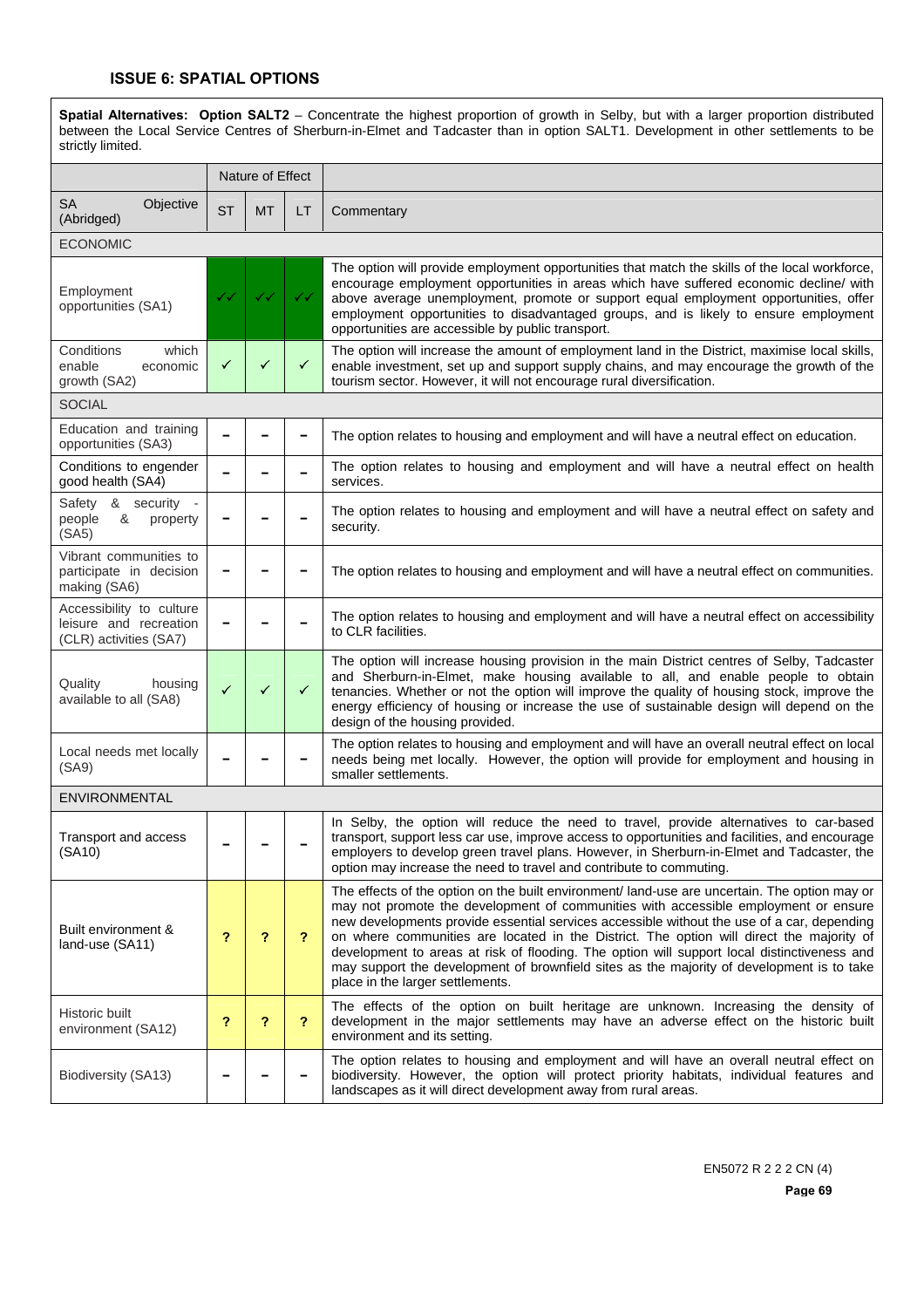### ISSUE 6: SPATIAL OPTIONS

**Spatial Alternatives: Option SALT2** – Concentrate the highest proportion of growth in Selby, but with a larger proportion distributed between the Local Service Centres of Sherburn-in-Elmet and Tadcaster than in option SALT1. Development in other settlements to be strictly limited.

| | Nature of Effect | | | |
|---|---|---|---|---|
| SA Objective (Abridged) | ST | MT | LT | Commentary |
| ECONOMIC | | | | |
| Employment opportunities (SA1) | ✓✓ | ✓✓ | ✓✓ | The option will provide employment opportunities that match the skills of the local workforce, encourage employment opportunities in areas which have suffered economic decline/ with above average unemployment, promote or support equal employment opportunities, offer employment opportunities to disadvantaged groups, and is likely to ensure employment opportunities are accessible by public transport. |
| Conditions which enable economic growth (SA2) | ✓ | ✓ | ✓ | The option will increase the amount of employment land in the District, maximise local skills, enable investment, set up and support supply chains, and may encourage the growth of the tourism sector. However, it will not encourage rural diversification. |
| SOCIAL | | | | |
| Education and training opportunities (SA3) | – | – | – | The option relates to housing and employment and will have a neutral effect on education. |
| Conditions to engender good health (SA4) | – | – | – | The option relates to housing and employment and will have a neutral effect on health services. |
| Safety & security - people & property (SA5) | – | – | – | The option relates to housing and employment and will have a neutral effect on safety and security. |
| Vibrant communities to participate in decision making (SA6) | – | – | – | The option relates to housing and employment and will have a neutral effect on communities. |
| Accessibility to culture leisure and recreation (CLR) activities (SA7) | – | – | – | The option relates to housing and employment and will have a neutral effect on accessibility to CLR facilities. |
| Quality housing available to all (SA8) | ✓ | ✓ | ✓ | The option will increase housing provision in the main District centres of Selby, Tadcaster and Sherburn-in-Elmet, make housing available to all, and enable people to obtain tenancies. Whether or not the option will improve the quality of housing stock, improve the energy efficiency of housing or increase the use of sustainable design will depend on the design of the housing provided. |
| Local needs met locally (SA9) | – | – | – | The option relates to housing and employment and will have an overall neutral effect on local needs being met locally. However, the option will provide for employment and housing in smaller settlements. |
| ENVIRONMENTAL | | | | |
| Transport and access (SA10) | – | – | – | In Selby, the option will reduce the need to travel, provide alternatives to car-based transport, support less car use, improve access to opportunities and facilities, and encourage employers to develop green travel plans. However, in Sherburn-in-Elmet and Tadcaster, the option may increase the need to travel and contribute to commuting. |
| Built environment & land-use (SA11) | ? | ? | ? | The effects of the option on the built environment/ land-use are uncertain. The option may or may not promote the development of communities with accessible employment or ensure new developments provide essential services accessible without the use of a car, depending on where communities are located in the District. The option will direct the majority of development to areas at risk of flooding. The option will support local distinctiveness and may support the development of brownfield sites as the majority of development is to take place in the larger settlements. |
| Historic built environment (SA12) | ? | ? | ? | The effects of the option on built heritage are unknown. Increasing the density of development in the major settlements may have an adverse effect on the historic built environment and its setting. |
| Biodiversity (SA13) | – | – | – | The option relates to housing and employment and will have an overall neutral effect on biodiversity. However, the option will protect priority habitats, individual features and landscapes as it will direct development away from rural areas. |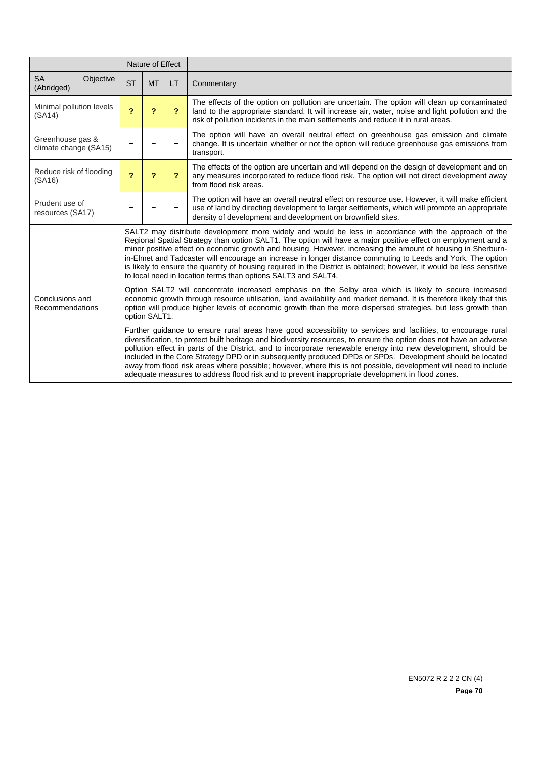| | Nature of Effect | | | |
|---|---|---|---|---|
| SA Objective (Abridged) | ST | MT | LT | Commentary |
| Minimal pollution levels (SA14) | ? | ? | ? | The effects of the option on pollution are uncertain. The option will clean up contaminated land to the appropriate standard. It will increase air, water, noise and light pollution and the risk of pollution incidents in the main settlements and reduce it in rural areas. |
| Greenhouse gas & climate change (SA15) | – | – | – | The option will have an overall neutral effect on greenhouse gas emission and climate change. It is uncertain whether or not the option will reduce greenhouse gas emissions from transport. |
| Reduce risk of flooding (SA16) | ? | ? | ? | The effects of the option are uncertain and will depend on the design of development and on any measures incorporated to reduce flood risk. The option will not direct development away from flood risk areas. |
| Prudent use of resources (SA17) | – | – | – | The option will have an overall neutral effect on resource use. However, it will make efficient use of land by directing development to larger settlements, which will promote an appropriate density of development and development on brownfield sites. |
| Conclusions and Recommendations | SALT2 may distribute development more widely and would be less in accordance with the approach of the Regional Spatial Strategy than option SALT1. The option will have a major positive effect on employment and a minor positive effect on economic growth and housing. However, increasing the amount of housing in Sherburn-in-Elmet and Tadcaster will encourage an increase in longer distance commuting to Leeds and York. The option is likely to ensure the quantity of housing required in the District is obtained; however, it would be less sensitive to local need in location terms than options SALT3 and SALT4.<br><br>Option SALT2 will concentrate increased emphasis on the Selby area which is likely to secure increased economic growth through resource utilisation, land availability and market demand. It is therefore likely that this option will produce higher levels of economic growth than the more dispersed strategies, but less growth than option SALT1.<br><br>Further guidance to ensure rural areas have good accessibility to services and facilities, to encourage rural diversification, to protect built heritage and biodiversity resources, to ensure the option does not have an adverse pollution effect in parts of the District, and to incorporate renewable energy into new development, should be included in the Core Strategy DPD or in subsequently produced DPDs or SPDs. Development should be located away from flood risk areas where possible; however, where this is not possible, development will need to include adequate measures to address flood risk and to prevent inappropriate development in flood zones. | | | |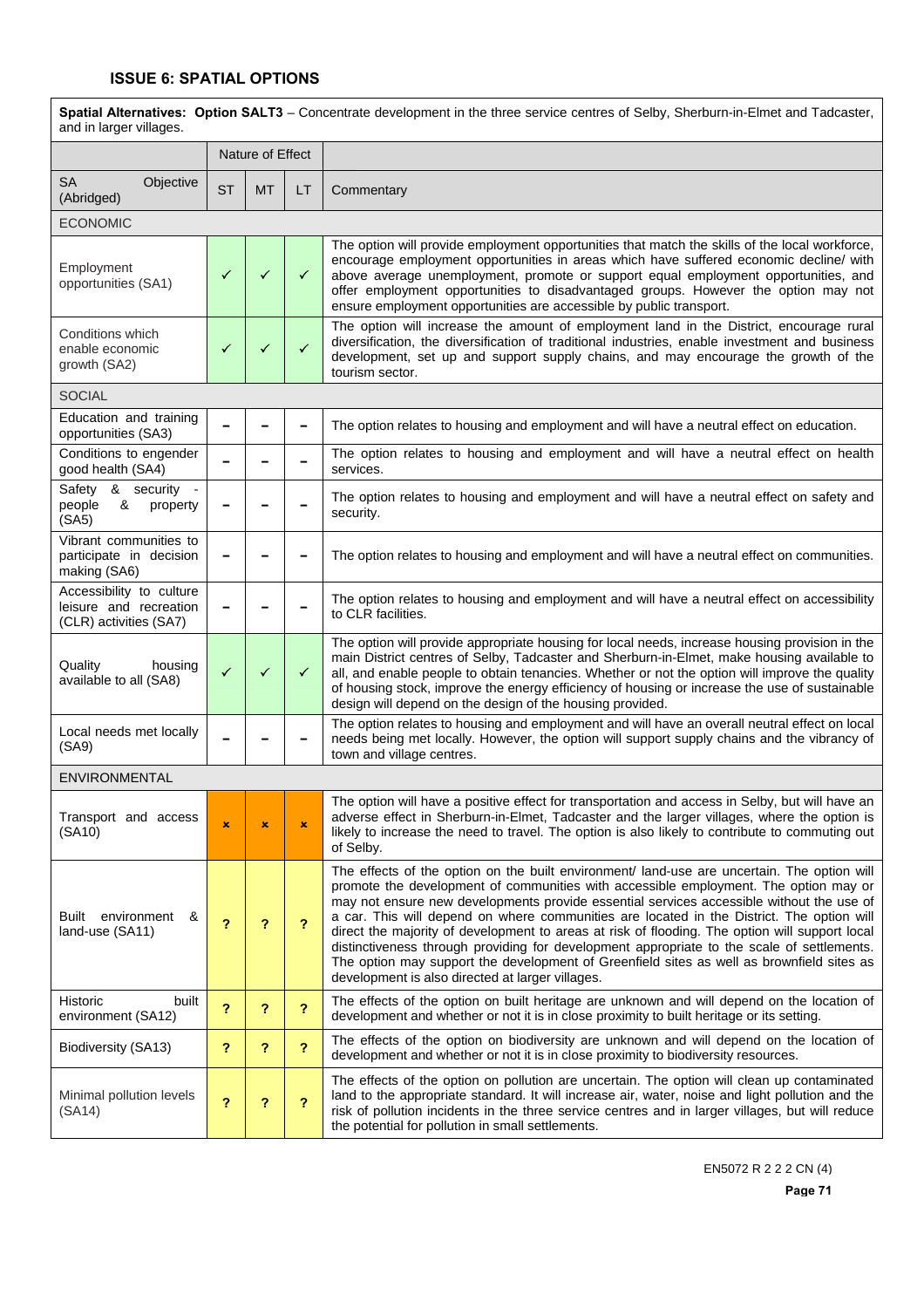### ISSUE 6: SPATIAL OPTIONS

| **Spatial Alternatives: Option SALT3** – Concentrate development in the three service centres of Selby, Sherburn-in-Elmet and Tadcaster, and in larger villages. | | | | |
|---|---|---|---|---|
| | Nature of Effect | | | |
| SA Objective (Abridged) | ST | MT | LT | Commentary |
| ECONOMIC | | | | |
| Employment opportunities (SA1) | ✓ | ✓ | ✓ | The option will provide employment opportunities that match the skills of the local workforce, encourage employment opportunities in areas which have suffered economic decline/ with above average unemployment, promote or support equal employment opportunities, and offer employment opportunities to disadvantaged groups. However the option may not ensure employment opportunities are accessible by public transport. |
| Conditions which enable economic growth (SA2) | ✓ | ✓ | ✓ | The option will increase the amount of employment land in the District, encourage rural diversification, the diversification of traditional industries, enable investment and business development, set up and support supply chains, and may encourage the growth of the tourism sector. |
| SOCIAL | | | | |
| Education and training opportunities (SA3) | – | – | – | The option relates to housing and employment and will have a neutral effect on education. |
| Conditions to engender good health (SA4) | – | – | – | The option relates to housing and employment and will have a neutral effect on health services. |
| Safety & security - people & property (SA5) | – | – | – | The option relates to housing and employment and will have a neutral effect on safety and security. |
| Vibrant communities to participate in decision making (SA6) | – | – | – | The option relates to housing and employment and will have a neutral effect on communities. |
| Accessibility to culture leisure and recreation (CLR) activities (SA7) | – | – | – | The option relates to housing and employment and will have a neutral effect on accessibility to CLR facilities. |
| Quality housing available to all (SA8) | ✓ | ✓ | ✓ | The option will provide appropriate housing for local needs, increase housing provision in the main District centres of Selby, Tadcaster and Sherburn-in-Elmet, make housing available to all, and enable people to obtain tenancies. Whether or not the option will improve the quality of housing stock, improve the energy efficiency of housing or increase the use of sustainable design will depend on the design of the housing provided. |
| Local needs met locally (SA9) | – | – | – | The option relates to housing and employment and will have an overall neutral effect on local needs being met locally. However, the option will support supply chains and the vibrancy of town and village centres. |
| ENVIRONMENTAL | | | | |
| Transport and access (SA10) | × | × | × | The option will have a positive effect for transportation and access in Selby, but will have an adverse effect in Sherburn-in-Elmet, Tadcaster and the larger villages, where the option is likely to increase the need to travel. The option is also likely to contribute to commuting out of Selby. |
| Built environment & land-use (SA11) | ? | ? | ? | The effects of the option on the built environment/ land-use are uncertain. The option will promote the development of communities with accessible employment. The option may or may not ensure new developments provide essential services accessible without the use of a car. This will depend on where communities are located in the District. The option will direct the majority of development to areas at risk of flooding. The option will support local distinctiveness through providing for development appropriate to the scale of settlements. The option may support the development of Greenfield sites as well as brownfield sites as development is also directed at larger villages. |
| Historic built environment (SA12) | ? | ? | ? | The effects of the option on built heritage are unknown and will depend on the location of development and whether or not it is in close proximity to built heritage or its setting. |
| Biodiversity (SA13) | ? | ? | ? | The effects of the option on biodiversity are unknown and will depend on the location of development and whether or not it is in close proximity to biodiversity resources. |
| Minimal pollution levels (SA14) | ? | ? | ? | The effects of the option on pollution are uncertain. The option will clean up contaminated land to the appropriate standard. It will increase air, water, noise and light pollution and the risk of pollution incidents in the three service centres and in larger villages, but will reduce the potential for pollution in small settlements. |

EN5072 R 2 2 2 CN (4)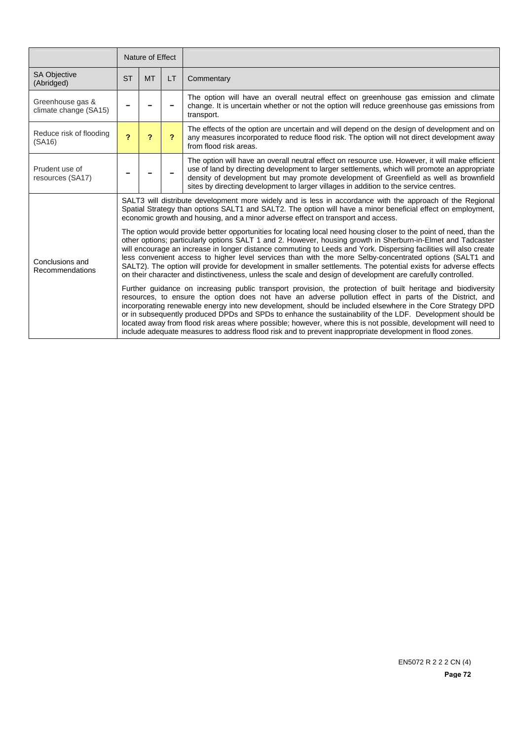| | Nature of Effect | | | |
|---|---|---|---|---|
| SA Objective (Abridged) | ST | MT | LT | Commentary |
| Greenhouse gas & climate change (SA15) | – | – | – | The option will have an overall neutral effect on greenhouse gas emission and climate change. It is uncertain whether or not the option will reduce greenhouse gas emissions from transport. |
| Reduce risk of flooding (SA16) | ? | ? | ? | The effects of the option are uncertain and will depend on the design of development and on any measures incorporated to reduce flood risk. The option will not direct development away from flood risk areas. |
| Prudent use of resources (SA17) | – | – | – | The option will have an overall neutral effect on resource use. However, it will make efficient use of land by directing development to larger settlements, which will promote an appropriate density of development but may promote development of Greenfield as well as brownfield sites by directing development to larger villages in addition to the service centres. |
| Conclusions and Recommendations | SALT3 will distribute development more widely and is less in accordance with the approach of the Regional Spatial Strategy than options SALT1 and SALT2. The option will have a minor beneficial effect on employment, economic growth and housing, and a minor adverse effect on transport and access.<br><br>The option would provide better opportunities for locating local need housing closer to the point of need, than the other options; particularly options SALT 1 and 2. However, housing growth in Sherburn-in-Elmet and Tadcaster will encourage an increase in longer distance commuting to Leeds and York. Dispersing facilities will also create less convenient access to higher level services than with the more Selby-concentrated options (SALT1 and SALT2). The option will provide for development in smaller settlements. The potential exists for adverse effects on their character and distinctiveness, unless the scale and design of development are carefully controlled.<br><br>Further guidance on increasing public transport provision, the protection of built heritage and biodiversity resources, to ensure the option does not have an adverse pollution effect in parts of the District, and incorporating renewable energy into new development, should be included elsewhere in the Core Strategy DPD or in subsequently produced DPDs and SPDs to enhance the sustainability of the LDF. Development should be located away from flood risk areas where possible; however, where this is not possible, development will need to include adequate measures to address flood risk and to prevent inappropriate development in flood zones. | | | |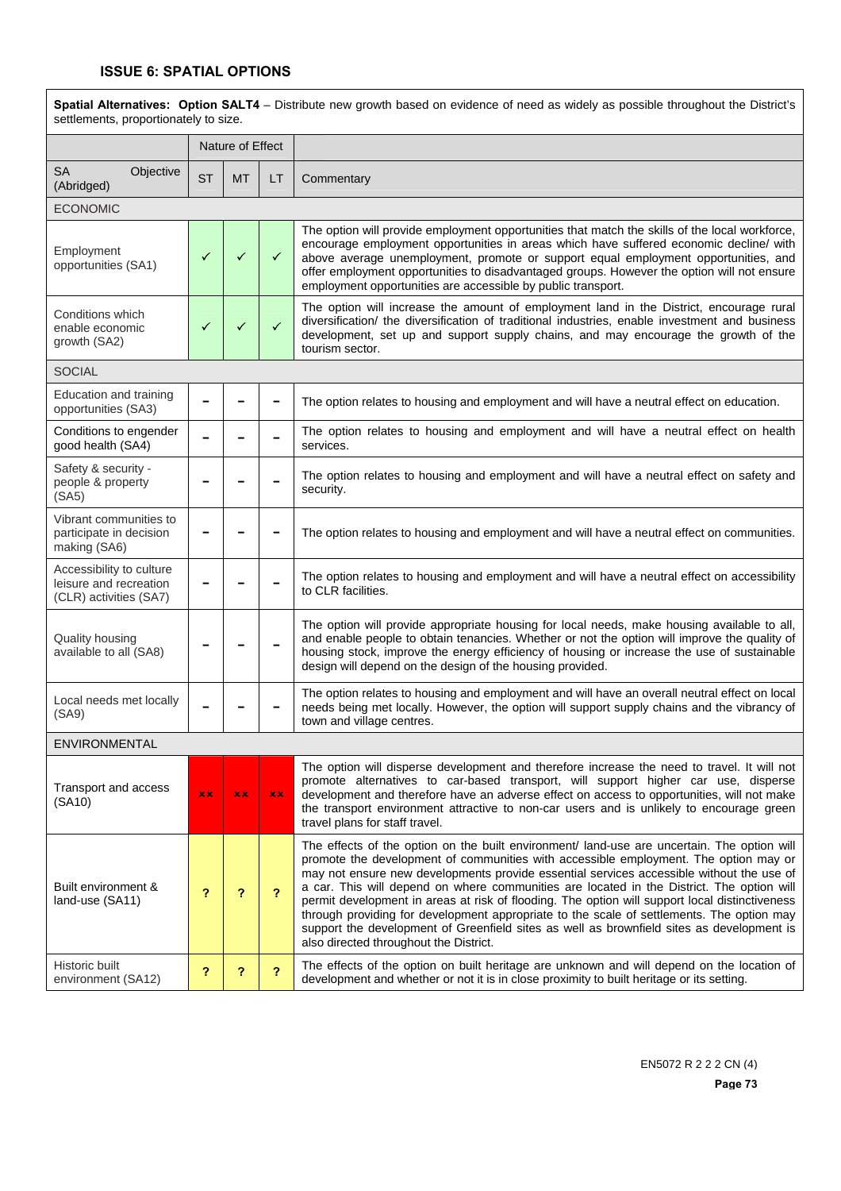## ISSUE 6: SPATIAL OPTIONS

| **Spatial Alternatives: Option SALT4** – Distribute new growth based on evidence of need as widely as possible throughout the District's settlements, proportionately to size. | | | | |
|---|---|---|---|---|
| | Nature of Effect | | | |
| SA Objective (Abridged) | ST | MT | LT | Commentary |
| ECONOMIC | | | | |
| Employment opportunities (SA1) | ✓ | ✓ | ✓ | The option will provide employment opportunities that match the skills of the local workforce, encourage employment opportunities in areas which have suffered economic decline/ with above average unemployment, promote or support equal employment opportunities, and offer employment opportunities to disadvantaged groups. However the option will not ensure employment opportunities are accessible by public transport. |
| Conditions which enable economic growth (SA2) | ✓ | ✓ | ✓ | The option will increase the amount of employment land in the District, encourage rural diversification/ the diversification of traditional industries, enable investment and business development, set up and support supply chains, and may encourage the growth of the tourism sector. |
| SOCIAL | | | | |
| Education and training opportunities (SA3) | – | – | – | The option relates to housing and employment and will have a neutral effect on education. |
| Conditions to engender good health (SA4) | – | – | – | The option relates to housing and employment and will have a neutral effect on health services. |
| Safety & security - people & property (SA5) | – | – | – | The option relates to housing and employment and will have a neutral effect on safety and security. |
| Vibrant communities to participate in decision making (SA6) | – | – | – | The option relates to housing and employment and will have a neutral effect on communities. |
| Accessibility to culture leisure and recreation (CLR) activities (SA7) | – | – | – | The option relates to housing and employment and will have a neutral effect on accessibility to CLR facilities. |
| Quality housing available to all (SA8) | – | – | – | The option will provide appropriate housing for local needs, make housing available to all, and enable people to obtain tenancies. Whether or not the option will improve the quality of housing stock, improve the energy efficiency of housing or increase the use of sustainable design will depend on the design of the housing provided. |
| Local needs met locally (SA9) | – | – | – | The option relates to housing and employment and will have an overall neutral effect on local needs being met locally. However, the option will support supply chains and the vibrancy of town and village centres. |
| ENVIRONMENTAL | | | | |
| Transport and access (SA10) | ×× | ×× | ×× | The option will disperse development and therefore increase the need to travel. It will not promote alternatives to car-based transport, will support higher car use, disperse development and therefore have an adverse effect on access to opportunities, will not make the transport environment attractive to non-car users and is unlikely to encourage green travel plans for staff travel. |
| Built environment & land-use (SA11) | ? | ? | ? | The effects of the option on the built environment/ land-use are uncertain. The option will promote the development of communities with accessible employment. The option may or may not ensure new developments provide essential services accessible without the use of a car. This will depend on where communities are located in the District. The option will permit development in areas at risk of flooding. The option will support local distinctiveness through providing for development appropriate to the scale of settlements. The option may support the development of Greenfield sites as well as brownfield sites as development is also directed throughout the District. |
| Historic built environment (SA12) | ? | ? | ? | The effects of the option on built heritage are unknown and will depend on the location of development and whether or not it is in close proximity to built heritage or its setting. |

EN5072 R 2 2 2 CN (4)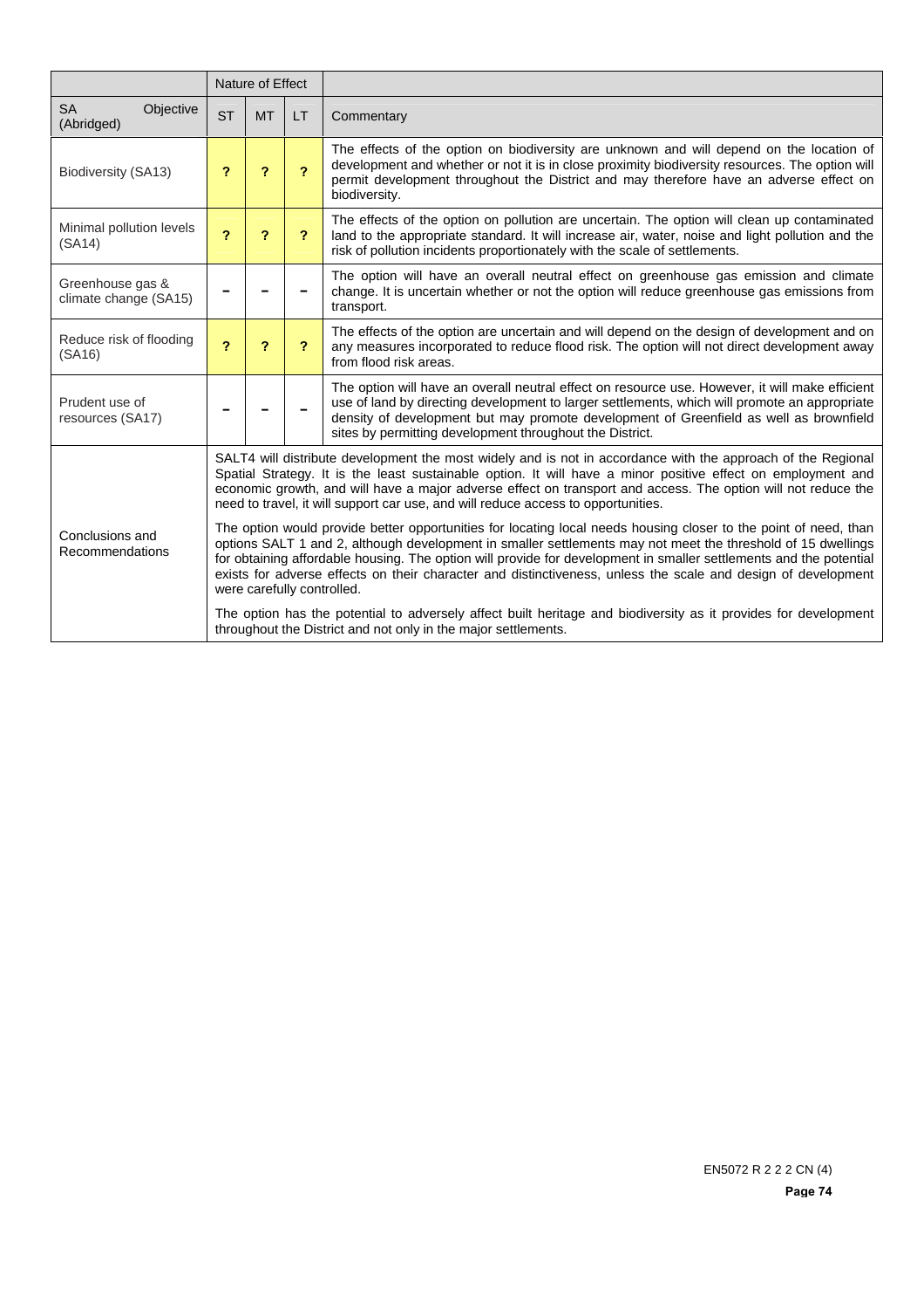| | Nature of Effect | | | |
|---|---|---|---|---|
| SA Objective (Abridged) | ST | MT | LT | Commentary |
| Biodiversity (SA13) | ? | ? | ? | The effects of the option on biodiversity are unknown and will depend on the location of development and whether or not it is in close proximity biodiversity resources. The option will permit development throughout the District and may therefore have an adverse effect on biodiversity. |
| Minimal pollution levels (SA14) | ? | ? | ? | The effects of the option on pollution are uncertain. The option will clean up contaminated land to the appropriate standard. It will increase air, water, noise and light pollution and the risk of pollution incidents proportionately with the scale of settlements. |
| Greenhouse gas & climate change (SA15) | – | – | – | The option will have an overall neutral effect on greenhouse gas emission and climate change. It is uncertain whether or not the option will reduce greenhouse gas emissions from transport. |
| Reduce risk of flooding (SA16) | ? | ? | ? | The effects of the option are uncertain and will depend on the design of development and on any measures incorporated to reduce flood risk. The option will not direct development away from flood risk areas. |
| Prudent use of resources (SA17) | – | – | – | The option will have an overall neutral effect on resource use. However, it will make efficient use of land by directing development to larger settlements, which will promote an appropriate density of development but may promote development of Greenfield as well as brownfield sites by permitting development throughout the District. |
| Conclusions and Recommendations | SALT4 will distribute development the most widely and is not in accordance with the approach of the Regional Spatial Strategy. It is the least sustainable option. It will have a minor positive effect on employment and economic growth, and will have a major adverse effect on transport and access. The option will not reduce the need to travel, it will support car use, and will reduce access to opportunities.<br><br>The option would provide better opportunities for locating local needs housing closer to the point of need, than options SALT 1 and 2, although development in smaller settlements may not meet the threshold of 15 dwellings for obtaining affordable housing. The option will provide for development in smaller settlements and the potential exists for adverse effects on their character and distinctiveness, unless the scale and design of development were carefully controlled.<br><br>The option has the potential to adversely affect built heritage and biodiversity as it provides for development throughout the District and not only in the major settlements. | | | |

EN5072 R 2 2 2 CN (4)